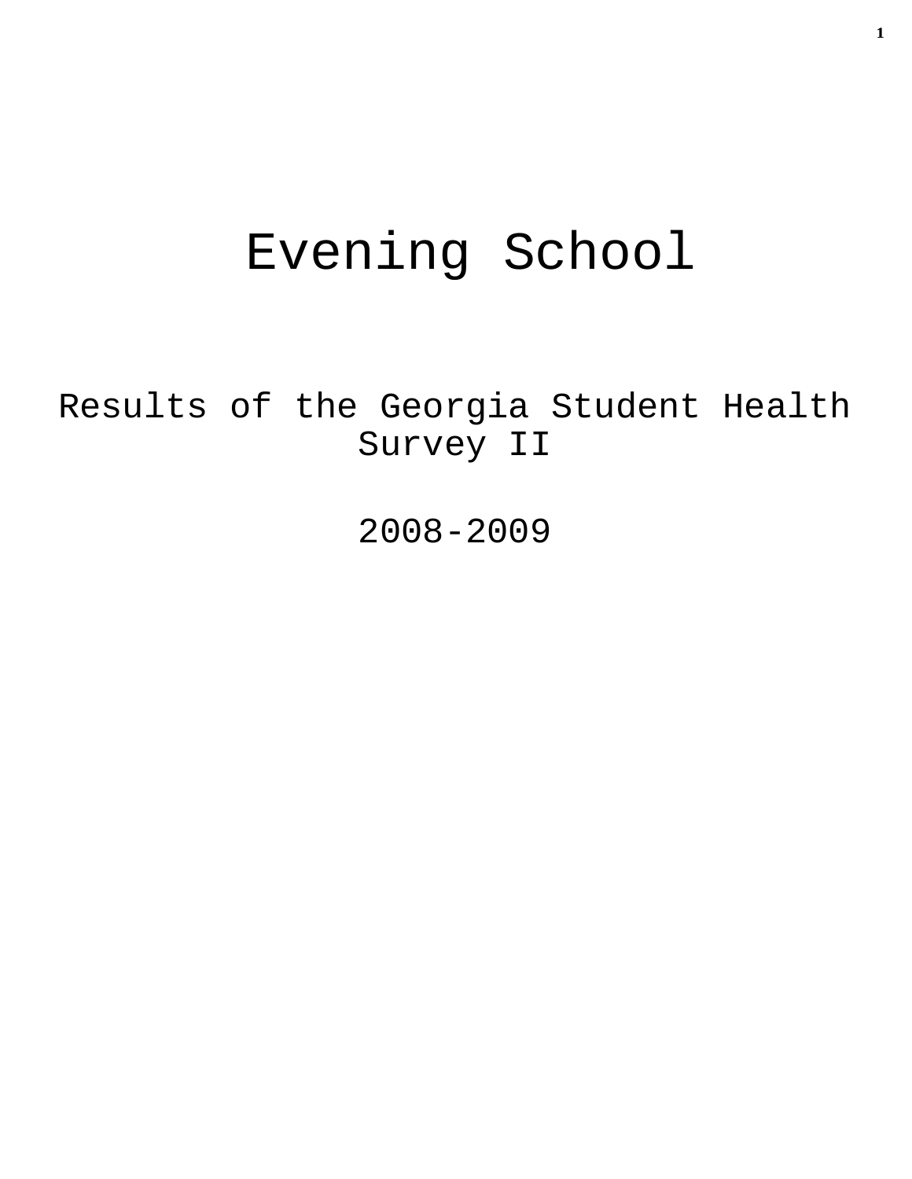# Evening School

## Results of the Georgia Student Health Survey II

## 2008-2009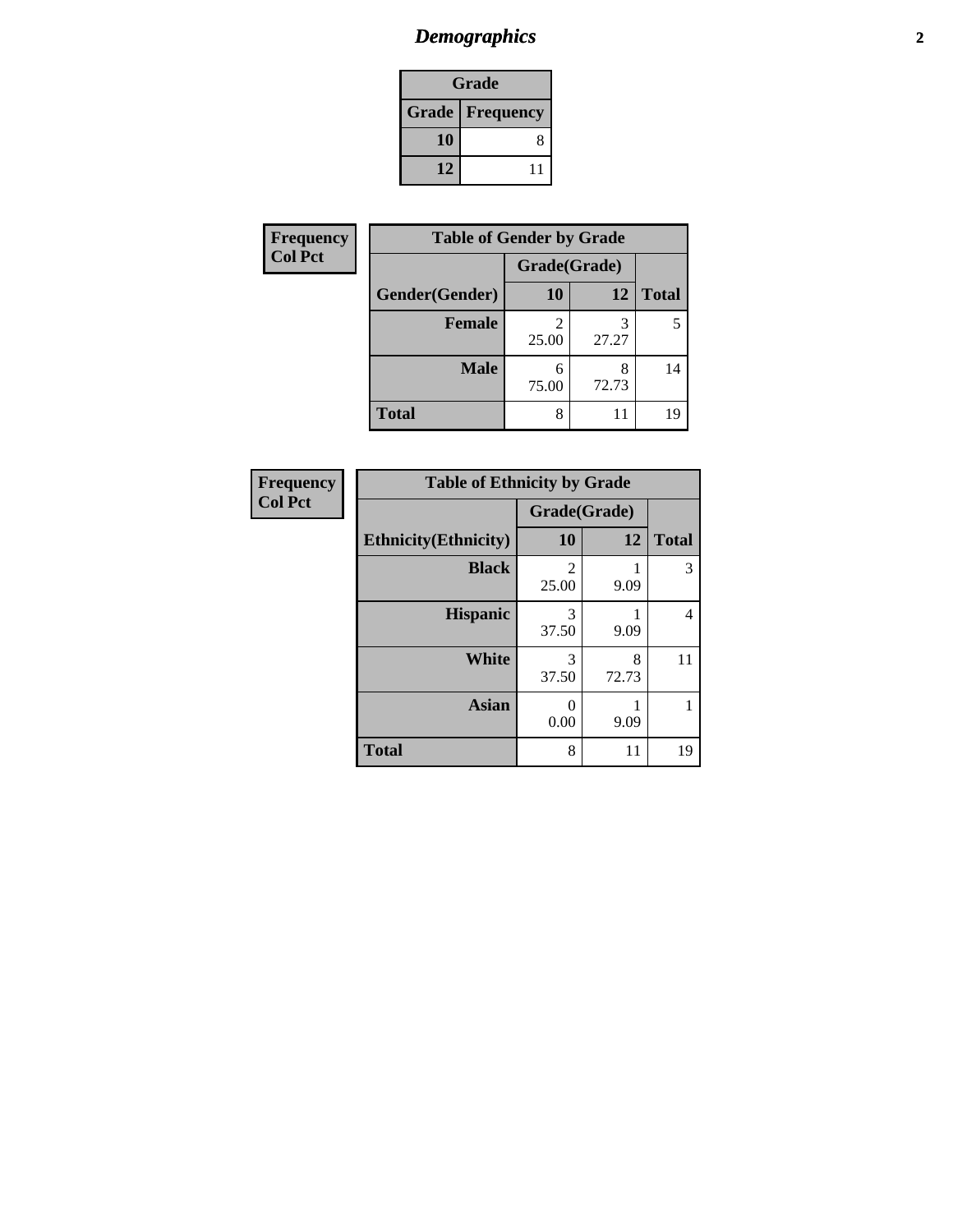# *Demographics*

| Grade | |
|---|---|
| **Grade** | **Frequency** |
| **10** | 8 |
| **12** | 11 |

**Frequency**
**Col Pct**

| Table of Gender by Grade | | | |
|---|---|---|---|
| | Grade(Grade) | | |
| **Gender(Gender)** | **10** | **12** | **Total** |
| **Female** | 2<br>25.00 | 3<br>27.27 | 5 |
| **Male** | 6<br>75.00 | 8<br>72.73 | 14 |
| **Total** | 8 | 11 | 19 |

**Frequency**
**Col Pct**

| Table of Ethnicity by Grade | | | |
|---|---|---|---|
| | Grade(Grade) | | |
| **Ethnicity(Ethnicity)** | **10** | **12** | **Total** |
| **Black** | 2<br>25.00 | 1<br>9.09 | 3 |
| **Hispanic** | 3<br>37.50 | 1<br>9.09 | 4 |
| **White** | 3<br>37.50 | 8<br>72.73 | 11 |
| **Asian** | 0<br>0.00 | 1<br>9.09 | 1 |
| **Total** | 8 | 11 | 19 |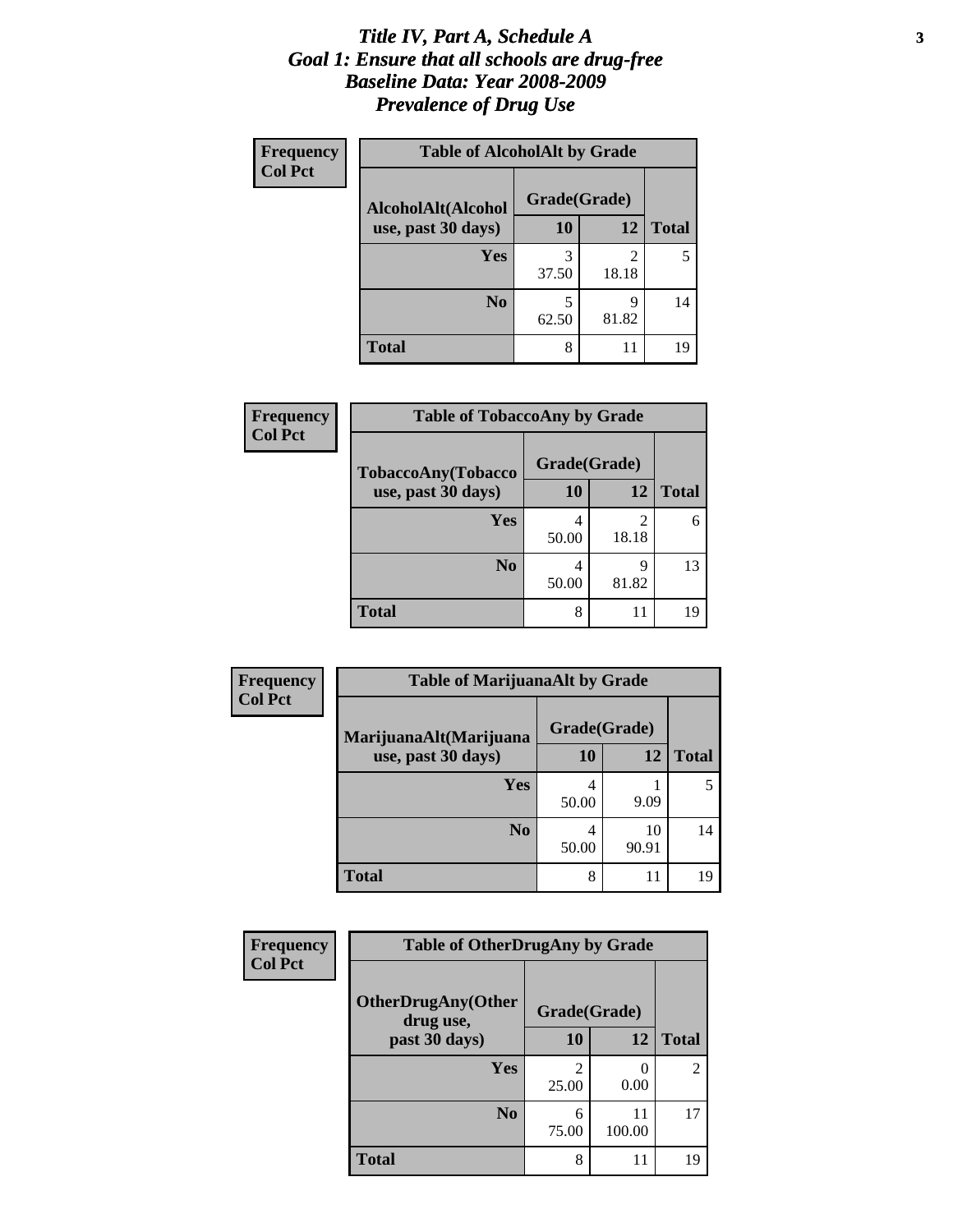# *Title IV, Part A, Schedule A*
# *Goal 1: Ensure that all schools are drug-free*
# *Baseline Data: Year 2008-2009*
# *Prevalence of Drug Use*

**Frequency**
**Col Pct**

| Table of AlcoholAlt by Grade | | | |
|---|---|---|---|
| AlcoholAlt(Alcohol use, past 30 days) | Grade(Grade) | | |
| | 10 | 12 | Total |
| Yes | 3<br>37.50 | 2<br>18.18 | 5 |
| No | 5<br>62.50 | 9<br>81.82 | 14 |
| Total | 8 | 11 | 19 |

**Frequency**
**Col Pct**

| Table of TobaccoAny by Grade | | | |
|---|---|---|---|
| TobaccoAny(Tobacco use, past 30 days) | Grade(Grade) | | |
| | 10 | 12 | Total |
| Yes | 4<br>50.00 | 2<br>18.18 | 6 |
| No | 4<br>50.00 | 9<br>81.82 | 13 |
| Total | 8 | 11 | 19 |

**Frequency**
**Col Pct**

| Table of MarijuanaAlt by Grade | | | |
|---|---|---|---|
| MarijuanaAlt(Marijuana use, past 30 days) | Grade(Grade) | | |
| | 10 | 12 | Total |
| Yes | 4<br>50.00 | 1<br>9.09 | 5 |
| No | 4<br>50.00 | 10<br>90.91 | 14 |
| Total | 8 | 11 | 19 |

**Frequency**
**Col Pct**

| Table of OtherDrugAny by Grade | | | |
|---|---|---|---|
| OtherDrugAny(Other drug use, past 30 days) | Grade(Grade) | | |
| | 10 | 12 | Total |
| Yes | 2<br>25.00 | 0<br>0.00 | 2 |
| No | 6<br>75.00 | 11<br>100.00 | 17 |
| Total | 8 | 11 | 19 |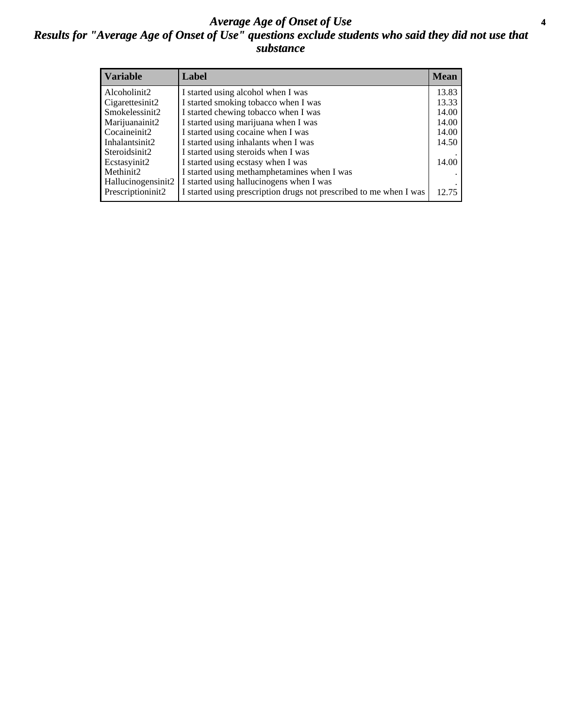# *Average Age of Onset of Use*

## *Results for "Average Age of Onset of Use" questions exclude students who said they did not use that substance*

| Variable | Label | Mean |
|---|---|---|
| Alcoholinit2 | I started using alcohol when I was | 13.83 |
| Cigarettesinit2 | I started smoking tobacco when I was | 13.33 |
| Smokelessinit2 | I started chewing tobacco when I was | 14.00 |
| Marijuanainit2 | I started using marijuana when I was | 14.00 |
| Cocaineinit2 | I started using cocaine when I was | 14.00 |
| Inhalantsinit2 | I started using inhalants when I was | 14.50 |
| Steroidsinit2 | I started using steroids when I was | . |
| Ecstasyinit2 | I started using ecstasy when I was | 14.00 |
| Methinit2 | I started using methamphetamines when I was | . |
| Hallucinogensinit2 | I started using hallucinogens when I was | . |
| Prescriptioninit2 | I started using prescription drugs not prescribed to me when I was | 12.75 |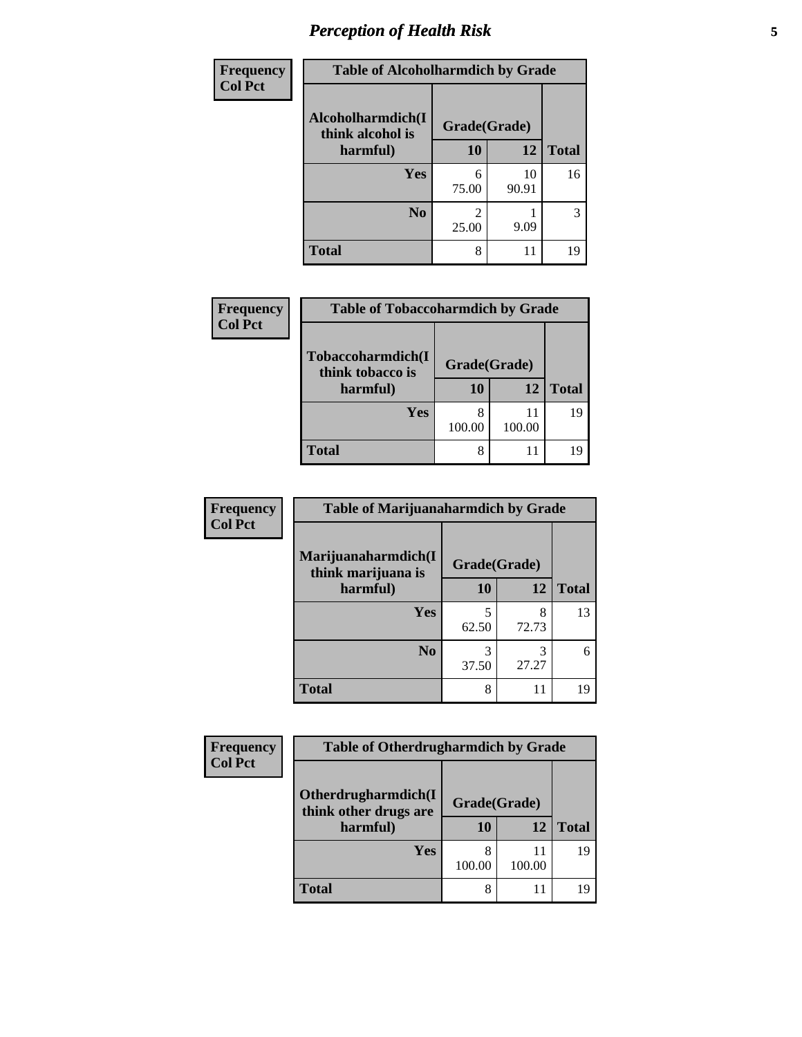# Perception of Health Risk

**Frequency**
**Col Pct**

| Table of Alcoholharmdich by Grade | | | |
|---|---|---|---|
| **Alcoholharmdich(I think alcohol is harmful)** | **Grade(Grade)** | | **Total** |
| | **10** | **12** | |
| **Yes** | 6<br>75.00 | 10<br>90.91 | 16 |
| **No** | 2<br>25.00 | 1<br>9.09 | 3 |
| **Total** | 8 | 11 | 19 |

**Frequency**
**Col Pct**

| Table of Tobaccoharmdich by Grade | | | |
|---|---|---|---|
| **Tobaccoharmdich(I think tobacco is harmful)** | **Grade(Grade)** | | **Total** |
| | **10** | **12** | |
| **Yes** | 8<br>100.00 | 11<br>100.00 | 19 |
| **Total** | 8 | 11 | 19 |

**Frequency**
**Col Pct**

| Table of Marijuanaharmdich by Grade | | | |
|---|---|---|---|
| **Marijuanaharmdich(I think marijuana is harmful)** | **Grade(Grade)** | | **Total** |
| | **10** | **12** | |
| **Yes** | 5<br>62.50 | 8<br>72.73 | 13 |
| **No** | 3<br>37.50 | 3<br>27.27 | 6 |
| **Total** | 8 | 11 | 19 |

**Frequency**
**Col Pct**

| Table of Otherdrugharmdich by Grade | | | |
|---|---|---|---|
| **Otherdrugharmdich(I think other drugs are harmful)** | **Grade(Grade)** | | **Total** |
| | **10** | **12** | |
| **Yes** | 8<br>100.00 | 11<br>100.00 | 19 |
| **Total** | 8 | 11 | 19 |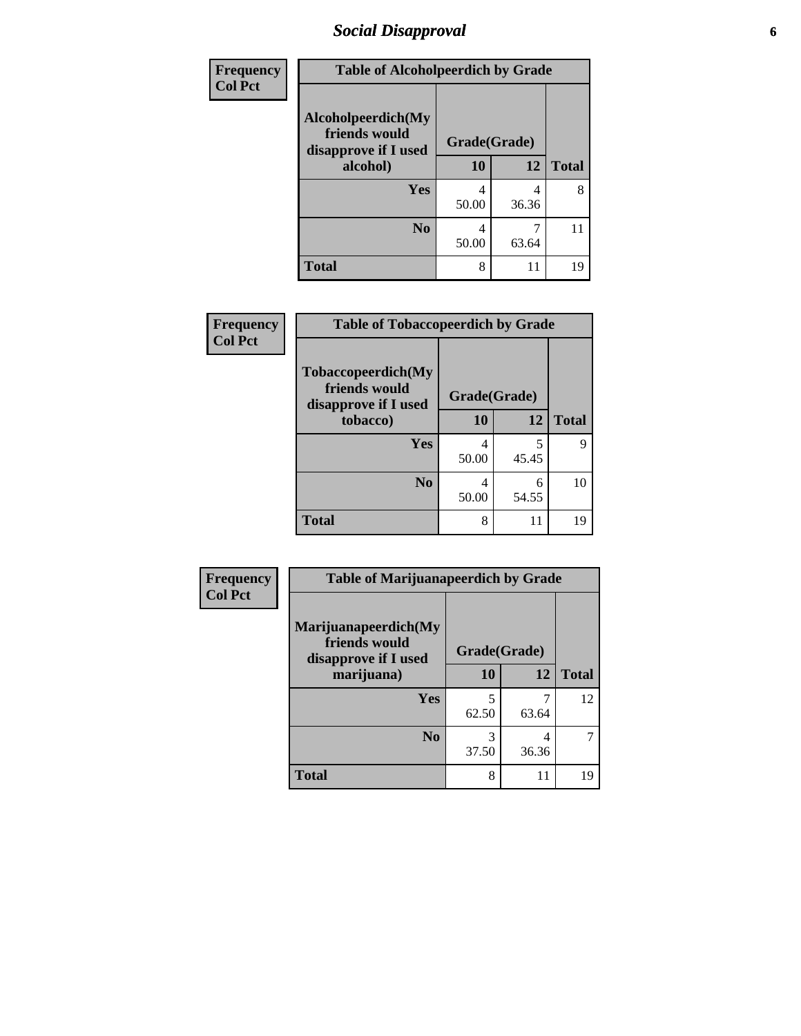## Social Disapproval

| Frequency<br>Col Pct | Table of Alcoholpeerdich by Grade | | |
|---|---|---|---|
| **Alcoholpeerdich(My friends would disapprove if I used alcohol)** | **Grade(Grade)** | | |
| | **10** | **12** | **Total** |
| **Yes** | 4<br>50.00 | 4<br>36.36 | 8 |
| **No** | 4<br>50.00 | 7<br>63.64 | 11 |
| **Total** | 8 | 11 | 19 |

| Frequency<br>Col Pct | Table of Tobaccopeerdich by Grade | | |
|---|---|---|---|
| **Tobaccopeerdich(My friends would disapprove if I used tobacco)** | **Grade(Grade)** | | |
| | **10** | **12** | **Total** |
| **Yes** | 4<br>50.00 | 5<br>45.45 | 9 |
| **No** | 4<br>50.00 | 6<br>54.55 | 10 |
| **Total** | 8 | 11 | 19 |

| Frequency<br>Col Pct | Table of Marijuanapeerdich by Grade | | |
|---|---|---|---|
| **Marijuanapeerdich(My friends would disapprove if I used marijuana)** | **Grade(Grade)** | | |
| | **10** | **12** | **Total** |
| **Yes** | 5<br>62.50 | 7<br>63.64 | 12 |
| **No** | 3<br>37.50 | 4<br>36.36 | 7 |
| **Total** | 8 | 11 | 19 |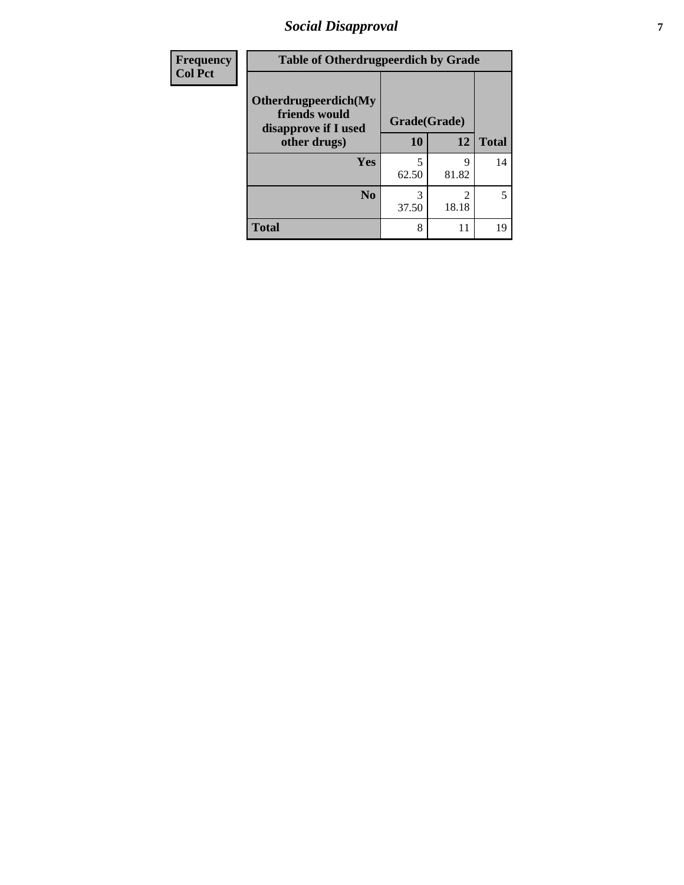| Frequency Col Pct | Table of Otherdrugpeerdich by Grade | | | |
|---|---|---|---|---|
| | Otherdrugpeerdich(My friends would disapprove if I used other drugs) | Grade(Grade) | | |
| | | 10 | 12 | Total |
| | Yes | 5<br>62.50 | 9<br>81.82 | 14 |
| | No | 3<br>37.50 | 2<br>18.18 | 5 |
| | Total | 8 | 11 | 19 |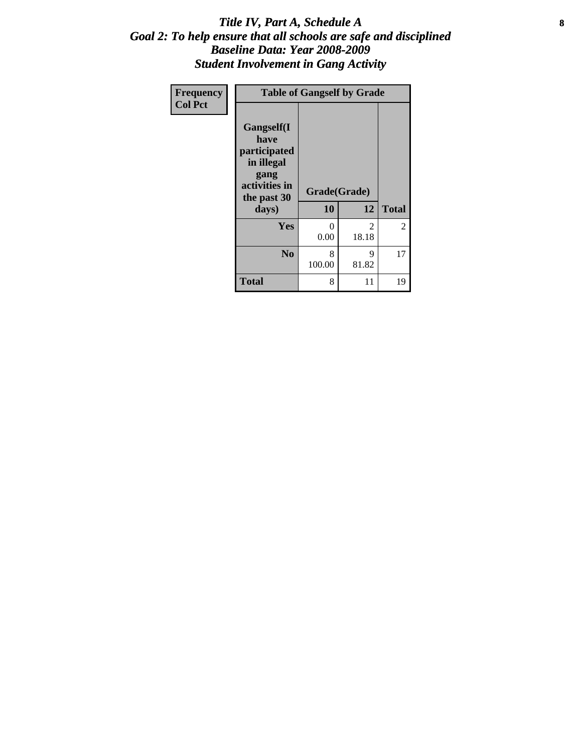# *Title IV, Part A, Schedule A*
## *Goal 2: To help ensure that all schools are safe and disciplined*
## *Baseline Data: Year 2008-2009*
## *Student Involvement in Gang Activity*

| **Frequency** **Col Pct** | **Table of Gangself by Grade** | | |
|---|---|---|---|
| **Gangself(I have participated in illegal gang activities in the past 30 days)** | **Grade(Grade)** | | |
| | **10** | **12** | **Total** |
| **Yes** | 0<br>0.00 | 2<br>18.18 | 2 |
| **No** | 8<br>100.00 | 9<br>81.82 | 17 |
| **Total** | 8 | 11 | 19 |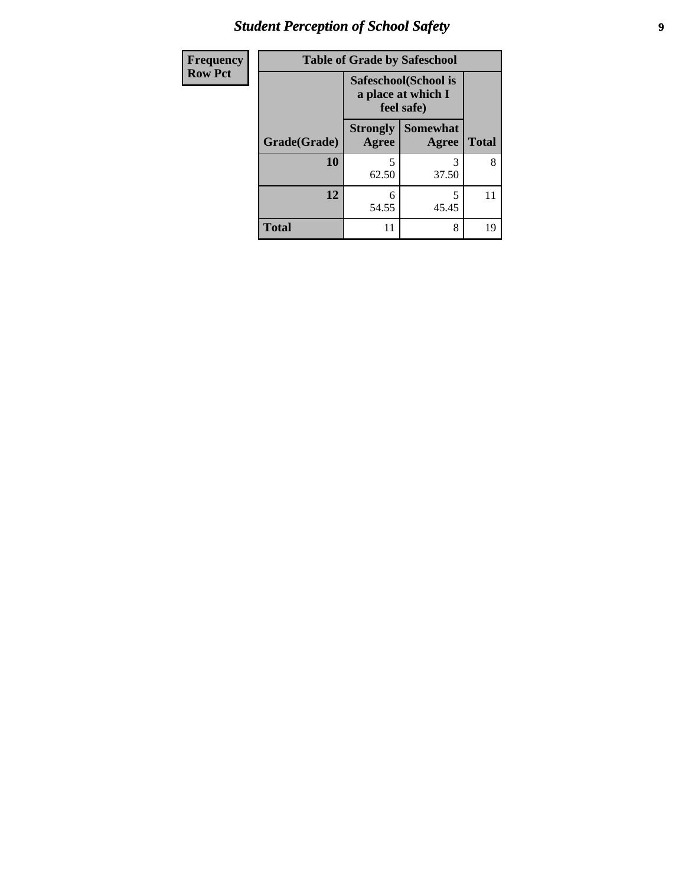| Frequency Row Pct | Table of Grade by Safeschool | | |
|---|---|---|---|
| | Safeschool(School is a place at which I feel safe) | | |
| Grade(Grade) | Strongly Agree | Somewhat Agree | Total |
| 10 | 5 62.50 | 3 37.50 | 8 |
| 12 | 6 54.55 | 5 45.45 | 11 |
| Total | 11 | 8 | 19 |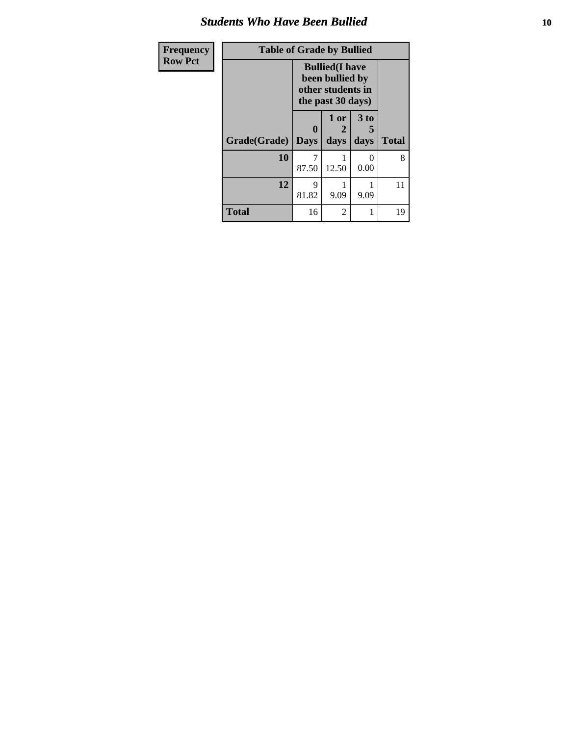# Students Who Have Been Bullied

| Frequency Row Pct |
|---|

| Table of Grade by Bullied | | | | |
|---|---|---|---|---|
| | Bullied(I have been bullied by other students in the past 30 days) | | | |
| Grade(Grade) | 0 Days | 1 or 2 days | 3 to 5 days | Total |
| 10 | 7<br>87.50 | 1<br>12.50 | 0<br>0.00 | 8 |
| 12 | 9<br>81.82 | 1<br>9.09 | 1<br>9.09 | 11 |
| Total | 16 | 2 | 1 | 19 |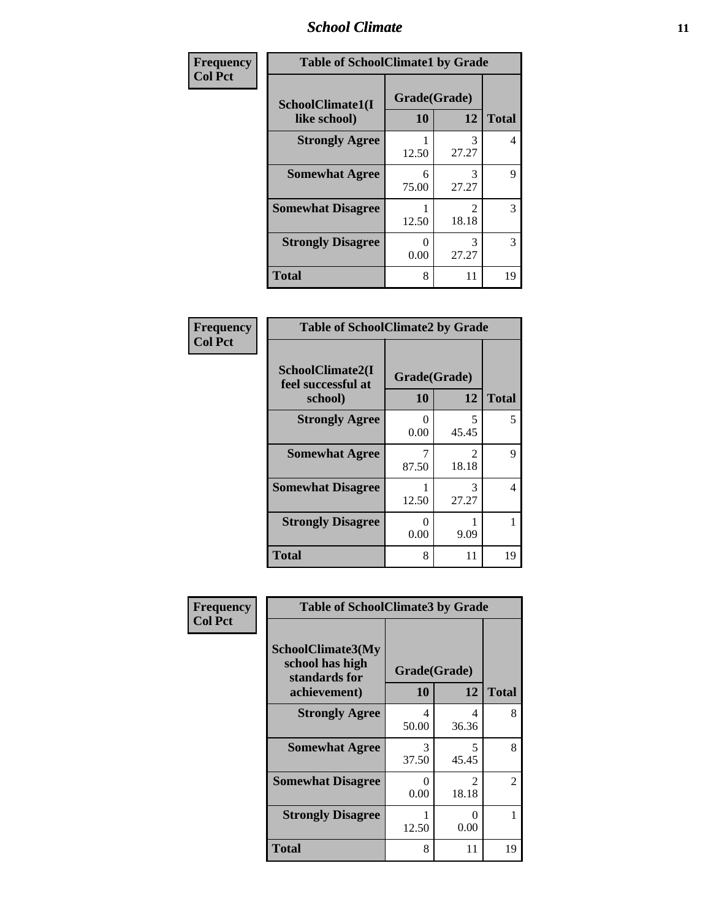| Frequency<br>Col Pct | Table of SchoolClimate1 by Grade | | |
|---|---|---|---|
| SchoolClimate1(I like school) | Grade(Grade) | | |
| | 10 | 12 | Total |
| Strongly Agree | 1<br>12.50 | 3<br>27.27 | 4 |
| Somewhat Agree | 6<br>75.00 | 3<br>27.27 | 9 |
| Somewhat Disagree | 1<br>12.50 | 2<br>18.18 | 3 |
| Strongly Disagree | 0<br>0.00 | 3<br>27.27 | 3 |
| Total | 8 | 11 | 19 |

| Frequency<br>Col Pct | Table of SchoolClimate2 by Grade | | |
|---|---|---|---|
| SchoolClimate2(I feel successful at school) | Grade(Grade) | | |
| | 10 | 12 | Total |
| Strongly Agree | 0<br>0.00 | 5<br>45.45 | 5 |
| Somewhat Agree | 7<br>87.50 | 2<br>18.18 | 9 |
| Somewhat Disagree | 1<br>12.50 | 3<br>27.27 | 4 |
| Strongly Disagree | 0<br>0.00 | 1<br>9.09 | 1 |
| Total | 8 | 11 | 19 |

| Frequency<br>Col Pct | Table of SchoolClimate3 by Grade | | |
|---|---|---|---|
| SchoolClimate3(My school has high standards for achievement) | Grade(Grade) | | |
| | 10 | 12 | Total |
| Strongly Agree | 4<br>50.00 | 4<br>36.36 | 8 |
| Somewhat Agree | 3<br>37.50 | 5<br>45.45 | 8 |
| Somewhat Disagree | 0<br>0.00 | 2<br>18.18 | 2 |
| Strongly Disagree | 1<br>12.50 | 0<br>0.00 | 1 |
| Total | 8 | 11 | 19 |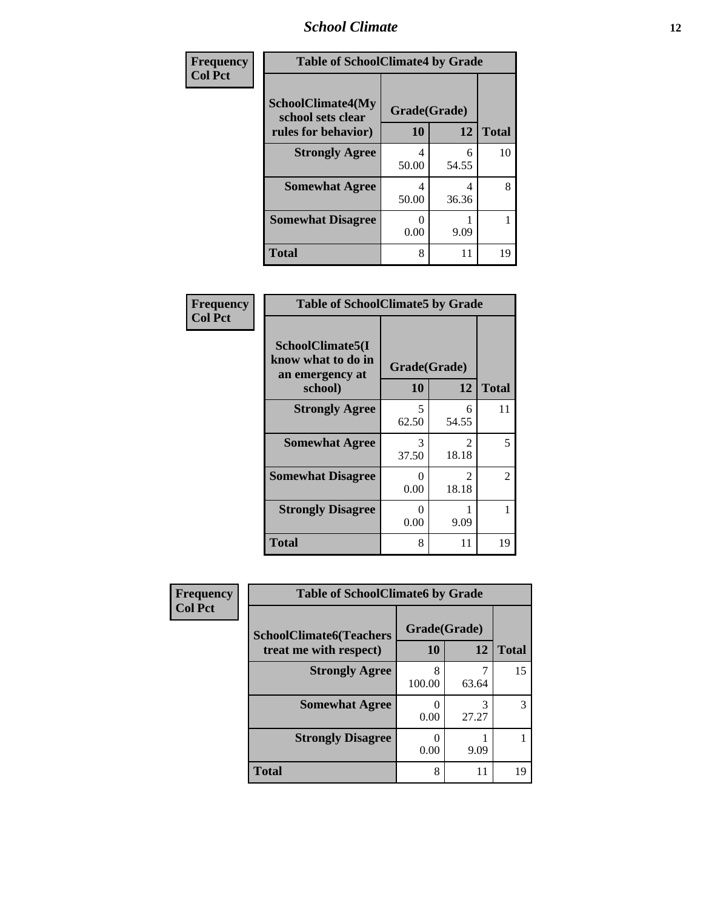## School Climate

| Frequency<br>Col Pct | Table of SchoolClimate4 by Grade | | |
|---|---|---|---|
| SchoolClimate4(My school sets clear rules for behavior) | Grade(Grade) | | |
| | 10 | 12 | Total |
| Strongly Agree | 4<br>50.00 | 6<br>54.55 | 10 |
| Somewhat Agree | 4<br>50.00 | 4<br>36.36 | 8 |
| Somewhat Disagree | 0<br>0.00 | 1<br>9.09 | 1 |
| Total | 8 | 11 | 19 |

| Frequency<br>Col Pct | Table of SchoolClimate5 by Grade | | |
|---|---|---|---|
| SchoolClimate5(I know what to do in an emergency at school) | Grade(Grade) | | |
| | 10 | 12 | Total |
| Strongly Agree | 5<br>62.50 | 6<br>54.55 | 11 |
| Somewhat Agree | 3<br>37.50 | 2<br>18.18 | 5 |
| Somewhat Disagree | 0<br>0.00 | 2<br>18.18 | 2 |
| Strongly Disagree | 0<br>0.00 | 1<br>9.09 | 1 |
| Total | 8 | 11 | 19 |

| Frequency<br>Col Pct | Table of SchoolClimate6 by Grade | | |
|---|---|---|---|
| SchoolClimate6(Teachers treat me with respect) | Grade(Grade) | | |
| | 10 | 12 | Total |
| Strongly Agree | 8<br>100.00 | 7<br>63.64 | 15 |
| Somewhat Agree | 0<br>0.00 | 3<br>27.27 | 3 |
| Strongly Disagree | 0<br>0.00 | 1<br>9.09 | 1 |
| Total | 8 | 11 | 19 |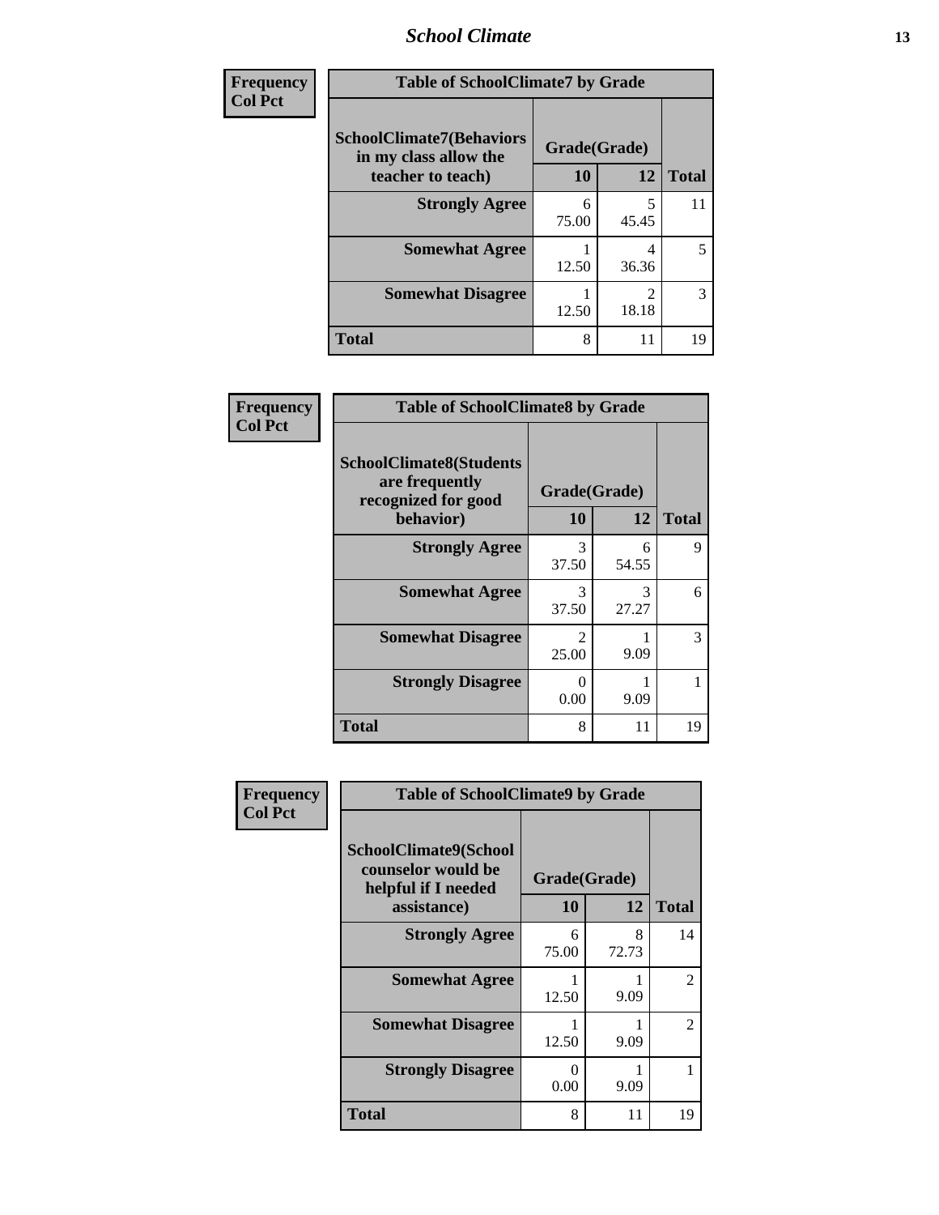| Frequency<br>Col Pct | Table of SchoolClimate7 by Grade | | |
|---|---|---|---|
| SchoolClimate7(Behaviors in my class allow the teacher to teach) | Grade(Grade) | | |
| | 10 | 12 | Total |
| Strongly Agree | 6<br>75.00 | 5<br>45.45 | 11 |
| Somewhat Agree | 1<br>12.50 | 4<br>36.36 | 5 |
| Somewhat Disagree | 1<br>12.50 | 2<br>18.18 | 3 |
| Total | 8 | 11 | 19 |

| Frequency<br>Col Pct | Table of SchoolClimate8 by Grade | | |
|---|---|---|---|
| SchoolClimate8(Students are frequently recognized for good behavior) | Grade(Grade) | | |
| | 10 | 12 | Total |
| Strongly Agree | 3<br>37.50 | 6<br>54.55 | 9 |
| Somewhat Agree | 3<br>37.50 | 3<br>27.27 | 6 |
| Somewhat Disagree | 2<br>25.00 | 1<br>9.09 | 3 |
| Strongly Disagree | 0<br>0.00 | 1<br>9.09 | 1 |
| Total | 8 | 11 | 19 |

| Frequency<br>Col Pct | Table of SchoolClimate9 by Grade | | |
|---|---|---|---|
| SchoolClimate9(School counselor would be helpful if I needed assistance) | Grade(Grade) | | |
| | 10 | 12 | Total |
| Strongly Agree | 6<br>75.00 | 8<br>72.73 | 14 |
| Somewhat Agree | 1<br>12.50 | 1<br>9.09 | 2 |
| Somewhat Disagree | 1<br>12.50 | 1<br>9.09 | 2 |
| Strongly Disagree | 0<br>0.00 | 1<br>9.09 | 1 |
| Total | 8 | 11 | 19 |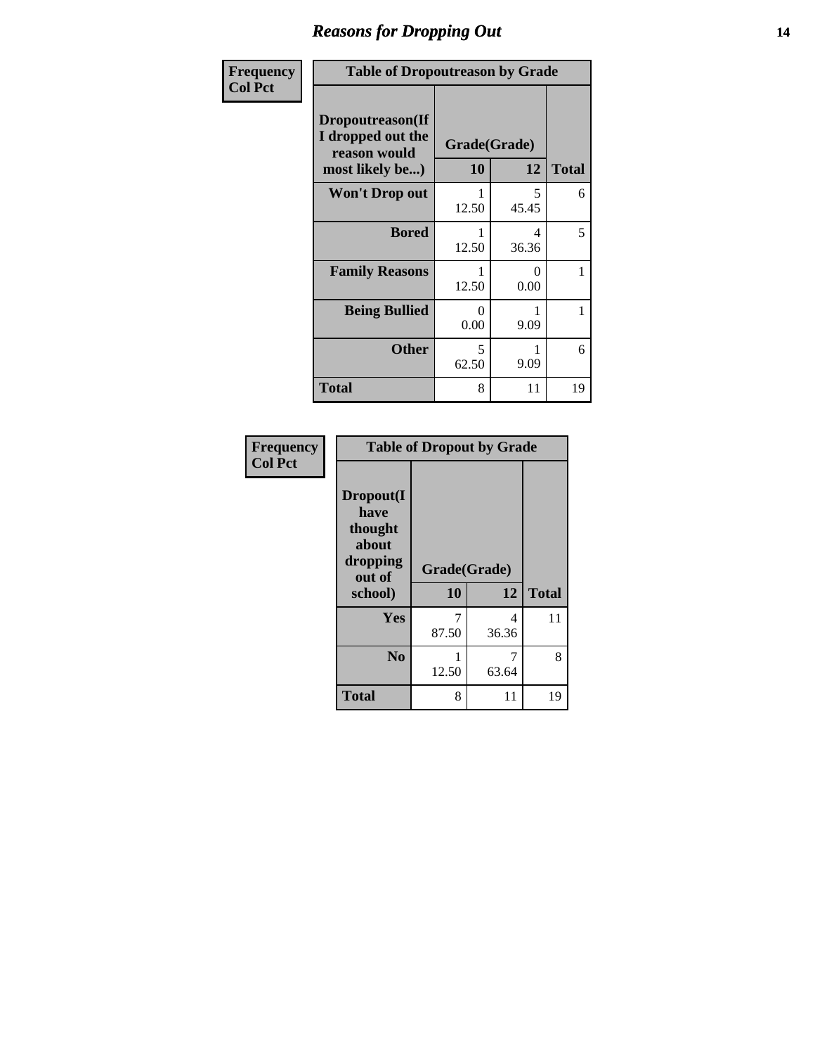# Reasons for Dropping Out

**Frequency**
**Col Pct**

**Table of Dropoutreason by Grade**

| Dropoutreason(If I dropped out the reason would most likely be...) | Grade(Grade) 10 | 12 | Total |
|---|---|---|---|
| **Won't Drop out** | 1<br>12.50 | 5<br>45.45 | 6 |
| **Bored** | 1<br>12.50 | 4<br>36.36 | 5 |
| **Family Reasons** | 1<br>12.50 | 0<br>0.00 | 1 |
| **Being Bullied** | 0<br>0.00 | 1<br>9.09 | 1 |
| **Other** | 5<br>62.50 | 1<br>9.09 | 6 |
| **Total** | 8 | 11 | 19 |

**Frequency**
**Col Pct**

**Table of Dropout by Grade**

| Dropout(I have thought about dropping out of school) | Grade(Grade) 10 | 12 | Total |
|---|---|---|---|
| **Yes** | 7<br>87.50 | 4<br>36.36 | 11 |
| **No** | 1<br>12.50 | 7<br>63.64 | 8 |
| **Total** | 8 | 11 | 19 |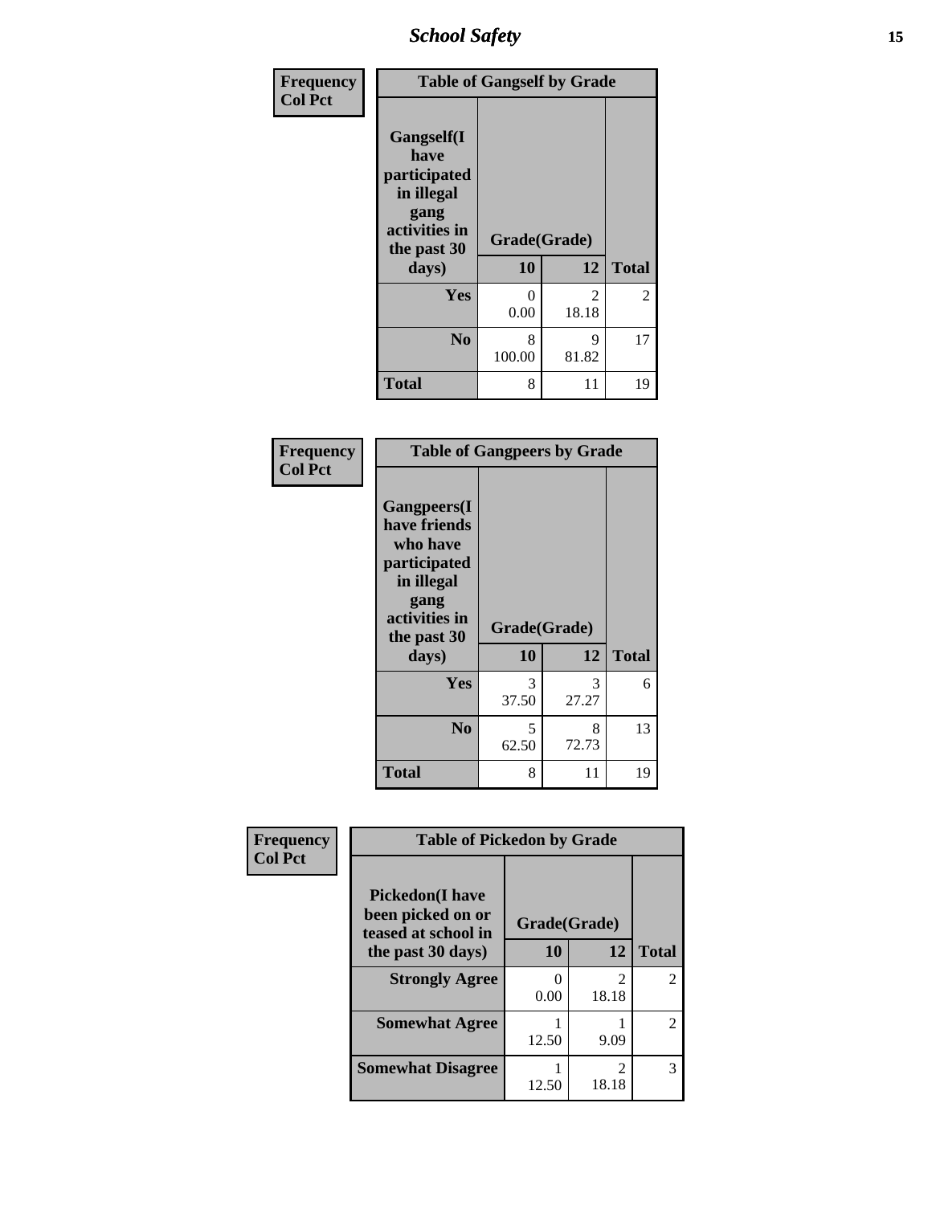| Frequency<br>Col Pct | Table of Gangself by Grade | | |
|---|---|---|---|
| Gangself(I have participated in illegal gang activities in the past 30 days) | Grade(Grade) | | |
| | 10 | 12 | Total |
| Yes | 0<br>0.00 | 2<br>18.18 | 2 |
| No | 8<br>100.00 | 9<br>81.82 | 17 |
| Total | 8 | 11 | 19 |

| Frequency<br>Col Pct | Table of Gangpeers by Grade | | |
|---|---|---|---|
| Gangpeers(I have friends who have participated in illegal gang activities in the past 30 days) | Grade(Grade) | | |
| | 10 | 12 | Total |
| Yes | 3<br>37.50 | 3<br>27.27 | 6 |
| No | 5<br>62.50 | 8<br>72.73 | 13 |
| Total | 8 | 11 | 19 |

| Frequency<br>Col Pct | Table of Pickedon by Grade | | |
|---|---|---|---|
| Pickedon(I have been picked on or teased at school in the past 30 days) | Grade(Grade) | | |
| | 10 | 12 | Total |
| Strongly Agree | 0<br>0.00 | 2<br>18.18 | 2 |
| Somewhat Agree | 1<br>12.50 | 1<br>9.09 | 2 |
| Somewhat Disagree | 1<br>12.50 | 2<br>18.18 | 3 |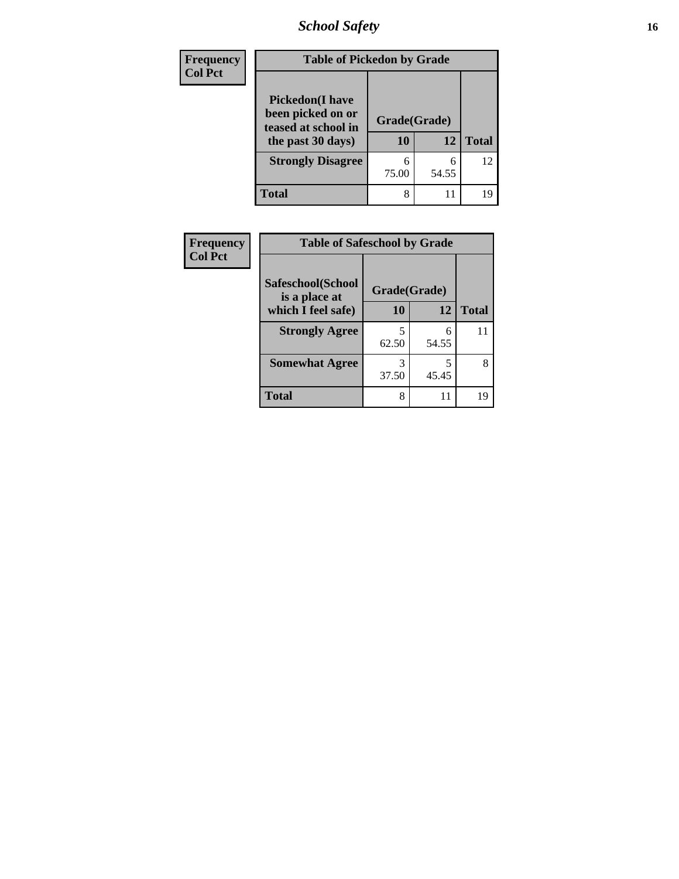| Frequency Col Pct | Table of Pickedon by Grade | | |
|---|---|---|---|
| **Pickedon(I have been picked on or teased at school in the past 30 days)** | **Grade(Grade)** | | |
| | **10** | **12** | **Total** |
| **Strongly Disagree** | 6<br>75.00 | 6<br>54.55 | 12 |
| **Total** | 8 | 11 | 19 |

| Frequency Col Pct | Table of Safeschool by Grade | | |
|---|---|---|---|
| **Safeschool(School is a place at which I feel safe)** | **Grade(Grade)** | | |
| | **10** | **12** | **Total** |
| **Strongly Agree** | 5<br>62.50 | 6<br>54.55 | 11 |
| **Somewhat Agree** | 3<br>37.50 | 5<br>45.45 | 8 |
| **Total** | 8 | 11 | 19 |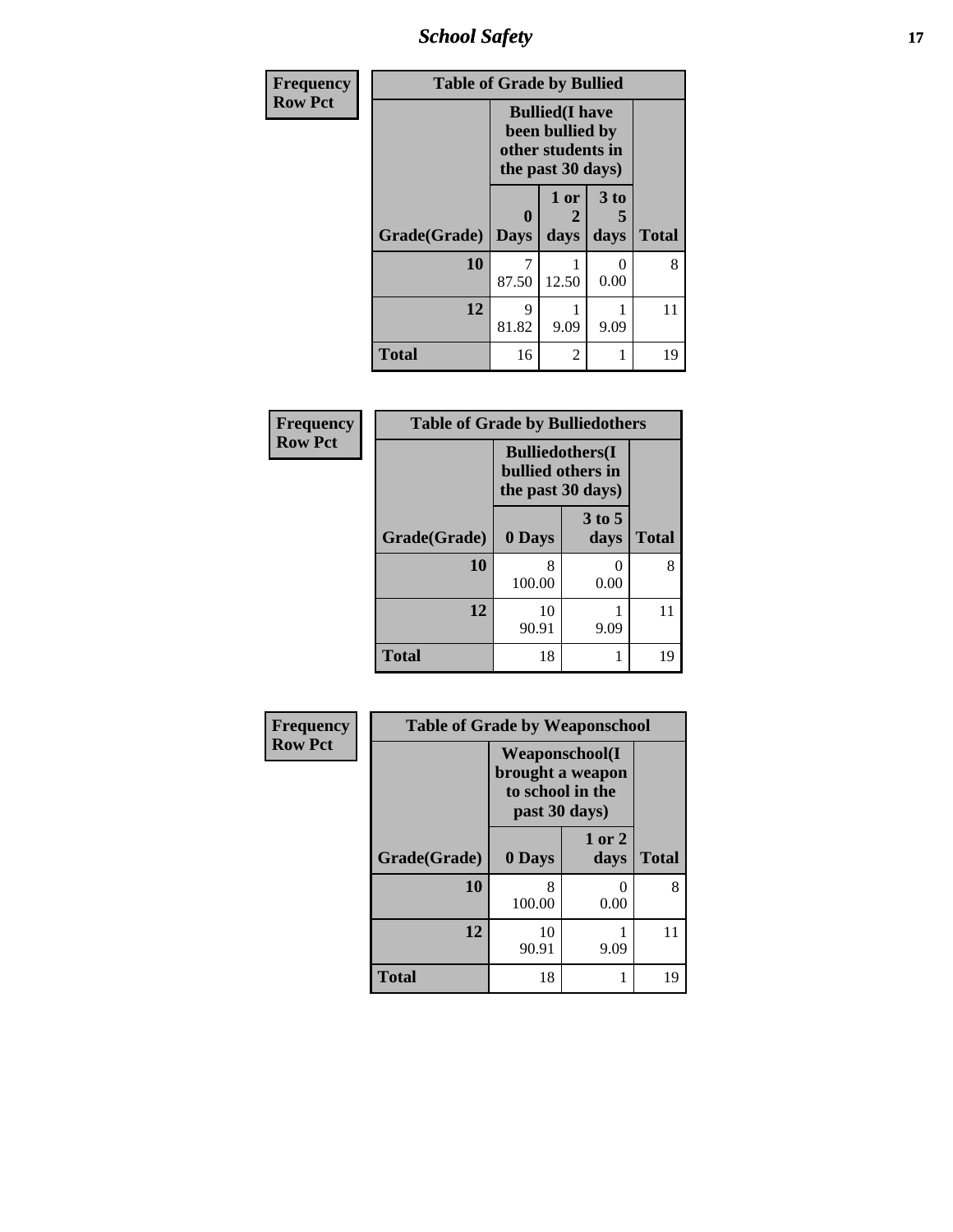| Frequency<br>Row Pct | Table of Grade by Bullied | | | |
|---|---|---|---|---|
| | Bullied(I have been bullied by other students in the past 30 days) | | | |
| Grade(Grade) | 0 Days | 1 or 2 days | 3 to 5 days | Total |
| 10 | 7<br>87.50 | 1<br>12.50 | 0<br>0.00 | 8 |
| 12 | 9<br>81.82 | 1<br>9.09 | 1<br>9.09 | 11 |
| Total | 16 | 2 | 1 | 19 |

| Frequency<br>Row Pct | Table of Grade by Bulliedothers | | |
|---|---|---|---|
| | Bulliedothers(I bullied others in the past 30 days) | | |
| Grade(Grade) | 0 Days | 3 to 5 days | Total |
| 10 | 8<br>100.00 | 0<br>0.00 | 8 |
| 12 | 10<br>90.91 | 1<br>9.09 | 11 |
| Total | 18 | 1 | 19 |

| Frequency<br>Row Pct | Table of Grade by Weaponschool | | |
|---|---|---|---|
| | Weaponschool(I brought a weapon to school in the past 30 days) | | |
| Grade(Grade) | 0 Days | 1 or 2 days | Total |
| 10 | 8<br>100.00 | 0<br>0.00 | 8 |
| 12 | 10<br>90.91 | 1<br>9.09 | 11 |
| Total | 18 | 1 | 19 |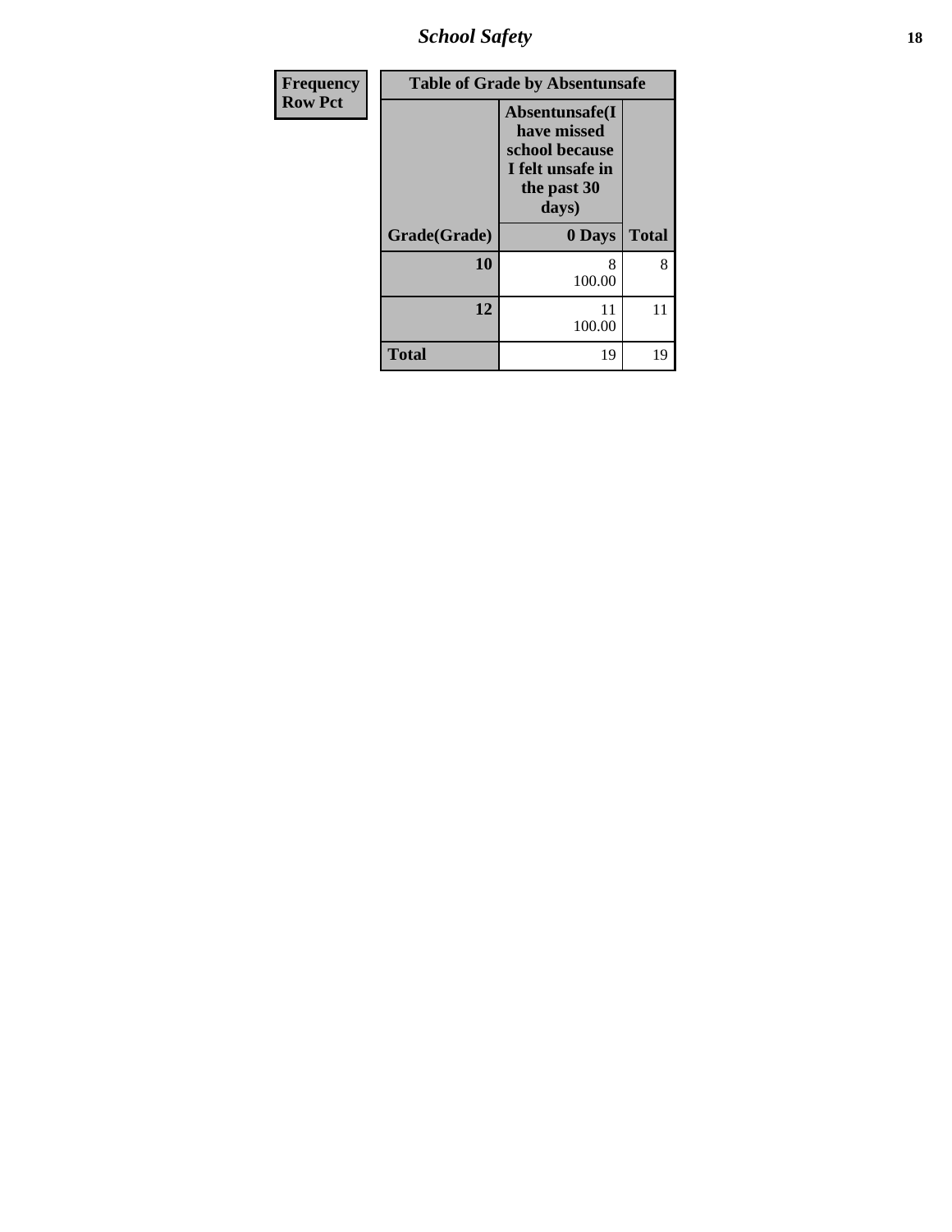| Frequency Row Pct |
|---|

| Table of Grade by Absentunsafe | | |
|---|---|---|
| | Absentunsafe(I have missed school because I felt unsafe in the past 30 days) | |
| Grade(Grade) | 0 Days | Total |
| 10 | 8<br>100.00 | 8 |
| 12 | 11<br>100.00 | 11 |
| Total | 19 | 19 |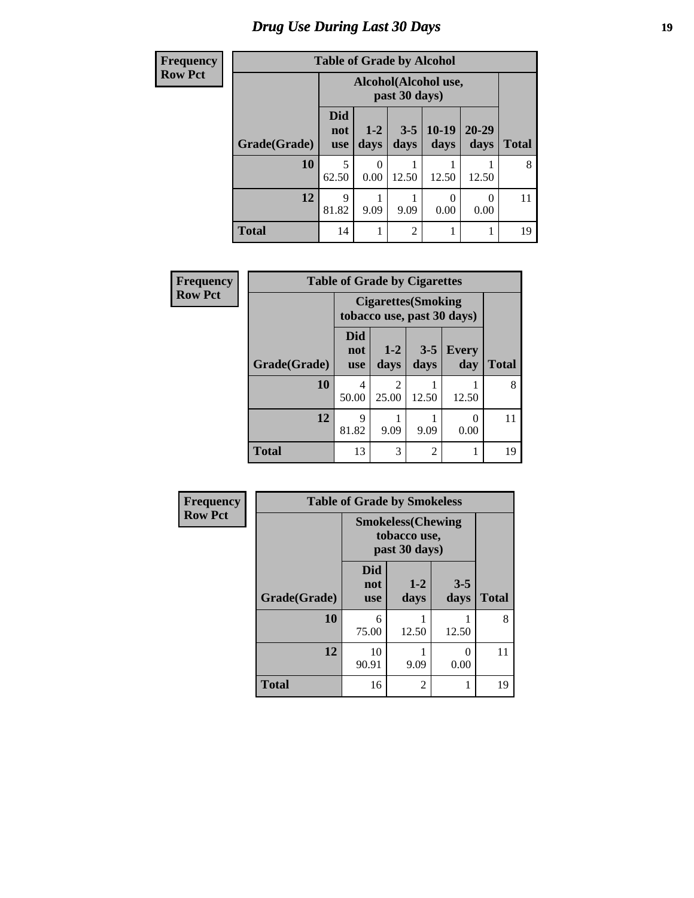# Drug Use During Last 30 Days

**Frequency**
**Row Pct**

| Table of Grade by Alcohol | | | | | | |
|---|---|---|---|---|---|---|
| | Alcohol(Alcohol use, past 30 days) | | | | | |
| Grade(Grade) | Did not use | 1-2 days | 3-5 days | 10-19 days | 20-29 days | Total |
| 10 | 5<br>62.50 | 0<br>0.00 | 1<br>12.50 | 1<br>12.50 | 1<br>12.50 | 8 |
| 12 | 9<br>81.82 | 1<br>9.09 | 1<br>9.09 | 0<br>0.00 | 0<br>0.00 | 11 |
| Total | 14 | 1 | 2 | 1 | 1 | 19 |

**Frequency**
**Row Pct**

| Table of Grade by Cigarettes | | | | | |
|---|---|---|---|---|---|
| | Cigarettes(Smoking tobacco use, past 30 days) | | | | |
| Grade(Grade) | Did not use | 1-2 days | 3-5 days | Every day | Total |
| 10 | 4<br>50.00 | 2<br>25.00 | 1<br>12.50 | 1<br>12.50 | 8 |
| 12 | 9<br>81.82 | 1<br>9.09 | 1<br>9.09 | 0<br>0.00 | 11 |
| Total | 13 | 3 | 2 | 1 | 19 |

**Frequency**
**Row Pct**

| Table of Grade by Smokeless | | | | |
|---|---|---|---|---|
| | Smokeless(Chewing tobacco use, past 30 days) | | | |
| Grade(Grade) | Did not use | 1-2 days | 3-5 days | Total |
| 10 | 6<br>75.00 | 1<br>12.50 | 1<br>12.50 | 8 |
| 12 | 10<br>90.91 | 1<br>9.09 | 0<br>0.00 | 11 |
| Total | 16 | 2 | 1 | 19 |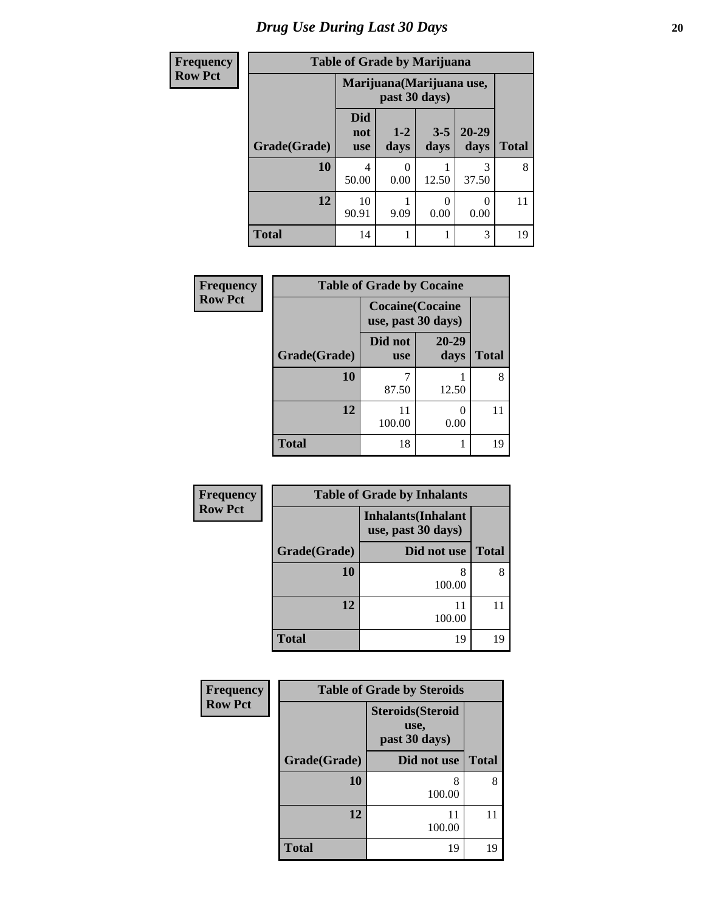# Drug Use During Last 30 Days

| Frequency<br>Row Pct | Table of Grade by Marijuana | | | | |
|---|---|---|---|---|---|
| | Marijuana(Marijuana use, past 30 days) | | | | |
| Grade(Grade) | Did not use | 1-2 days | 3-5 days | 20-29 days | Total |
| 10 | 4<br>50.00 | 0<br>0.00 | 1<br>12.50 | 3<br>37.50 | 8 |
| 12 | 10<br>90.91 | 1<br>9.09 | 0<br>0.00 | 0<br>0.00 | 11 |
| Total | 14 | 1 | 1 | 3 | 19 |

| Frequency<br>Row Pct | Table of Grade by Cocaine | |
|---|---|---|
| | Cocaine(Cocaine use, past 30 days) | |
| Grade(Grade) | Did not use | 20-29 days | Total |
| 10 | 7<br>87.50 | 1<br>12.50 | 8 |
| 12 | 11<br>100.00 | 0<br>0.00 | 11 |
| Total | 18 | 1 | 19 |

| Frequency<br>Row Pct | Table of Grade by Inhalants | |
|---|---|---|
| | Inhalants(Inhalant use, past 30 days) | |
| Grade(Grade) | Did not use | Total |
| 10 | 8<br>100.00 | 8 |
| 12 | 11<br>100.00 | 11 |
| Total | 19 | 19 |

| Frequency<br>Row Pct | Table of Grade by Steroids | |
|---|---|---|
| | Steroids(Steroid use, past 30 days) | |
| Grade(Grade) | Did not use | Total |
| 10 | 8<br>100.00 | 8 |
| 12 | 11<br>100.00 | 11 |
| Total | 19 | 19 |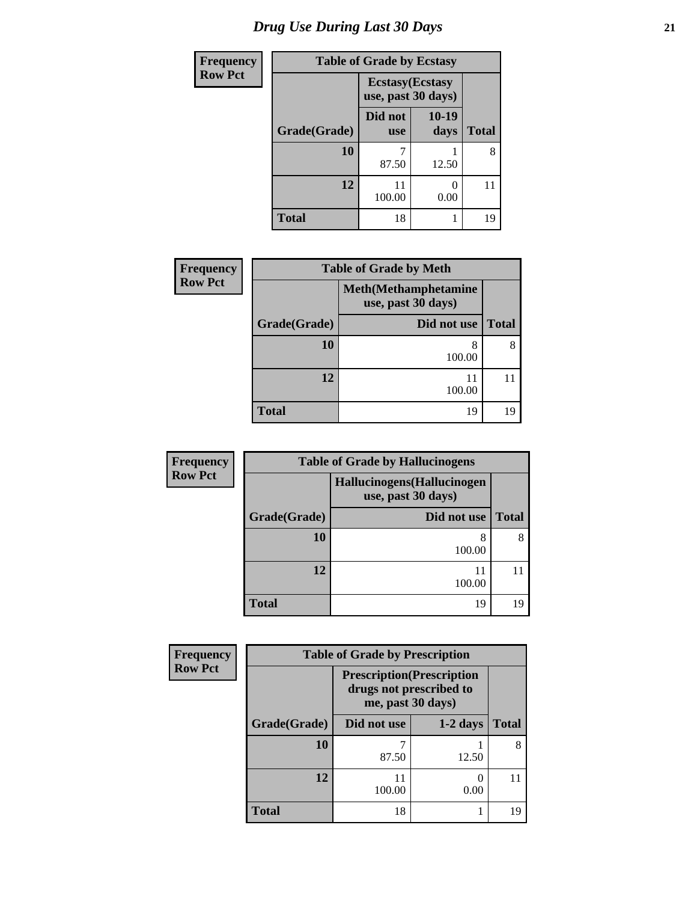# Drug Use During Last 30 Days

| Frequency<br>Row Pct | | | |
|---|---|---|---|
| **Table of Grade by Ecstasy** | | | |
| | **Ecstasy(Ecstasy use, past 30 days)** | | |
| **Grade(Grade)** | **Did not use** | **10-19 days** | **Total** |
| **10** | 7<br>87.50 | 1<br>12.50 | 8 |
| **12** | 11<br>100.00 | 0<br>0.00 | 11 |
| **Total** | 18 | 1 | 19 |

| Frequency<br>Row Pct | | |
|---|---|---|
| **Table of Grade by Meth** | | |
| | **Meth(Methamphetamine use, past 30 days)** | |
| **Grade(Grade)** | **Did not use** | **Total** |
| **10** | 8<br>100.00 | 8 |
| **12** | 11<br>100.00 | 11 |
| **Total** | 19 | 19 |

| Frequency<br>Row Pct | | |
|---|---|---|
| **Table of Grade by Hallucinogens** | | |
| | **Hallucinogens(Hallucinogen use, past 30 days)** | |
| **Grade(Grade)** | **Did not use** | **Total** |
| **10** | 8<br>100.00 | 8 |
| **12** | 11<br>100.00 | 11 |
| **Total** | 19 | 19 |

| Frequency<br>Row Pct | | | |
|---|---|---|---|
| **Table of Grade by Prescription** | | | |
| | **Prescription(Prescription drugs not prescribed to me, past 30 days)** | | |
| **Grade(Grade)** | **Did not use** | **1-2 days** | **Total** |
| **10** | 7<br>87.50 | 1<br>12.50 | 8 |
| **12** | 11<br>100.00 | 0<br>0.00 | 11 |
| **Total** | 18 | 1 | 19 |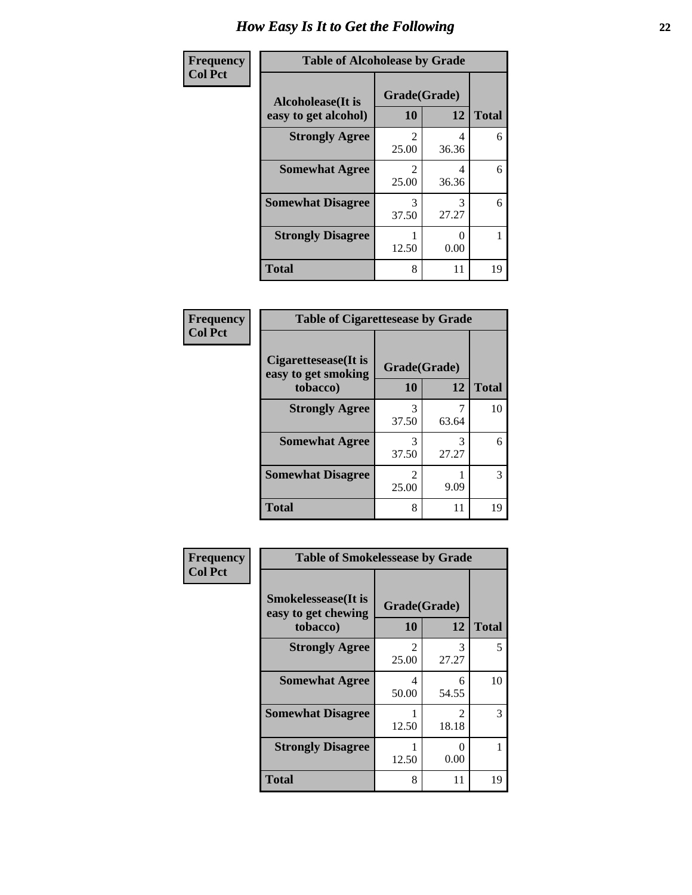# How Easy Is It to Get the Following

**Frequency**
**Col Pct**

**Table of Alcoholease by Grade**

| Alcoholease(It is easy to get alcohol) | Grade(Grade) 10 | 12 | Total |
|---|---|---|---|
| **Strongly Agree** | 2<br>25.00 | 4<br>36.36 | 6 |
| **Somewhat Agree** | 2<br>25.00 | 4<br>36.36 | 6 |
| **Somewhat Disagree** | 3<br>37.50 | 3<br>27.27 | 6 |
| **Strongly Disagree** | 1<br>12.50 | 0<br>0.00 | 1 |
| **Total** | 8 | 11 | 19 |

**Frequency**
**Col Pct**

**Table of Cigarettesease by Grade**

| Cigarettesease(It is easy to get smoking tobacco) | Grade(Grade) 10 | 12 | Total |
|---|---|---|---|
| **Strongly Agree** | 3<br>37.50 | 7<br>63.64 | 10 |
| **Somewhat Agree** | 3<br>37.50 | 3<br>27.27 | 6 |
| **Somewhat Disagree** | 2<br>25.00 | 1<br>9.09 | 3 |
| **Total** | 8 | 11 | 19 |

**Frequency**
**Col Pct**

**Table of Smokelessease by Grade**

| Smokelessease(It is easy to get chewing tobacco) | Grade(Grade) 10 | 12 | Total |
|---|---|---|---|
| **Strongly Agree** | 2<br>25.00 | 3<br>27.27 | 5 |
| **Somewhat Agree** | 4<br>50.00 | 6<br>54.55 | 10 |
| **Somewhat Disagree** | 1<br>12.50 | 2<br>18.18 | 3 |
| **Strongly Disagree** | 1<br>12.50 | 0<br>0.00 | 1 |
| **Total** | 8 | 11 | 19 |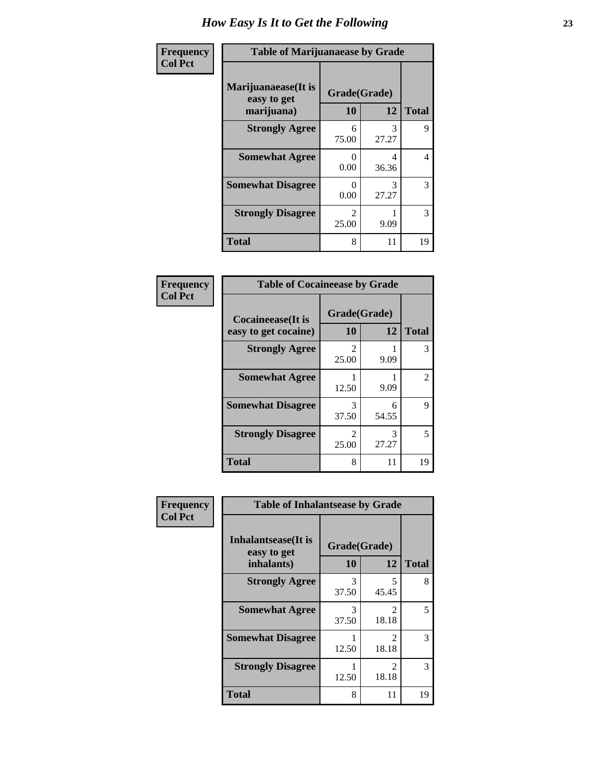# How Easy Is It to Get the Following

**Frequency**
**Col Pct**

**Table of Marijuanaease by Grade**

| Marijuanaease(It is easy to get marijuana) | Grade(Grade) | | Total |
|---|---|---|---|
| | 10 | 12 | |
| Strongly Agree | 6<br>75.00 | 3<br>27.27 | 9 |
| Somewhat Agree | 0<br>0.00 | 4<br>36.36 | 4 |
| Somewhat Disagree | 0<br>0.00 | 3<br>27.27 | 3 |
| Strongly Disagree | 2<br>25.00 | 1<br>9.09 | 3 |
| Total | 8 | 11 | 19 |

**Frequency**
**Col Pct**

**Table of Cocaineease by Grade**

| Cocaineease(It is easy to get cocaine) | Grade(Grade) | | Total |
|---|---|---|---|
| | 10 | 12 | |
| Strongly Agree | 2<br>25.00 | 1<br>9.09 | 3 |
| Somewhat Agree | 1<br>12.50 | 1<br>9.09 | 2 |
| Somewhat Disagree | 3<br>37.50 | 6<br>54.55 | 9 |
| Strongly Disagree | 2<br>25.00 | 3<br>27.27 | 5 |
| Total | 8 | 11 | 19 |

**Frequency**
**Col Pct**

**Table of Inhalantsease by Grade**

| Inhalantsease(It is easy to get inhalants) | Grade(Grade) | | Total |
|---|---|---|---|
| | 10 | 12 | |
| Strongly Agree | 3<br>37.50 | 5<br>45.45 | 8 |
| Somewhat Agree | 3<br>37.50 | 2<br>18.18 | 5 |
| Somewhat Disagree | 1<br>12.50 | 2<br>18.18 | 3 |
| Strongly Disagree | 1<br>12.50 | 2<br>18.18 | 3 |
| Total | 8 | 11 | 19 |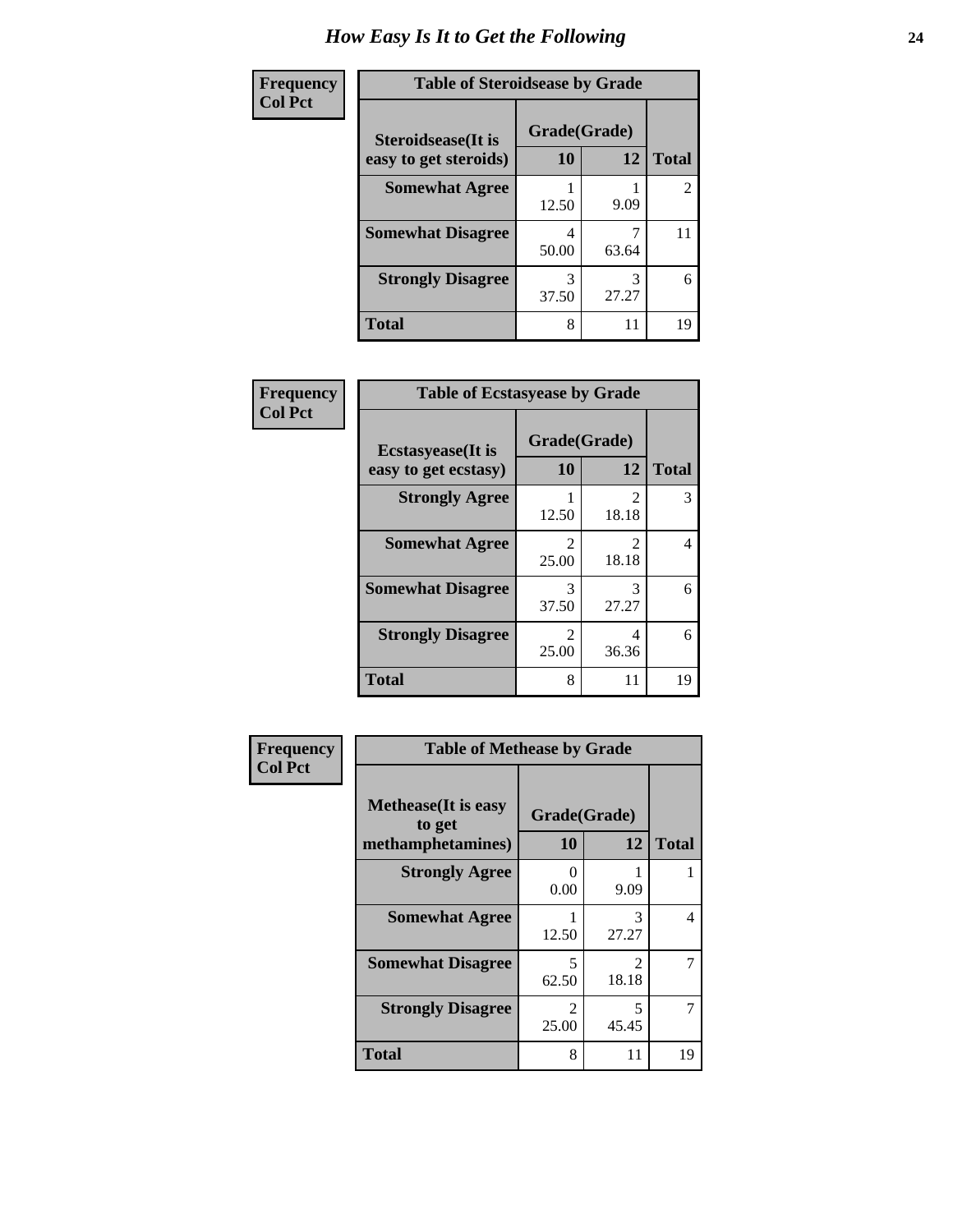# How Easy Is It to Get the Following

**Frequency**
**Col Pct**

| Table of Steroidsease by Grade | | | |
|---|---|---|---|
| **Steroidsease(It is easy to get steroids)** | **Grade(Grade)** | | |
| | **10** | **12** | **Total** |
| **Somewhat Agree** | 1<br>12.50 | 1<br>9.09 | 2 |
| **Somewhat Disagree** | 4<br>50.00 | 7<br>63.64 | 11 |
| **Strongly Disagree** | 3<br>37.50 | 3<br>27.27 | 6 |
| **Total** | 8 | 11 | 19 |

**Frequency**
**Col Pct**

| Table of Ecstasyease by Grade | | | |
|---|---|---|---|
| **Ecstasyease(It is easy to get ecstasy)** | **Grade(Grade)** | | |
| | **10** | **12** | **Total** |
| **Strongly Agree** | 1<br>12.50 | 2<br>18.18 | 3 |
| **Somewhat Agree** | 2<br>25.00 | 2<br>18.18 | 4 |
| **Somewhat Disagree** | 3<br>37.50 | 3<br>27.27 | 6 |
| **Strongly Disagree** | 2<br>25.00 | 4<br>36.36 | 6 |
| **Total** | 8 | 11 | 19 |

**Frequency**
**Col Pct**

| Table of Methease by Grade | | | |
|---|---|---|---|
| **Methease(It is easy to get methamphetamines)** | **Grade(Grade)** | | |
| | **10** | **12** | **Total** |
| **Strongly Agree** | 0<br>0.00 | 1<br>9.09 | 1 |
| **Somewhat Agree** | 1<br>12.50 | 3<br>27.27 | 4 |
| **Somewhat Disagree** | 5<br>62.50 | 2<br>18.18 | 7 |
| **Strongly Disagree** | 2<br>25.00 | 5<br>45.45 | 7 |
| **Total** | 8 | 11 | 19 |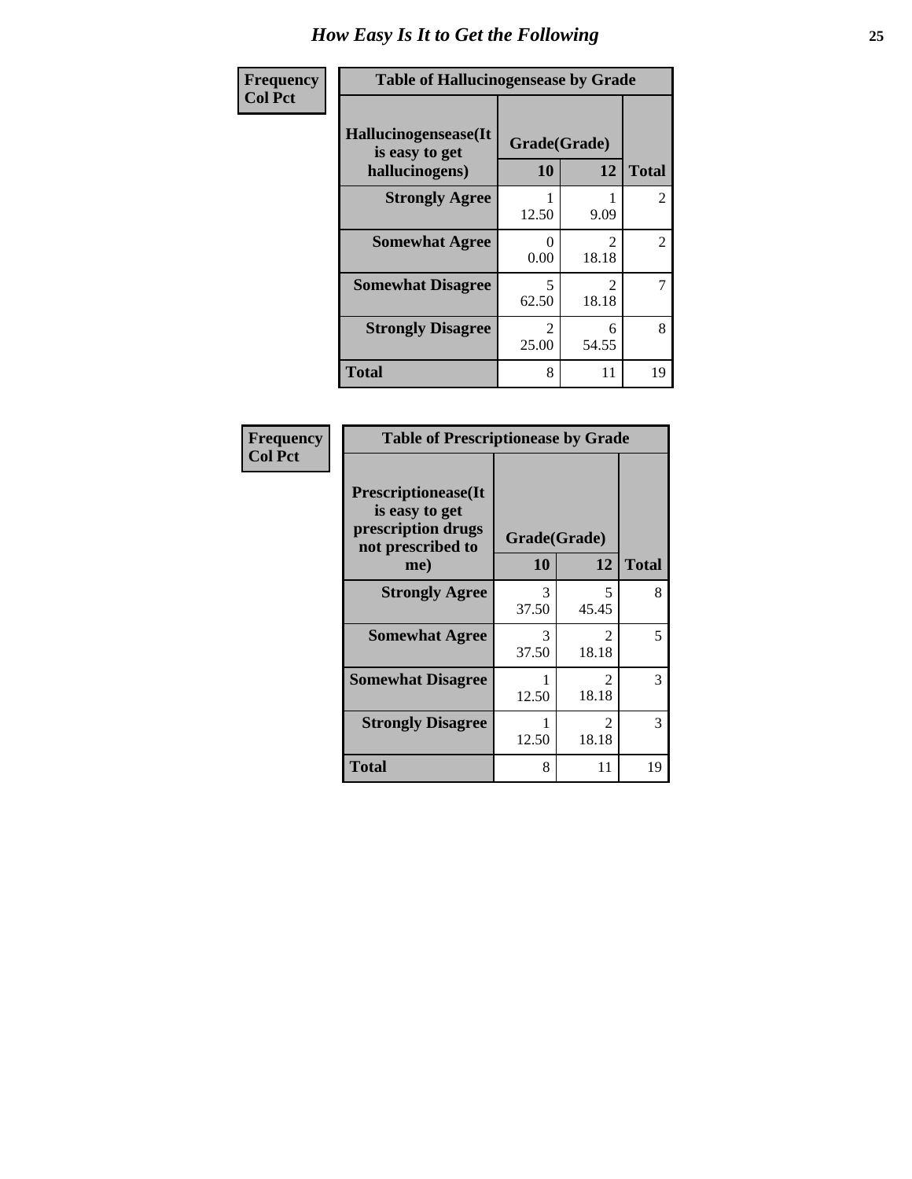# How Easy Is It to Get the Following

**Frequency**
**Col Pct**

| Table of Hallucinogensease by Grade | | | |
|---|---|---|---|
| **Hallucinogensease(It is easy to get hallucinogens)** | **Grade(Grade)** | | |
| | **10** | **12** | **Total** |
| **Strongly Agree** | 1<br>12.50 | 1<br>9.09 | 2 |
| **Somewhat Agree** | 0<br>0.00 | 2<br>18.18 | 2 |
| **Somewhat Disagree** | 5<br>62.50 | 2<br>18.18 | 7 |
| **Strongly Disagree** | 2<br>25.00 | 6<br>54.55 | 8 |
| **Total** | 8 | 11 | 19 |

**Frequency**
**Col Pct**

| Table of Prescriptionease by Grade | | | |
|---|---|---|---|
| **Prescriptionease(It is easy to get prescription drugs not prescribed to me)** | **Grade(Grade)** | | |
| | **10** | **12** | **Total** |
| **Strongly Agree** | 3<br>37.50 | 5<br>45.45 | 8 |
| **Somewhat Agree** | 3<br>37.50 | 2<br>18.18 | 5 |
| **Somewhat Disagree** | 1<br>12.50 | 2<br>18.18 | 3 |
| **Strongly Disagree** | 1<br>12.50 | 2<br>18.18 | 3 |
| **Total** | 8 | 11 | 19 |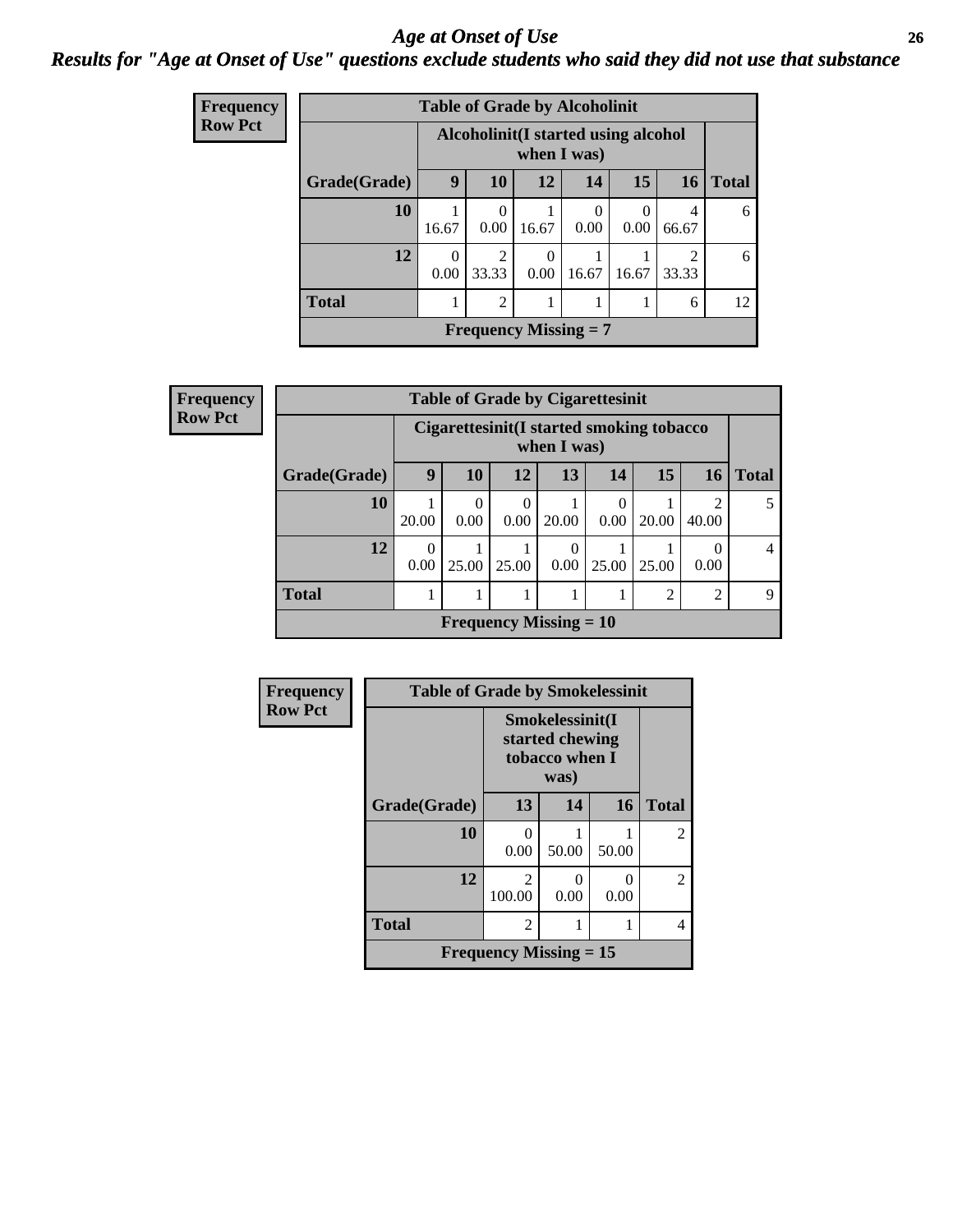# Age at Onset of Use

## Results for "Age at Onset of Use" questions exclude students who said they did not use that substance

**Frequency**
**Row Pct**

| Table of Grade by Alcoholinit | | | | | | | |
|---|---|---|---|---|---|---|---|
| | Alcoholinit(I started using alcohol when I was) | | | | | | |
| Grade(Grade) | 9 | 10 | 12 | 14 | 15 | 16 | Total |
| 10 | 1<br>16.67 | 0<br>0.00 | 1<br>16.67 | 0<br>0.00 | 0<br>0.00 | 4<br>66.67 | 6 |
| 12 | 0<br>0.00 | 2<br>33.33 | 0<br>0.00 | 1<br>16.67 | 1<br>16.67 | 2<br>33.33 | 6 |
| Total | 1 | 2 | 1 | 1 | 1 | 6 | 12 |
| Frequency Missing = 7 | | | | | | | |

**Frequency**
**Row Pct**

| Table of Grade by Cigarettesinit | | | | | | | | |
|---|---|---|---|---|---|---|---|---|
| | Cigarettesinit(I started smoking tobacco when I was) | | | | | | | |
| Grade(Grade) | 9 | 10 | 12 | 13 | 14 | 15 | 16 | Total |
| 10 | 1<br>20.00 | 0<br>0.00 | 0<br>0.00 | 1<br>20.00 | 0<br>0.00 | 1<br>20.00 | 2<br>40.00 | 5 |
| 12 | 0<br>0.00 | 1<br>25.00 | 1<br>25.00 | 0<br>0.00 | 1<br>25.00 | 1<br>25.00 | 0<br>0.00 | 4 |
| Total | 1 | 1 | 1 | 1 | 1 | 2 | 2 | 9 |
| Frequency Missing = 10 | | | | | | | | |

**Frequency**
**Row Pct**

| Table of Grade by Smokelessinit | | | | |
|---|---|---|---|---|
| | Smokelessinit(I started chewing tobacco when I was) | | | |
| Grade(Grade) | 13 | 14 | 16 | Total |
| 10 | 0<br>0.00 | 1<br>50.00 | 1<br>50.00 | 2 |
| 12 | 2<br>100.00 | 0<br>0.00 | 0<br>0.00 | 2 |
| Total | 2 | 1 | 1 | 4 |
| Frequency Missing = 15 | | | | |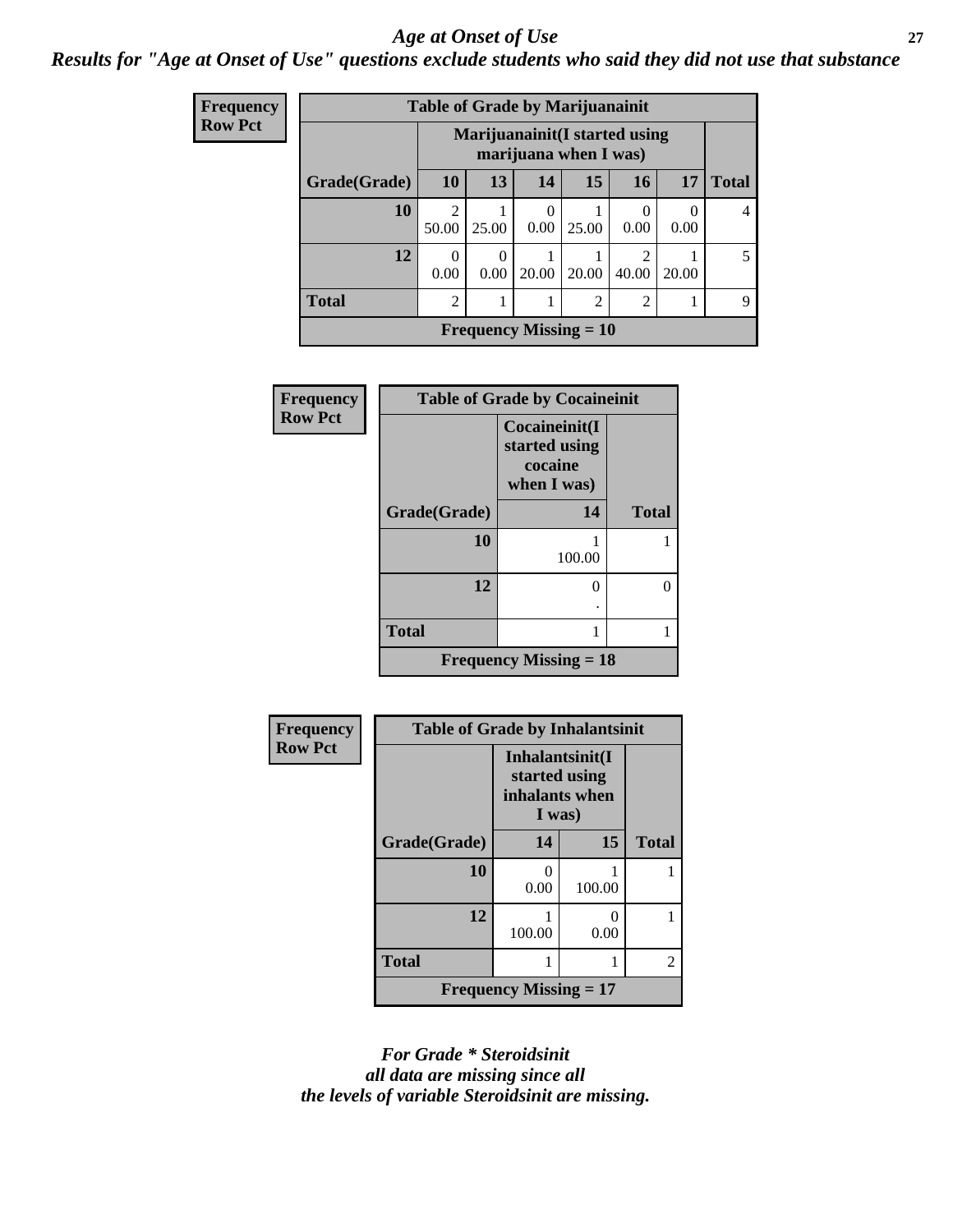## *Age at Onset of Use*

***Results for "Age at Onset of Use" questions exclude students who said they did not use that substance***

**Frequency**
**Row Pct**

| Table of Grade by Marijuanainit | | | | | | | |
|---|---|---|---|---|---|---|---|
| | Marijuanainit(I started using marijuana when I was) | | | | | | |
| Grade(Grade) | 10 | 13 | 14 | 15 | 16 | 17 | Total |
| 10 | 2<br>50.00 | 1<br>25.00 | 0<br>0.00 | 1<br>25.00 | 0<br>0.00 | 0<br>0.00 | 4 |
| 12 | 0<br>0.00 | 0<br>0.00 | 1<br>20.00 | 1<br>20.00 | 2<br>40.00 | 1<br>20.00 | 5 |
| Total | 2 | 1 | 1 | 2 | 2 | 1 | 9 |
| Frequency Missing = 10 | | | | | | | |

**Frequency**
**Row Pct**

| Table of Grade by Cocaineinit | | |
|---|---|---|
| | Cocaineinit(I started using cocaine when I was) | |
| Grade(Grade) | 14 | Total |
| 10 | 1<br>100.00 | 1 |
| 12 | 0<br>. | 0 |
| Total | 1 | 1 |
| Frequency Missing = 18 | | |

**Frequency**
**Row Pct**

| Table of Grade by Inhalantsinit | | | |
|---|---|---|---|
| | Inhalantsinit(I started using inhalants when I was) | | |
| Grade(Grade) | 14 | 15 | Total |
| 10 | 0<br>0.00 | 1<br>100.00 | 1 |
| 12 | 1<br>100.00 | 0<br>0.00 | 1 |
| Total | 1 | 1 | 2 |
| Frequency Missing = 17 | | | |

*For Grade * Steroidsinit*
*all data are missing since all*
*the levels of variable Steroidsinit are missing.*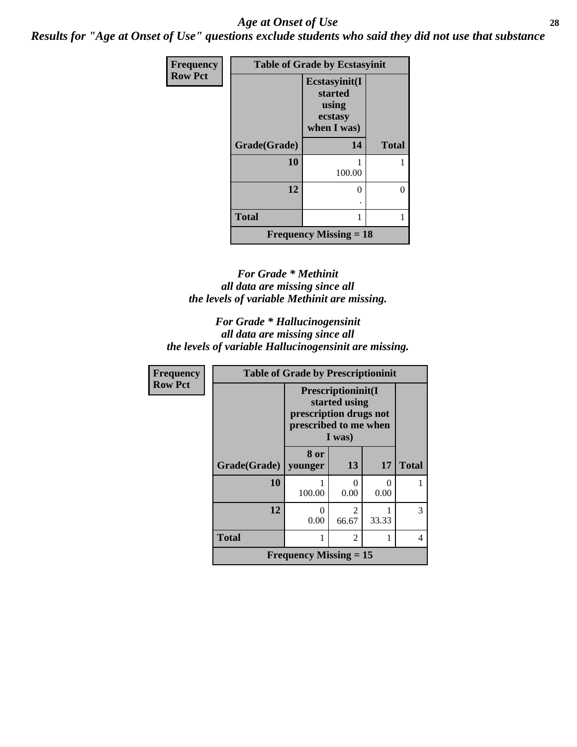## *Age at Onset of Use*

***Results for "Age at Onset of Use" questions exclude students who said they did not use that substance***

| Frequency<br>Row Pct | Table of Grade by Ecstasyinit | |
|---|---|---|
| | Ecstasyinit(I started using ecstasy when I was) | |
| Grade(Grade) | 14 | Total |
| 10 | 1<br>100.00 | 1 |
| 12 | 0<br>. | 0 |
| Total | 1 | 1 |
| | Frequency Missing = 18 | |

*For Grade \* Methinit*
*all data are missing since all*
*the levels of variable Methinit are missing.*

*For Grade \* Hallucinogensinit*
*all data are missing since all*
*the levels of variable Hallucinogensinit are missing.*

| Frequency<br>Row Pct | Table of Grade by Prescriptioninit | | | |
|---|---|---|---|---|
| | Prescriptioninit(I started using prescription drugs not prescribed to me when I was) | | | |
| Grade(Grade) | 8 or younger | 13 | 17 | Total |
| 10 | 1<br>100.00 | 0<br>0.00 | 0<br>0.00 | 1 |
| 12 | 0<br>0.00 | 2<br>66.67 | 1<br>33.33 | 3 |
| Total | 1 | 2 | 1 | 4 |
| | Frequency Missing = 15 | | | |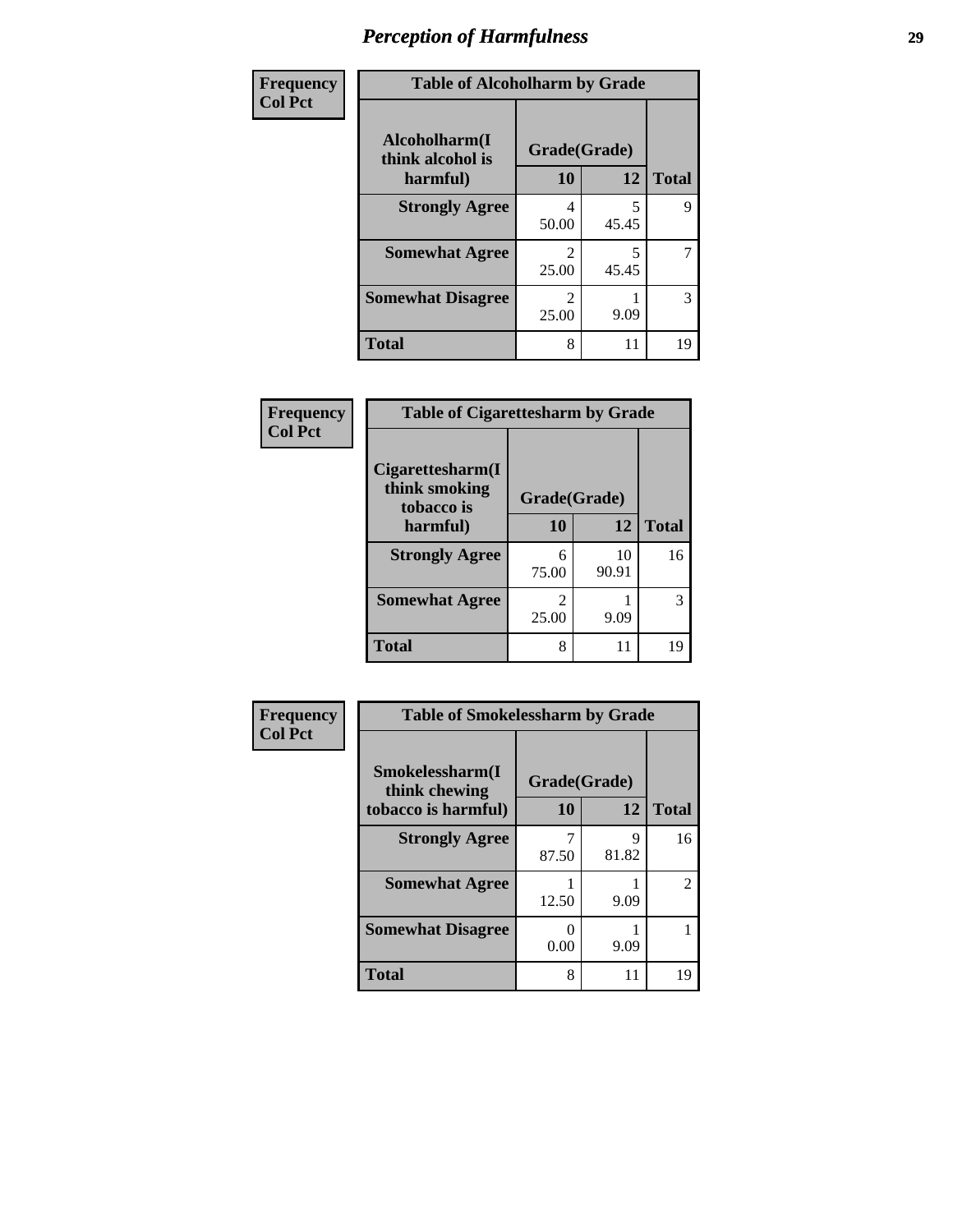# Perception of Harmfulness

**Frequency**
**Col Pct**

| Table of Alcoholharm by Grade | | | |
|---|---|---|---|
| Alcoholharm(I think alcohol is harmful) | Grade(Grade) | | Total |
| | 10 | 12 | |
| **Strongly Agree** | 4<br>50.00 | 5<br>45.45 | 9 |
| **Somewhat Agree** | 2<br>25.00 | 5<br>45.45 | 7 |
| **Somewhat Disagree** | 2<br>25.00 | 1<br>9.09 | 3 |
| **Total** | 8 | 11 | 19 |

**Frequency**
**Col Pct**

| Table of Cigarettesharm by Grade | | | |
|---|---|---|---|
| Cigarettesharm(I think smoking tobacco is harmful) | Grade(Grade) | | Total |
| | 10 | 12 | |
| **Strongly Agree** | 6<br>75.00 | 10<br>90.91 | 16 |
| **Somewhat Agree** | 2<br>25.00 | 1<br>9.09 | 3 |
| **Total** | 8 | 11 | 19 |

**Frequency**
**Col Pct**

| Table of Smokelessharm by Grade | | | |
|---|---|---|---|
| Smokelessharm(I think chewing tobacco is harmful) | Grade(Grade) | | Total |
| | 10 | 12 | |
| **Strongly Agree** | 7<br>87.50 | 9<br>81.82 | 16 |
| **Somewhat Agree** | 1<br>12.50 | 1<br>9.09 | 2 |
| **Somewhat Disagree** | 0<br>0.00 | 1<br>9.09 | 1 |
| **Total** | 8 | 11 | 19 |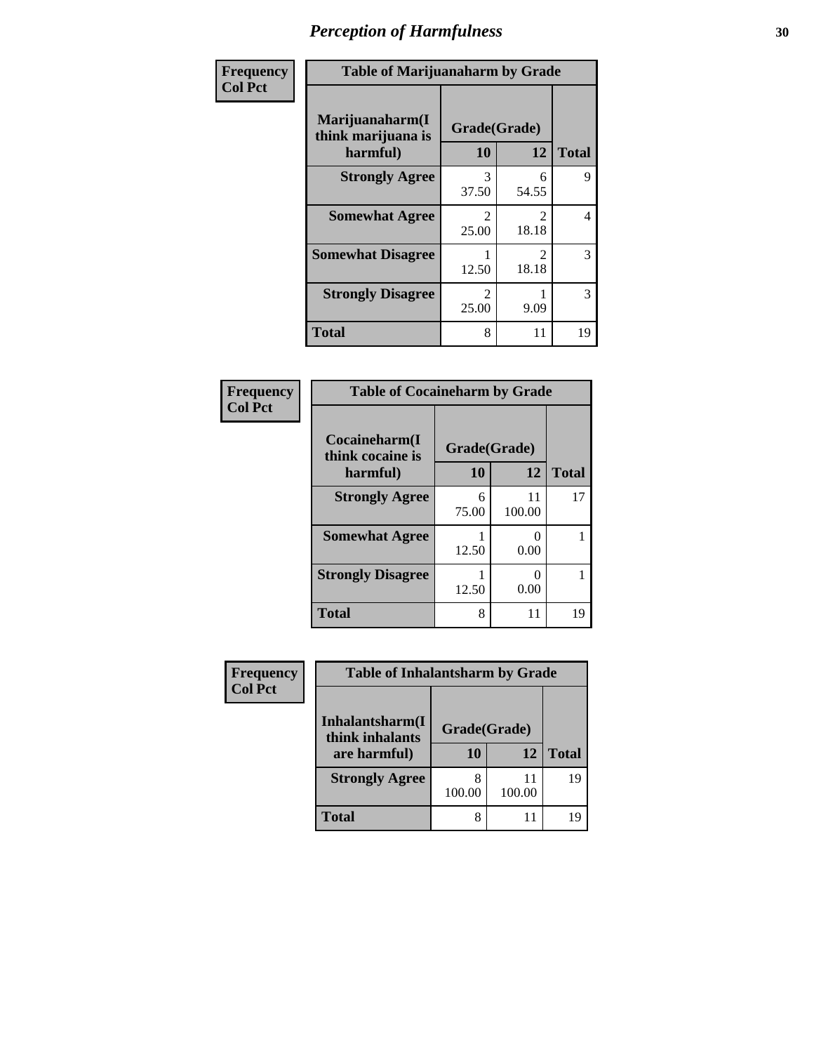# Perception of Harmfulness

**Frequency**
**Col Pct**

| Table of Marijuanaharm by Grade | | | |
|---|---|---|---|
| Marijuanaharm(I think marijuana is harmful) | Grade(Grade) | | Total |
| | 10 | 12 | |
| **Strongly Agree** | 3<br>37.50 | 6<br>54.55 | 9 |
| **Somewhat Agree** | 2<br>25.00 | 2<br>18.18 | 4 |
| **Somewhat Disagree** | 1<br>12.50 | 2<br>18.18 | 3 |
| **Strongly Disagree** | 2<br>25.00 | 1<br>9.09 | 3 |
| **Total** | 8 | 11 | 19 |

**Frequency**
**Col Pct**

| Table of Cocaineharm by Grade | | | |
|---|---|---|---|
| Cocaineharm(I think cocaine is harmful) | Grade(Grade) | | Total |
| | 10 | 12 | |
| **Strongly Agree** | 6<br>75.00 | 11<br>100.00 | 17 |
| **Somewhat Agree** | 1<br>12.50 | 0<br>0.00 | 1 |
| **Strongly Disagree** | 1<br>12.50 | 0<br>0.00 | 1 |
| **Total** | 8 | 11 | 19 |

**Frequency**
**Col Pct**

| Table of Inhalantsharm by Grade | | | |
|---|---|---|---|
| Inhalantsharm(I think inhalants are harmful) | Grade(Grade) | | Total |
| | 10 | 12 | |
| **Strongly Agree** | 8<br>100.00 | 11<br>100.00 | 19 |
| **Total** | 8 | 11 | 19 |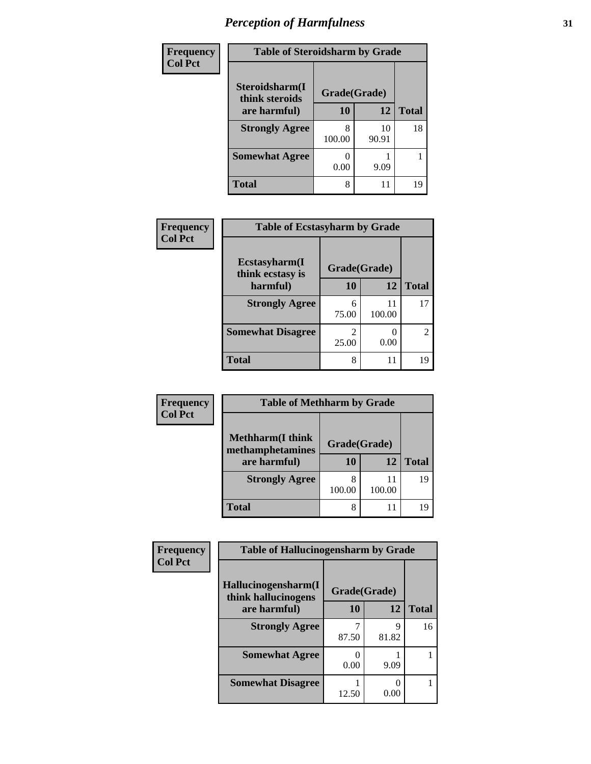# Perception of Harmfulness

| Frequency Col Pct | Table of Steroidsharm by Grade | | |
|---|---|---|---|
| Steroidsharm(I think steroids are harmful) | Grade(Grade) | | |
| | 10 | 12 | Total |
| Strongly Agree | 8<br>100.00 | 10<br>90.91 | 18 |
| Somewhat Agree | 0<br>0.00 | 1<br>9.09 | 1 |
| Total | 8 | 11 | 19 |

| Frequency Col Pct | Table of Ecstasyharm by Grade | | |
|---|---|---|---|
| Ecstasyharm(I think ecstasy is harmful) | Grade(Grade) | | |
| | 10 | 12 | Total |
| Strongly Agree | 6<br>75.00 | 11<br>100.00 | 17 |
| Somewhat Disagree | 2<br>25.00 | 0<br>0.00 | 2 |
| Total | 8 | 11 | 19 |

| Frequency Col Pct | Table of Methharm by Grade | | |
|---|---|---|---|
| Methharm(I think methamphetamines are harmful) | Grade(Grade) | | |
| | 10 | 12 | Total |
| Strongly Agree | 8<br>100.00 | 11<br>100.00 | 19 |
| Total | 8 | 11 | 19 |

| Frequency Col Pct | Table of Hallucinogensharm by Grade | | |
|---|---|---|---|
| Hallucinogensharm(I think hallucinogens are harmful) | Grade(Grade) | | |
| | 10 | 12 | Total |
| Strongly Agree | 7<br>87.50 | 9<br>81.82 | 16 |
| Somewhat Agree | 0<br>0.00 | 1<br>9.09 | 1 |
| Somewhat Disagree | 1<br>12.50 | 0<br>0.00 | 1 |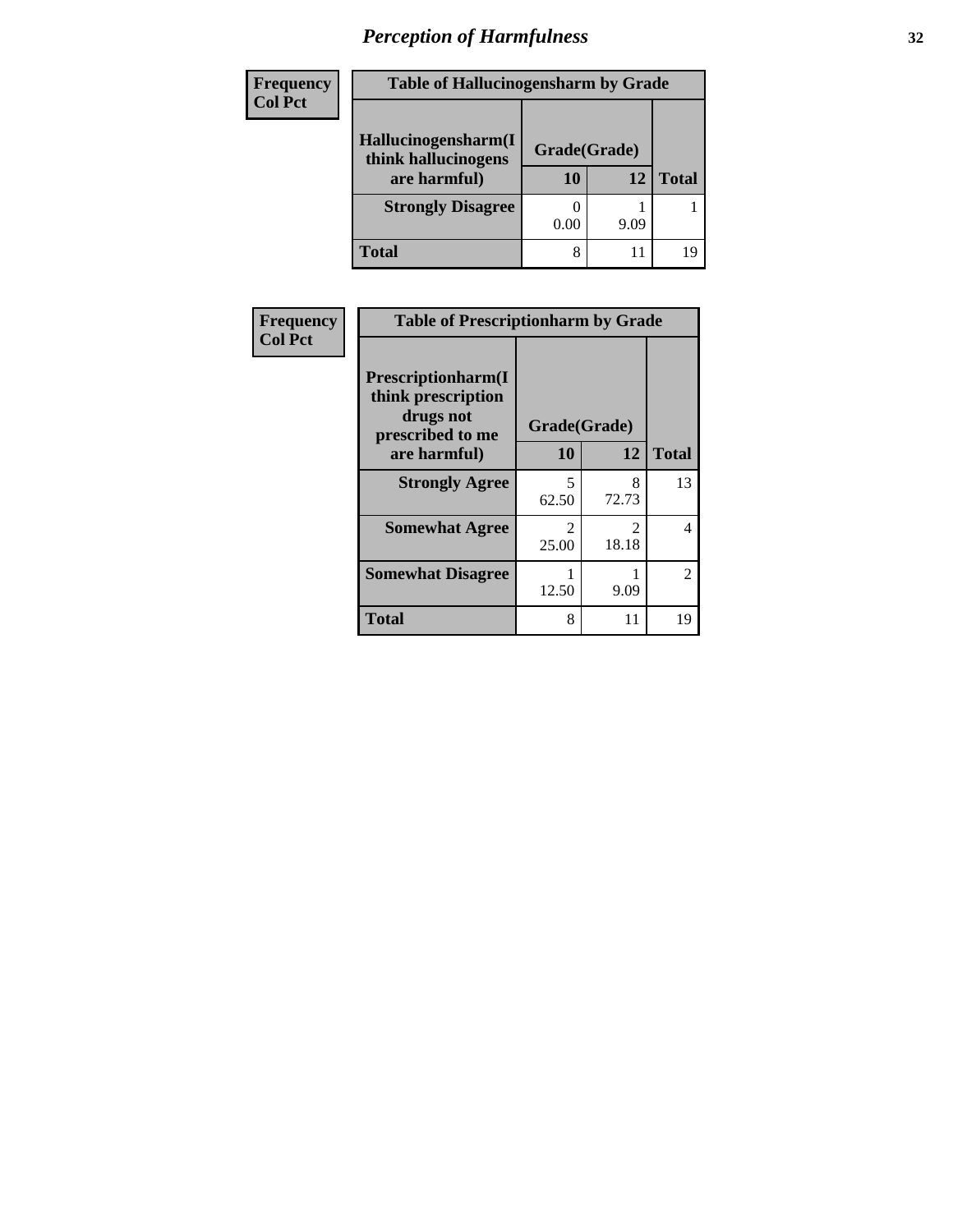# *Perception of Harmfulness*

| Frequency Col Pct | Table of Hallucinogensharm by Grade | | |
|---|---|---|---|
| Hallucinogensharm(I think hallucinogens are harmful) | Grade(Grade) | | Total |
| | 10 | 12 | |
| Strongly Disagree | 0<br>0.00 | 1<br>9.09 | 1 |
| Total | 8 | 11 | 19 |

| Frequency Col Pct | Table of Prescriptionharm by Grade | | |
|---|---|---|---|
| Prescriptionharm(I think prescription drugs not prescribed to me are harmful) | Grade(Grade) | | Total |
| | 10 | 12 | |
| Strongly Agree | 5<br>62.50 | 8<br>72.73 | 13 |
| Somewhat Agree | 2<br>25.00 | 2<br>18.18 | 4 |
| Somewhat Disagree | 1<br>12.50 | 1<br>9.09 | 2 |
| Total | 8 | 11 | 19 |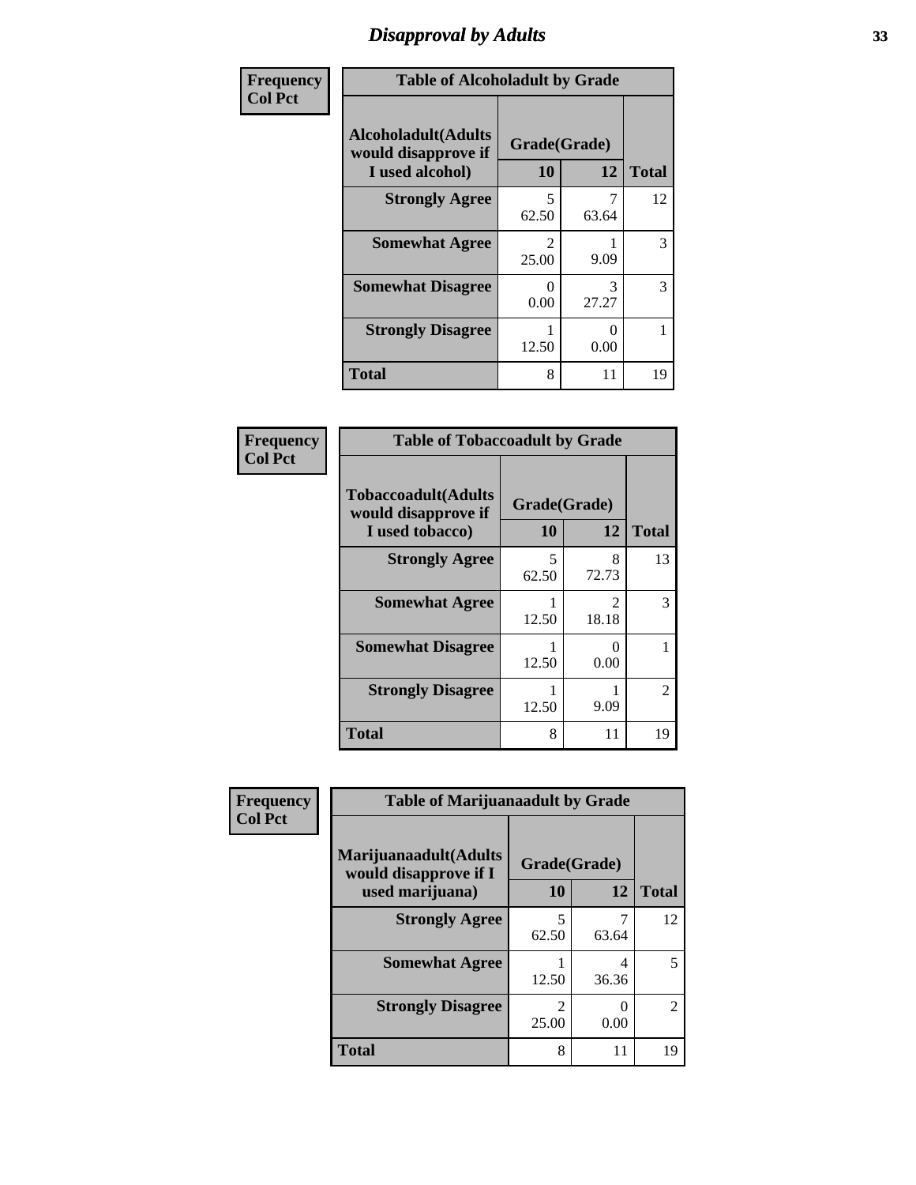# Disapproval by Adults

| Frequency Col Pct | Table of Alcoholadult by Grade | | |
|---|---|---|---|
| **Alcoholadult(Adults would disapprove if I used alcohol)** | **Grade(Grade)** | | **Total** |
| | **10** | **12** | |
| **Strongly Agree** | 5<br>62.50 | 7<br>63.64 | 12 |
| **Somewhat Agree** | 2<br>25.00 | 1<br>9.09 | 3 |
| **Somewhat Disagree** | 0<br>0.00 | 3<br>27.27 | 3 |
| **Strongly Disagree** | 1<br>12.50 | 0<br>0.00 | 1 |
| **Total** | 8 | 11 | 19 |

| Frequency Col Pct | Table of Tobaccoadult by Grade | | |
|---|---|---|---|
| **Tobaccoadult(Adults would disapprove if I used tobacco)** | **Grade(Grade)** | | **Total** |
| | **10** | **12** | |
| **Strongly Agree** | 5<br>62.50 | 8<br>72.73 | 13 |
| **Somewhat Agree** | 1<br>12.50 | 2<br>18.18 | 3 |
| **Somewhat Disagree** | 1<br>12.50 | 0<br>0.00 | 1 |
| **Strongly Disagree** | 1<br>12.50 | 1<br>9.09 | 2 |
| **Total** | 8 | 11 | 19 |

| Frequency Col Pct | Table of Marijuanaadult by Grade | | |
|---|---|---|---|
| **Marijuanaadult(Adults would disapprove if I used marijuana)** | **Grade(Grade)** | | **Total** |
| | **10** | **12** | |
| **Strongly Agree** | 5<br>62.50 | 7<br>63.64 | 12 |
| **Somewhat Agree** | 1<br>12.50 | 4<br>36.36 | 5 |
| **Strongly Disagree** | 2<br>25.00 | 0<br>0.00 | 2 |
| **Total** | 8 | 11 | 19 |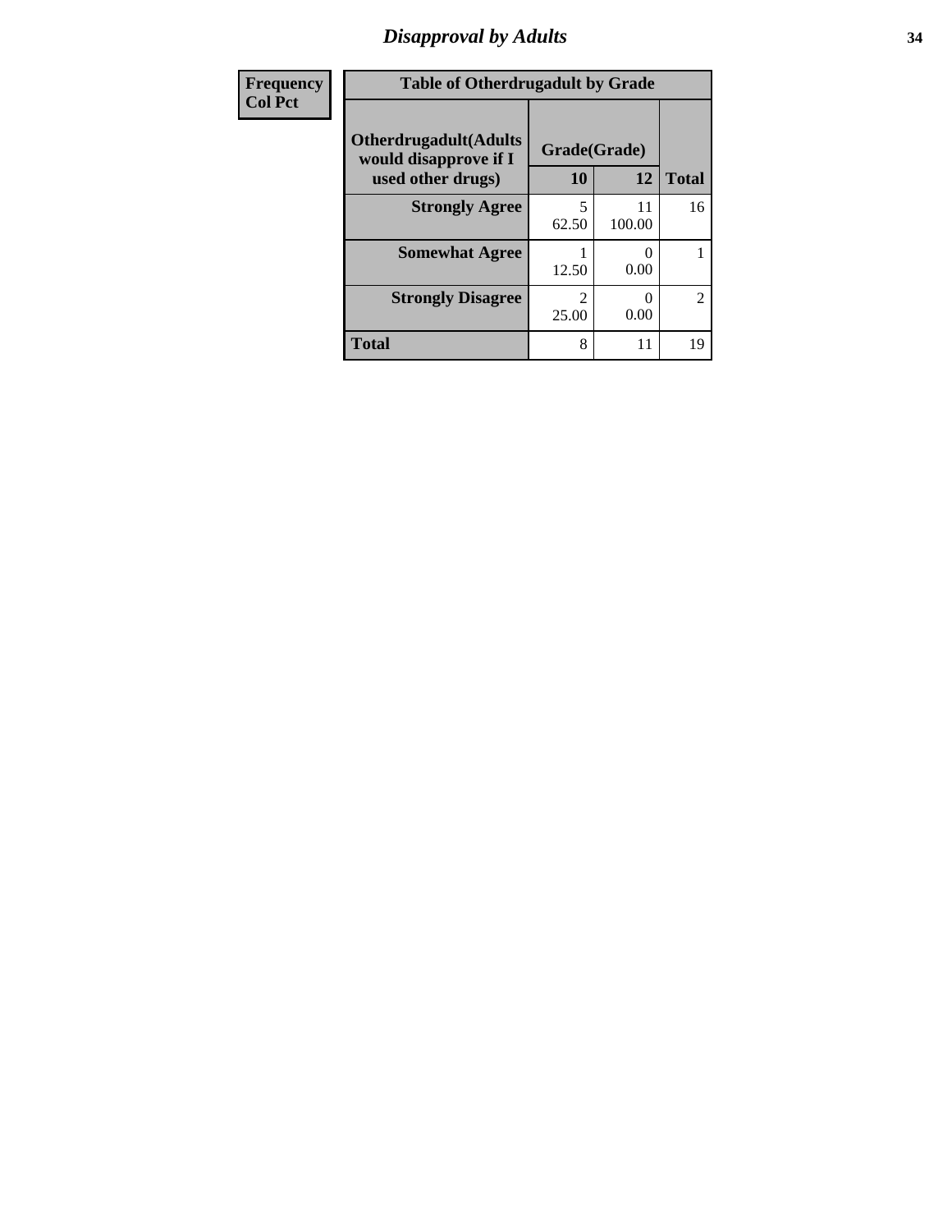## Disapproval by Adults

| Frequency<br>Col Pct | | | |
|---|---|---|---|
| **Table of Otherdrugadult by Grade** | | | |
| **Otherdrugadult(Adults would disapprove if I used other drugs)** | **Grade(Grade)** | | |
| | **10** | **12** | **Total** |
| **Strongly Agree** | 5<br>62.50 | 11<br>100.00 | 16 |
| **Somewhat Agree** | 1<br>12.50 | 0<br>0.00 | 1 |
| **Strongly Disagree** | 2<br>25.00 | 0<br>0.00 | 2 |
| **Total** | 8 | 11 | 19 |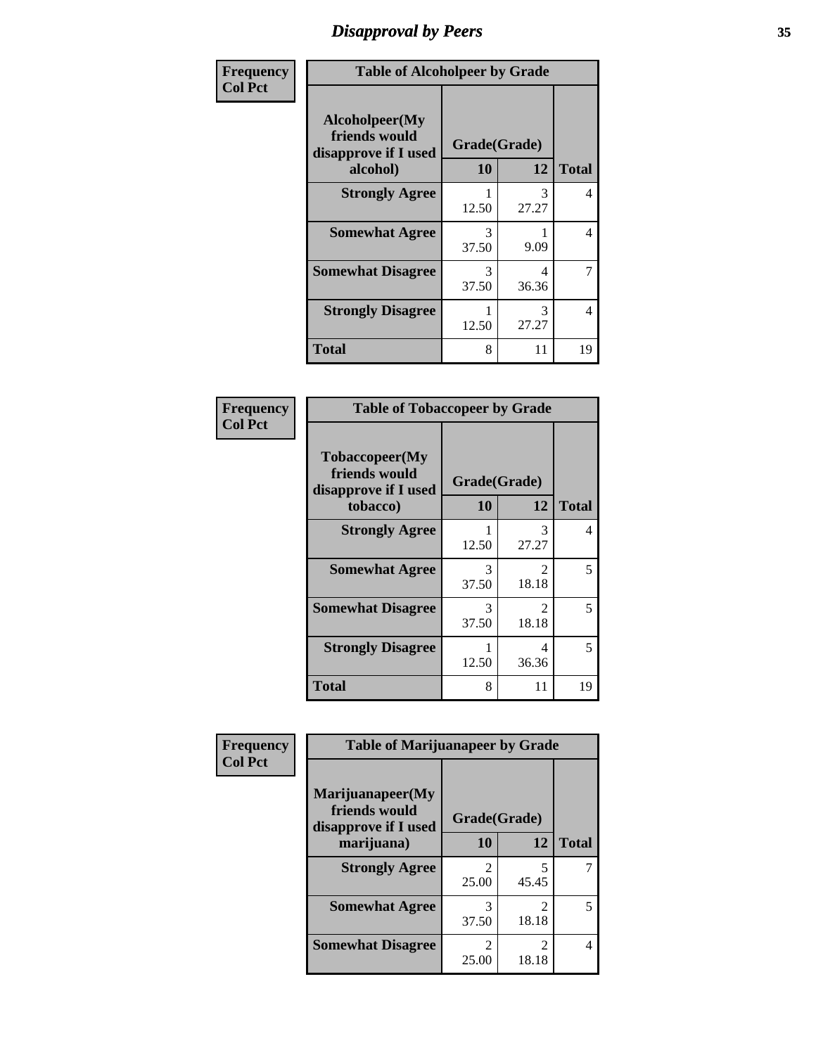# Disapproval by Peers

| Frequency Col Pct | Table of Alcoholpeer by Grade | | |
|---|---|---|---|
| Alcoholpeer(My friends would disapprove if I used alcohol) | Grade(Grade) | | |
| | 10 | 12 | Total |
| Strongly Agree | 1<br>12.50 | 3<br>27.27 | 4 |
| Somewhat Agree | 3<br>37.50 | 1<br>9.09 | 4 |
| Somewhat Disagree | 3<br>37.50 | 4<br>36.36 | 7 |
| Strongly Disagree | 1<br>12.50 | 3<br>27.27 | 4 |
| Total | 8 | 11 | 19 |

| Frequency Col Pct | Table of Tobaccopeer by Grade | | |
|---|---|---|---|
| Tobaccopeer(My friends would disapprove if I used tobacco) | Grade(Grade) | | |
| | 10 | 12 | Total |
| Strongly Agree | 1<br>12.50 | 3<br>27.27 | 4 |
| Somewhat Agree | 3<br>37.50 | 2<br>18.18 | 5 |
| Somewhat Disagree | 3<br>37.50 | 2<br>18.18 | 5 |
| Strongly Disagree | 1<br>12.50 | 4<br>36.36 | 5 |
| Total | 8 | 11 | 19 |

| Frequency Col Pct | Table of Marijuanapeer by Grade | | |
|---|---|---|---|
| Marijuanapeer(My friends would disapprove if I used marijuana) | Grade(Grade) | | |
| | 10 | 12 | Total |
| Strongly Agree | 2<br>25.00 | 5<br>45.45 | 7 |
| Somewhat Agree | 3<br>37.50 | 2<br>18.18 | 5 |
| Somewhat Disagree | 2<br>25.00 | 2<br>18.18 | 4 |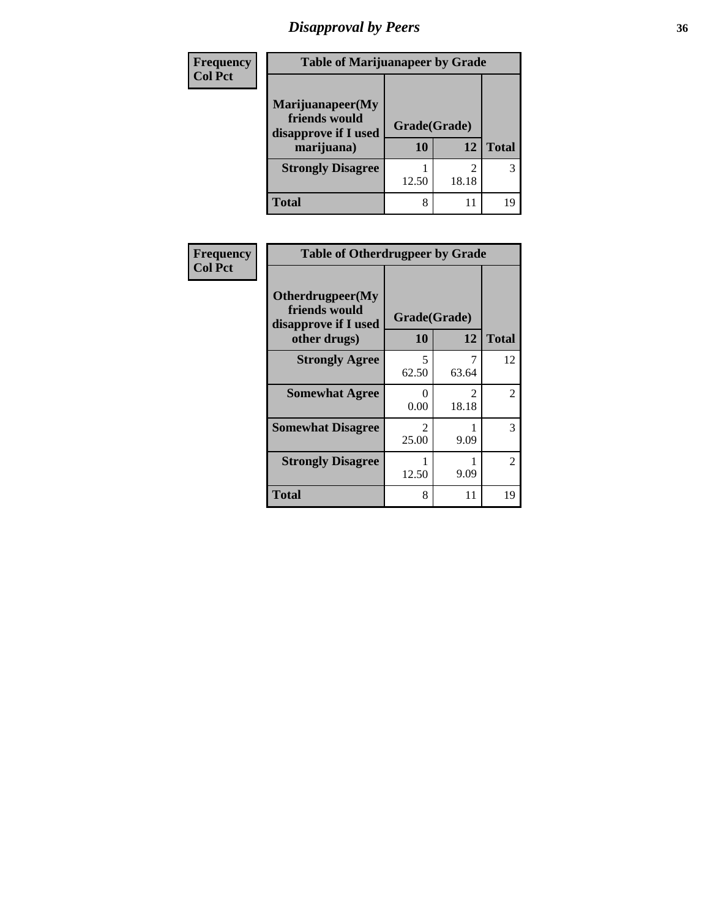# Disapproval by Peers

| Frequency<br>Col Pct | Table of Marijuanapeer by Grade | | |
|---|---|---|---|
| Marijuanapeer(My friends would disapprove if I used marijuana) | Grade(Grade) | | |
| | 10 | 12 | Total |
| Strongly Disagree | 1<br>12.50 | 2<br>18.18 | 3 |
| Total | 8 | 11 | 19 |

| Frequency<br>Col Pct | Table of Otherdrugpeer by Grade | | |
|---|---|---|---|
| Otherdrugpeer(My friends would disapprove if I used other drugs) | Grade(Grade) | | |
| | 10 | 12 | Total |
| Strongly Agree | 5<br>62.50 | 7<br>63.64 | 12 |
| Somewhat Agree | 0<br>0.00 | 2<br>18.18 | 2 |
| Somewhat Disagree | 2<br>25.00 | 1<br>9.09 | 3 |
| Strongly Disagree | 1<br>12.50 | 1<br>9.09 | 2 |
| Total | 8 | 11 | 19 |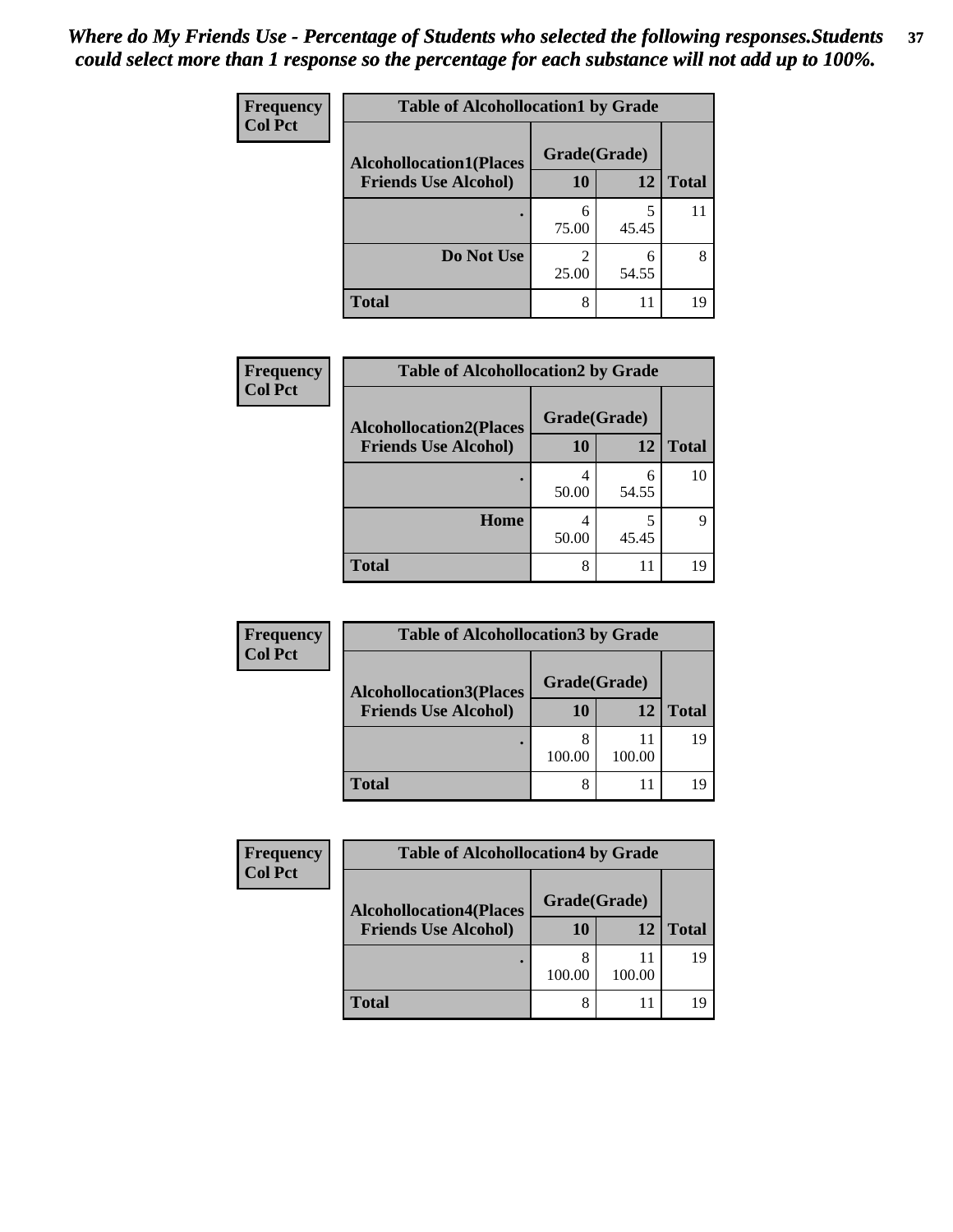*Where do My Friends Use - Percentage of Students who selected the following responses.Students could select more than 1 response so the percentage for each substance will not add up to 100%.*

**Frequency**
**Col Pct**

| Table of Alcohollocation1 by Grade | | | |
|---|---|---|---|
| **Alcohollocation1(Places Friends Use Alcohol)** | **Grade(Grade)** | | |
| | **10** | **12** | **Total** |
| **.** | 6<br>75.00 | 5<br>45.45 | 11 |
| **Do Not Use** | 2<br>25.00 | 6<br>54.55 | 8 |
| **Total** | 8 | 11 | 19 |

**Frequency**
**Col Pct**

| Table of Alcohollocation2 by Grade | | | |
|---|---|---|---|
| **Alcohollocation2(Places Friends Use Alcohol)** | **Grade(Grade)** | | |
| | **10** | **12** | **Total** |
| **.** | 4<br>50.00 | 6<br>54.55 | 10 |
| **Home** | 4<br>50.00 | 5<br>45.45 | 9 |
| **Total** | 8 | 11 | 19 |

**Frequency**
**Col Pct**

| Table of Alcohollocation3 by Grade | | | |
|---|---|---|---|
| **Alcohollocation3(Places Friends Use Alcohol)** | **Grade(Grade)** | | |
| | **10** | **12** | **Total** |
| **.** | 8<br>100.00 | 11<br>100.00 | 19 |
| **Total** | 8 | 11 | 19 |

**Frequency**
**Col Pct**

| Table of Alcohollocation4 by Grade | | | |
|---|---|---|---|
| **Alcohollocation4(Places Friends Use Alcohol)** | **Grade(Grade)** | | |
| | **10** | **12** | **Total** |
| **.** | 8<br>100.00 | 11<br>100.00 | 19 |
| **Total** | 8 | 11 | 19 |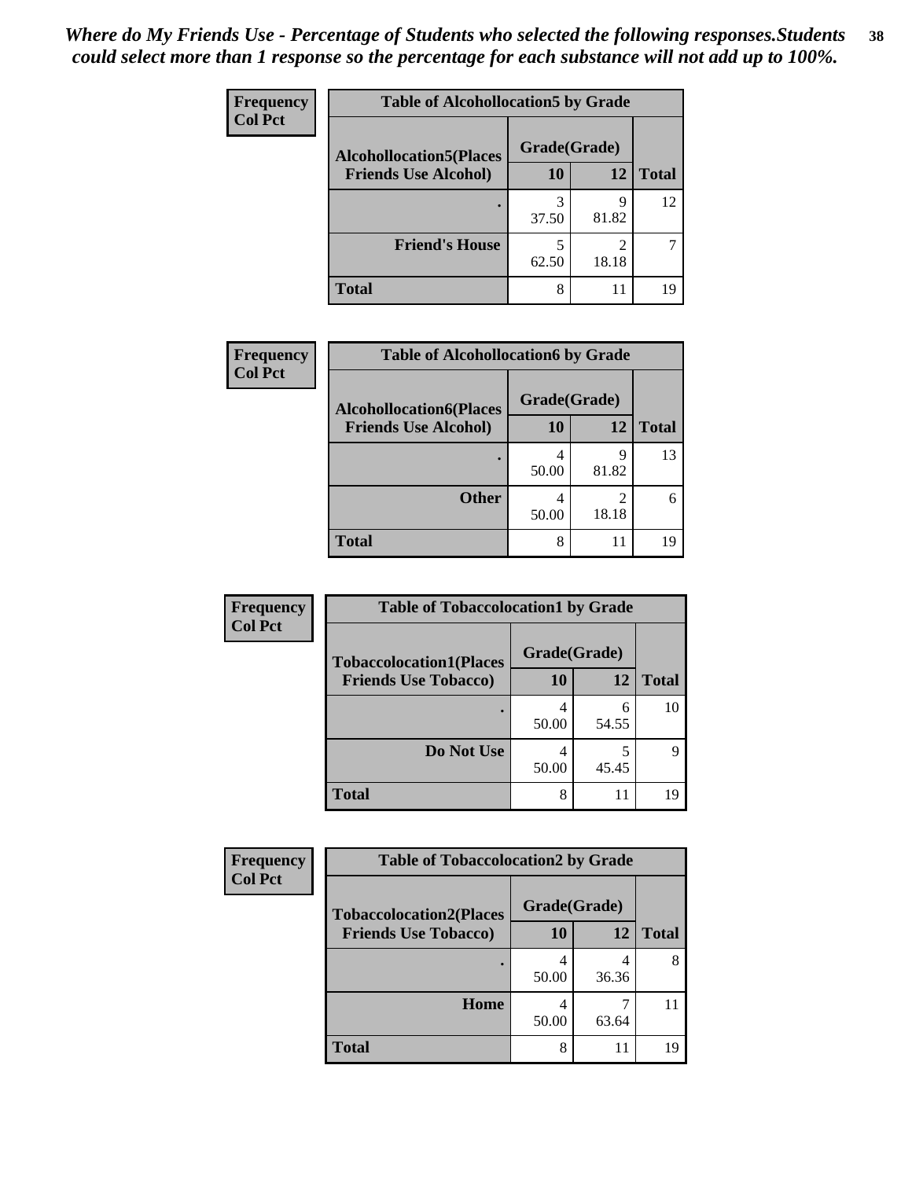*Where do My Friends Use - Percentage of Students who selected the following responses.Students could select more than 1 response so the percentage for each substance will not add up to 100%.*

**Frequency**
**Col Pct**

| Table of Alcohollocation5 by Grade | | | |
|---|---|---|---|
| **Alcohollocation5(Places Friends Use Alcohol)** | **Grade(Grade)** | | **Total** |
| | **10** | **12** | |
| **.** | 3<br>37.50 | 9<br>81.82 | 12 |
| **Friend's House** | 5<br>62.50 | 2<br>18.18 | 7 |
| **Total** | 8 | 11 | 19 |

**Frequency**
**Col Pct**

| Table of Alcohollocation6 by Grade | | | |
|---|---|---|---|
| **Alcohollocation6(Places Friends Use Alcohol)** | **Grade(Grade)** | | **Total** |
| | **10** | **12** | |
| **.** | 4<br>50.00 | 9<br>81.82 | 13 |
| **Other** | 4<br>50.00 | 2<br>18.18 | 6 |
| **Total** | 8 | 11 | 19 |

**Frequency**
**Col Pct**

| Table of Tobaccolocation1 by Grade | | | |
|---|---|---|---|
| **Tobaccolocation1(Places Friends Use Tobacco)** | **Grade(Grade)** | | **Total** |
| | **10** | **12** | |
| **.** | 4<br>50.00 | 6<br>54.55 | 10 |
| **Do Not Use** | 4<br>50.00 | 5<br>45.45 | 9 |
| **Total** | 8 | 11 | 19 |

**Frequency**
**Col Pct**

| Table of Tobaccolocation2 by Grade | | | |
|---|---|---|---|
| **Tobaccolocation2(Places Friends Use Tobacco)** | **Grade(Grade)** | | **Total** |
| | **10** | **12** | |
| **.** | 4<br>50.00 | 4<br>36.36 | 8 |
| **Home** | 4<br>50.00 | 7<br>63.64 | 11 |
| **Total** | 8 | 11 | 19 |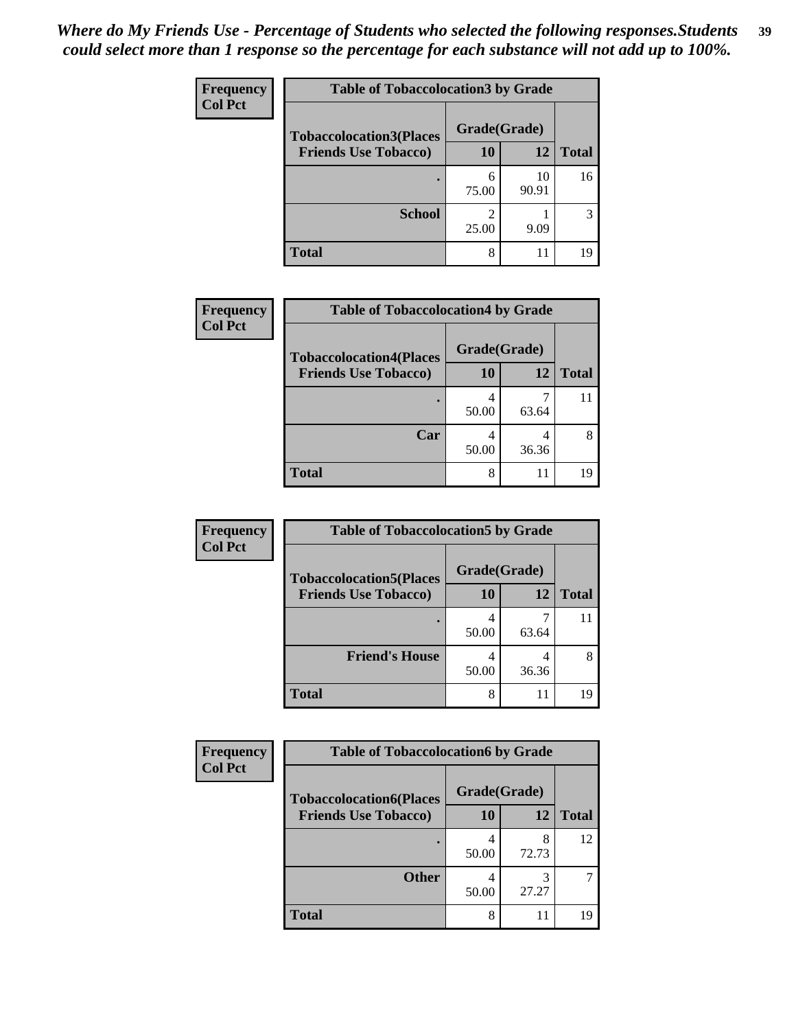*Where do My Friends Use - Percentage of Students who selected the following responses.Students could select more than 1 response so the percentage for each substance will not add up to 100%.*

**Frequency**
**Col Pct**

| Table of Tobaccolocation3 by Grade | | | |
|---|---|---|---|
| **Tobaccolocation3(Places Friends Use Tobacco)** | **Grade(Grade)** | | **Total** |
| | **10** | **12** | |
| **.** | 6<br>75.00 | 10<br>90.91 | 16 |
| **School** | 2<br>25.00 | 1<br>9.09 | 3 |
| **Total** | 8 | 11 | 19 |

**Frequency**
**Col Pct**

| Table of Tobaccolocation4 by Grade | | | |
|---|---|---|---|
| **Tobaccolocation4(Places Friends Use Tobacco)** | **Grade(Grade)** | | **Total** |
| | **10** | **12** | |
| **.** | 4<br>50.00 | 7<br>63.64 | 11 |
| **Car** | 4<br>50.00 | 4<br>36.36 | 8 |
| **Total** | 8 | 11 | 19 |

**Frequency**
**Col Pct**

| Table of Tobaccolocation5 by Grade | | | |
|---|---|---|---|
| **Tobaccolocation5(Places Friends Use Tobacco)** | **Grade(Grade)** | | **Total** |
| | **10** | **12** | |
| **.** | 4<br>50.00 | 7<br>63.64 | 11 |
| **Friend's House** | 4<br>50.00 | 4<br>36.36 | 8 |
| **Total** | 8 | 11 | 19 |

**Frequency**
**Col Pct**

| Table of Tobaccolocation6 by Grade | | | |
|---|---|---|---|
| **Tobaccolocation6(Places Friends Use Tobacco)** | **Grade(Grade)** | | **Total** |
| | **10** | **12** | |
| **.** | 4<br>50.00 | 8<br>72.73 | 12 |
| **Other** | 4<br>50.00 | 3<br>27.27 | 7 |
| **Total** | 8 | 11 | 19 |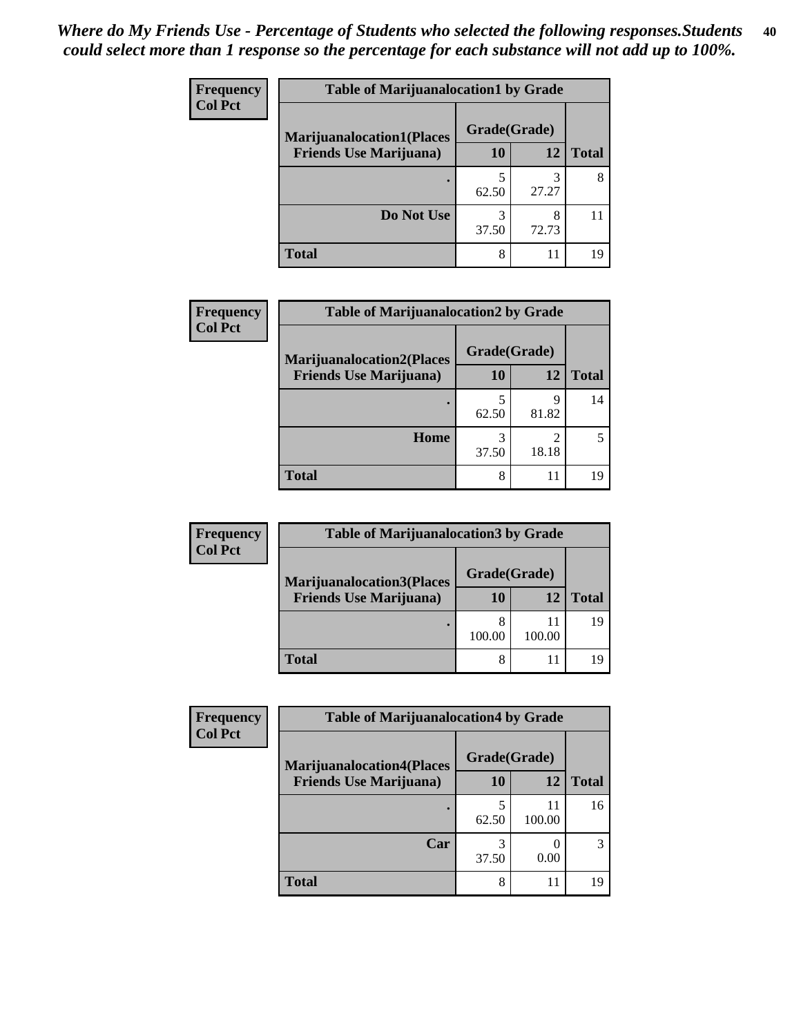*Where do My Friends Use - Percentage of Students who selected the following responses.Students could select more than 1 response so the percentage for each substance will not add up to 100%.*

**Frequency**
**Col Pct**

| Table of Marijuanalocation1 by Grade | | | |
|---|---|---|---|
| **Marijuanalocation1(Places Friends Use Marijuana)** | **Grade(Grade)** | | |
| | **10** | **12** | **Total** |
| **.** | 5<br>62.50 | 3<br>27.27 | 8 |
| **Do Not Use** | 3<br>37.50 | 8<br>72.73 | 11 |
| **Total** | 8 | 11 | 19 |

**Frequency**
**Col Pct**

| Table of Marijuanalocation2 by Grade | | | |
|---|---|---|---|
| **Marijuanalocation2(Places Friends Use Marijuana)** | **Grade(Grade)** | | |
| | **10** | **12** | **Total** |
| **.** | 5<br>62.50 | 9<br>81.82 | 14 |
| **Home** | 3<br>37.50 | 2<br>18.18 | 5 |
| **Total** | 8 | 11 | 19 |

**Frequency**
**Col Pct**

| Table of Marijuanalocation3 by Grade | | | |
|---|---|---|---|
| **Marijuanalocation3(Places Friends Use Marijuana)** | **Grade(Grade)** | | |
| | **10** | **12** | **Total** |
| **.** | 8<br>100.00 | 11<br>100.00 | 19 |
| **Total** | 8 | 11 | 19 |

**Frequency**
**Col Pct**

| Table of Marijuanalocation4 by Grade | | | |
|---|---|---|---|
| **Marijuanalocation4(Places Friends Use Marijuana)** | **Grade(Grade)** | | |
| | **10** | **12** | **Total** |
| **.** | 5<br>62.50 | 11<br>100.00 | 16 |
| **Car** | 3<br>37.50 | 0<br>0.00 | 3 |
| **Total** | 8 | 11 | 19 |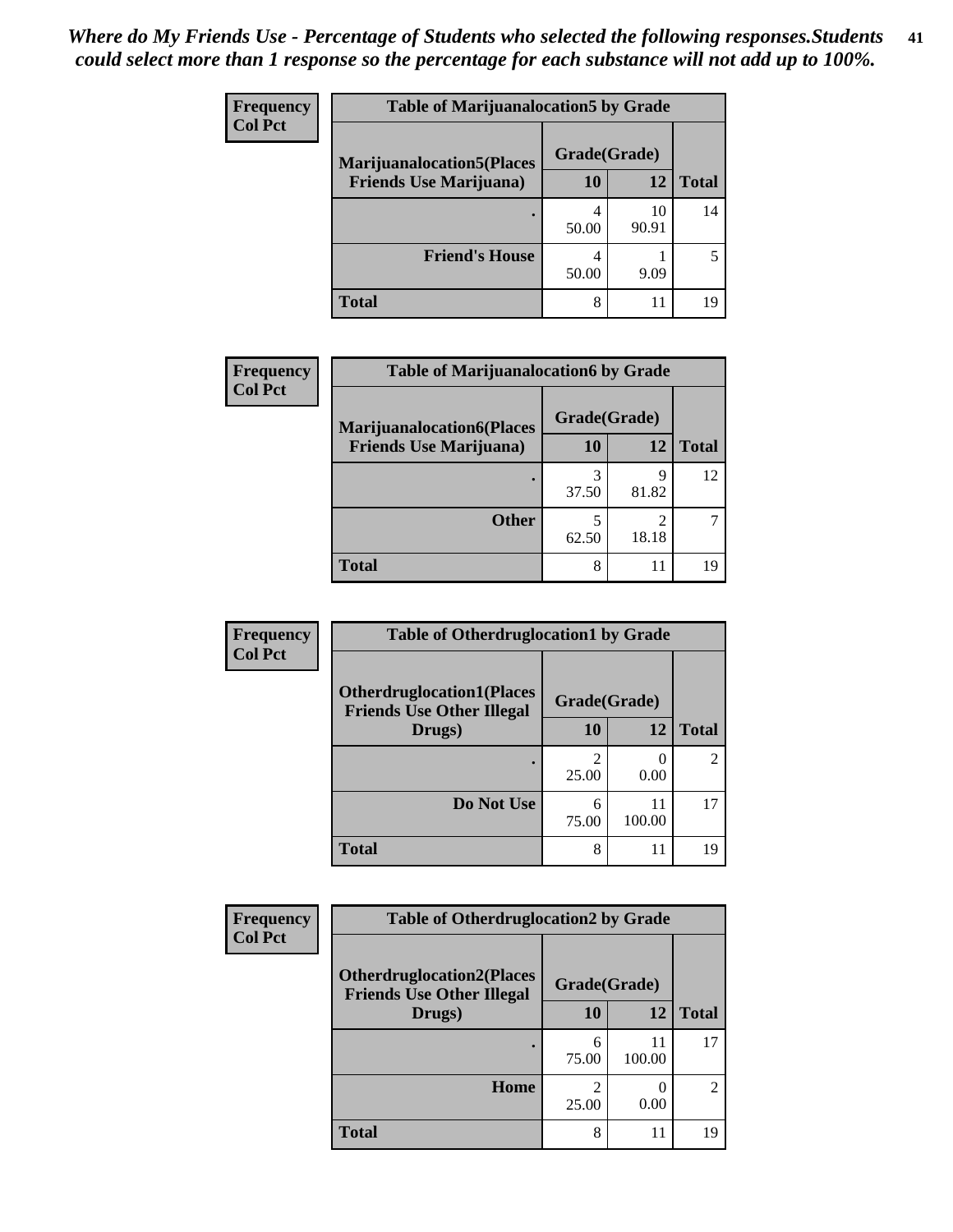*Where do My Friends Use - Percentage of Students who selected the following responses.Students could select more than 1 response so the percentage for each substance will not add up to 100%.*

**Frequency**
**Col Pct**

| Table of Marijuanalocation5 by Grade | | | |
|---|---|---|---|
| **Marijuanalocation5(Places Friends Use Marijuana)** | **Grade(Grade)** | | |
| | **10** | **12** | **Total** |
| **.** | 4<br>50.00 | 10<br>90.91 | 14 |
| **Friend's House** | 4<br>50.00 | 1<br>9.09 | 5 |
| **Total** | 8 | 11 | 19 |

**Frequency**
**Col Pct**

| Table of Marijuanalocation6 by Grade | | | |
|---|---|---|---|
| **Marijuanalocation6(Places Friends Use Marijuana)** | **Grade(Grade)** | | |
| | **10** | **12** | **Total** |
| **.** | 3<br>37.50 | 9<br>81.82 | 12 |
| **Other** | 5<br>62.50 | 2<br>18.18 | 7 |
| **Total** | 8 | 11 | 19 |

**Frequency**
**Col Pct**

| Table of Otherdruglocation1 by Grade | | | |
|---|---|---|---|
| **Otherdruglocation1(Places Friends Use Other Illegal Drugs)** | **Grade(Grade)** | | |
| | **10** | **12** | **Total** |
| **.** | 2<br>25.00 | 0<br>0.00 | 2 |
| **Do Not Use** | 6<br>75.00 | 11<br>100.00 | 17 |
| **Total** | 8 | 11 | 19 |

**Frequency**
**Col Pct**

| Table of Otherdruglocation2 by Grade | | | |
|---|---|---|---|
| **Otherdruglocation2(Places Friends Use Other Illegal Drugs)** | **Grade(Grade)** | | |
| | **10** | **12** | **Total** |
| **.** | 6<br>75.00 | 11<br>100.00 | 17 |
| **Home** | 2<br>25.00 | 0<br>0.00 | 2 |
| **Total** | 8 | 11 | 19 |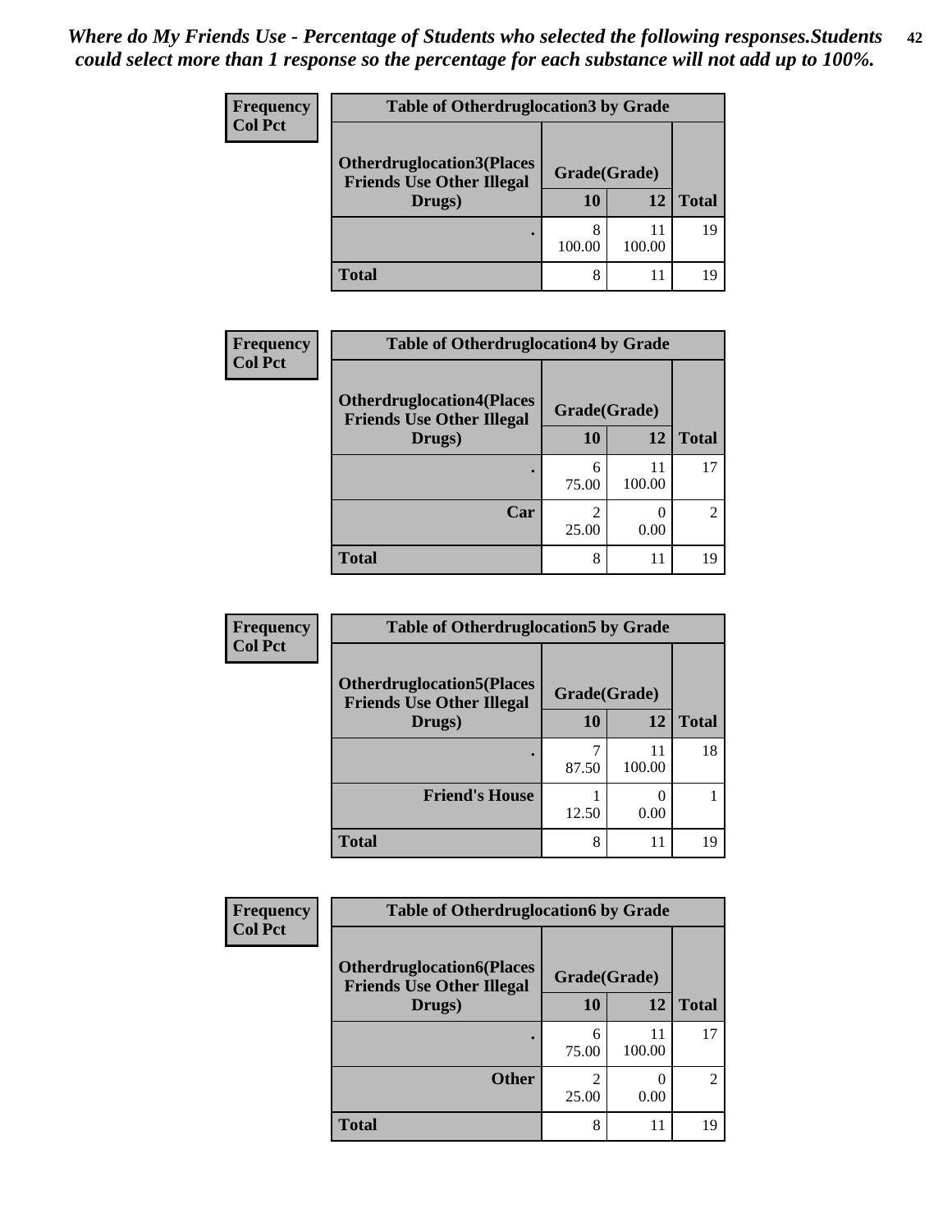*Where do My Friends Use - Percentage of Students who selected the following responses.Students could select more than 1 response so the percentage for each substance will not add up to 100%.*

**Frequency**
**Col Pct**

| Table of Otherdruglocation3 by Grade | | | |
|---|---|---|---|
| **Otherdruglocation3(Places Friends Use Other Illegal Drugs)** | **Grade(Grade)** | | **Total** |
| | **10** | **12** | |
| **.** | 8<br>100.00 | 11<br>100.00 | 19 |
| **Total** | 8 | 11 | 19 |

**Frequency**
**Col Pct**

| Table of Otherdruglocation4 by Grade | | | |
|---|---|---|---|
| **Otherdruglocation4(Places Friends Use Other Illegal Drugs)** | **Grade(Grade)** | | **Total** |
| | **10** | **12** | |
| **.** | 6<br>75.00 | 11<br>100.00 | 17 |
| **Car** | 2<br>25.00 | 0<br>0.00 | 2 |
| **Total** | 8 | 11 | 19 |

**Frequency**
**Col Pct**

| Table of Otherdruglocation5 by Grade | | | |
|---|---|---|---|
| **Otherdruglocation5(Places Friends Use Other Illegal Drugs)** | **Grade(Grade)** | | **Total** |
| | **10** | **12** | |
| **.** | 7<br>87.50 | 11<br>100.00 | 18 |
| **Friend's House** | 1<br>12.50 | 0<br>0.00 | 1 |
| **Total** | 8 | 11 | 19 |

**Frequency**
**Col Pct**

| Table of Otherdruglocation6 by Grade | | | |
|---|---|---|---|
| **Otherdruglocation6(Places Friends Use Other Illegal Drugs)** | **Grade(Grade)** | | **Total** |
| | **10** | **12** | |
| **.** | 6<br>75.00 | 11<br>100.00 | 17 |
| **Other** | 2<br>25.00 | 0<br>0.00 | 2 |
| **Total** | 8 | 11 | 19 |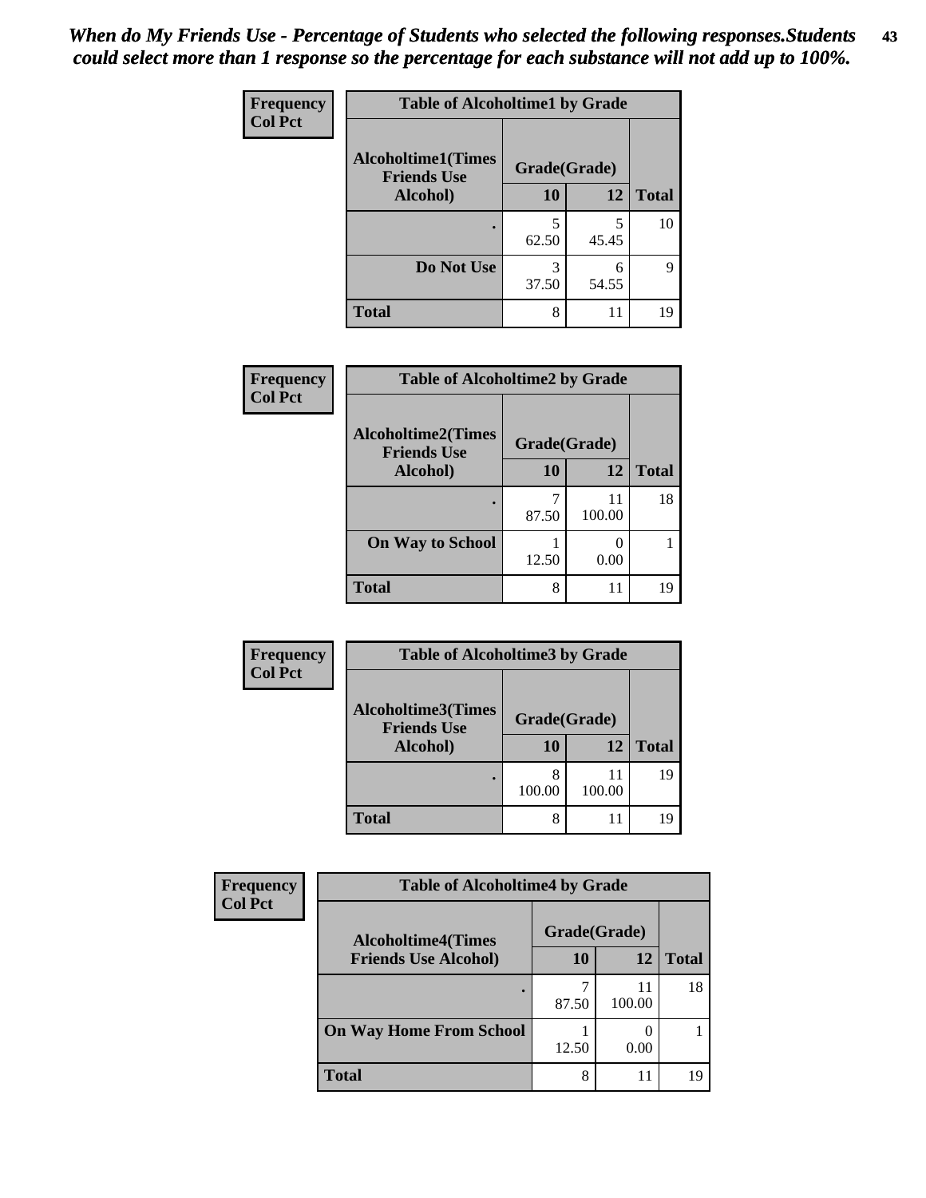*When do My Friends Use - Percentage of Students who selected the following responses.Students could select more than 1 response so the percentage for each substance will not add up to 100%.*

**Frequency**
**Col Pct**

| Table of Alcoholtime1 by Grade | | | |
|---|---|---|---|
| Alcoholtime1(Times Friends Use Alcohol) | Grade(Grade) | | |
| | 10 | 12 | Total |
| . | 5<br>62.50 | 5<br>45.45 | 10 |
| Do Not Use | 3<br>37.50 | 6<br>54.55 | 9 |
| Total | 8 | 11 | 19 |

**Frequency**
**Col Pct**

| Table of Alcoholtime2 by Grade | | | |
|---|---|---|---|
| Alcoholtime2(Times Friends Use Alcohol) | Grade(Grade) | | |
| | 10 | 12 | Total |
| . | 7<br>87.50 | 11<br>100.00 | 18 |
| On Way to School | 1<br>12.50 | 0<br>0.00 | 1 |
| Total | 8 | 11 | 19 |

**Frequency**
**Col Pct**

| Table of Alcoholtime3 by Grade | | | |
|---|---|---|---|
| Alcoholtime3(Times Friends Use Alcohol) | Grade(Grade) | | |
| | 10 | 12 | Total |
| . | 8<br>100.00 | 11<br>100.00 | 19 |
| Total | 8 | 11 | 19 |

**Frequency**
**Col Pct**

| Table of Alcoholtime4 by Grade | | | |
|---|---|---|---|
| Alcoholtime4(Times Friends Use Alcohol) | Grade(Grade) | | |
| | 10 | 12 | Total |
| . | 7<br>87.50 | 11<br>100.00 | 18 |
| On Way Home From School | 1<br>12.50 | 0<br>0.00 | 1 |
| Total | 8 | 11 | 19 |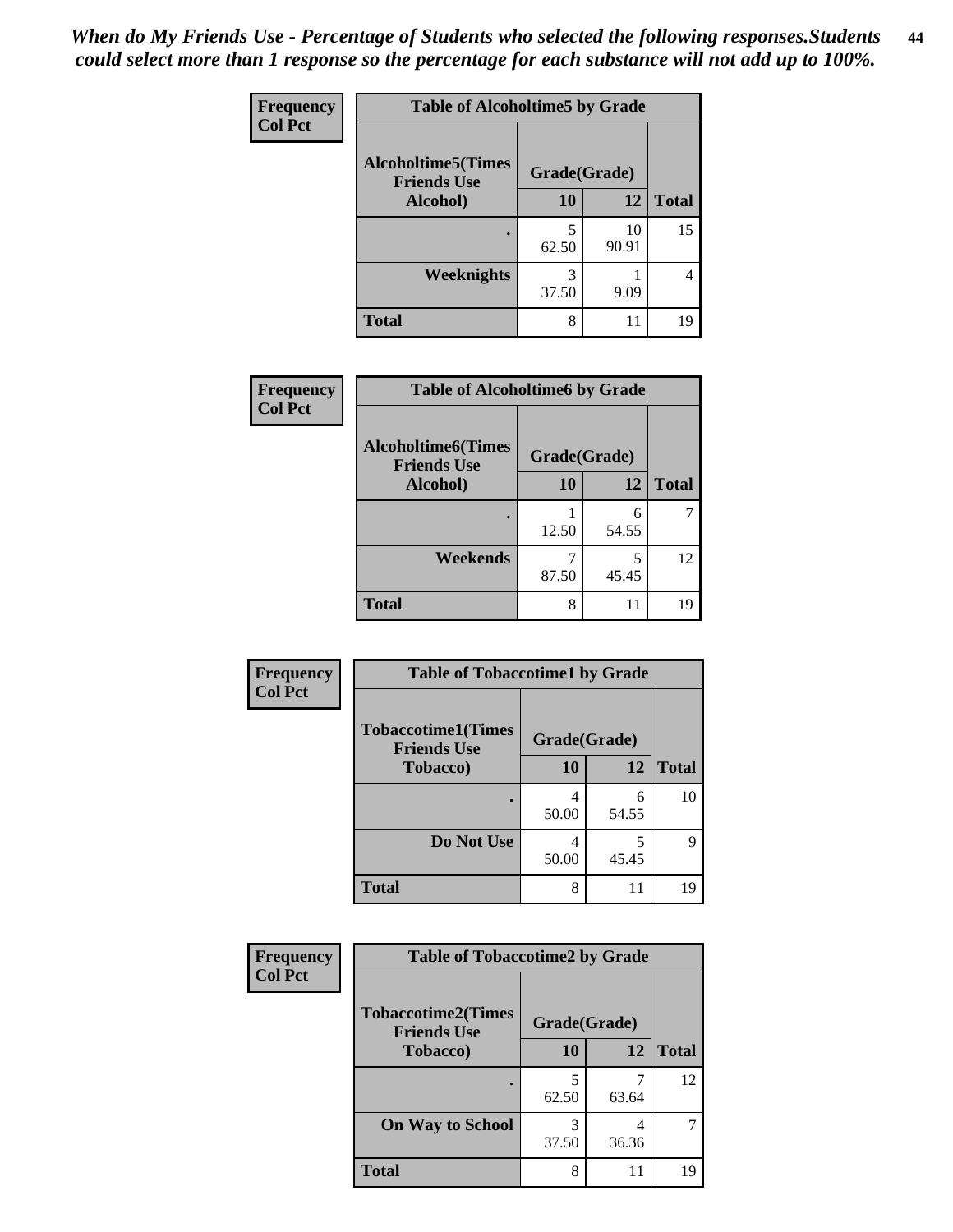*When do My Friends Use - Percentage of Students who selected the following responses.Students could select more than 1 response so the percentage for each substance will not add up to 100%.*

**Frequency**
**Col Pct**

| Table of Alcoholtime5 by Grade | | | |
|---|---|---|---|
| Alcoholtime5(Times Friends Use Alcohol) | Grade(Grade) | | Total |
| | 10 | 12 | |
| . | 5<br>62.50 | 10<br>90.91 | 15 |
| Weeknights | 3<br>37.50 | 1<br>9.09 | 4 |
| Total | 8 | 11 | 19 |

**Frequency**
**Col Pct**

| Table of Alcoholtime6 by Grade | | | |
|---|---|---|---|
| Alcoholtime6(Times Friends Use Alcohol) | Grade(Grade) | | Total |
| | 10 | 12 | |
| . | 1<br>12.50 | 6<br>54.55 | 7 |
| Weekends | 7<br>87.50 | 5<br>45.45 | 12 |
| Total | 8 | 11 | 19 |

**Frequency**
**Col Pct**

| Table of Tobaccotime1 by Grade | | | |
|---|---|---|---|
| Tobaccotime1(Times Friends Use Tobacco) | Grade(Grade) | | Total |
| | 10 | 12 | |
| . | 4<br>50.00 | 6<br>54.55 | 10 |
| Do Not Use | 4<br>50.00 | 5<br>45.45 | 9 |
| Total | 8 | 11 | 19 |

**Frequency**
**Col Pct**

| Table of Tobaccotime2 by Grade | | | |
|---|---|---|---|
| Tobaccotime2(Times Friends Use Tobacco) | Grade(Grade) | | Total |
| | 10 | 12 | |
| . | 5<br>62.50 | 7<br>63.64 | 12 |
| On Way to School | 3<br>37.50 | 4<br>36.36 | 7 |
| Total | 8 | 11 | 19 |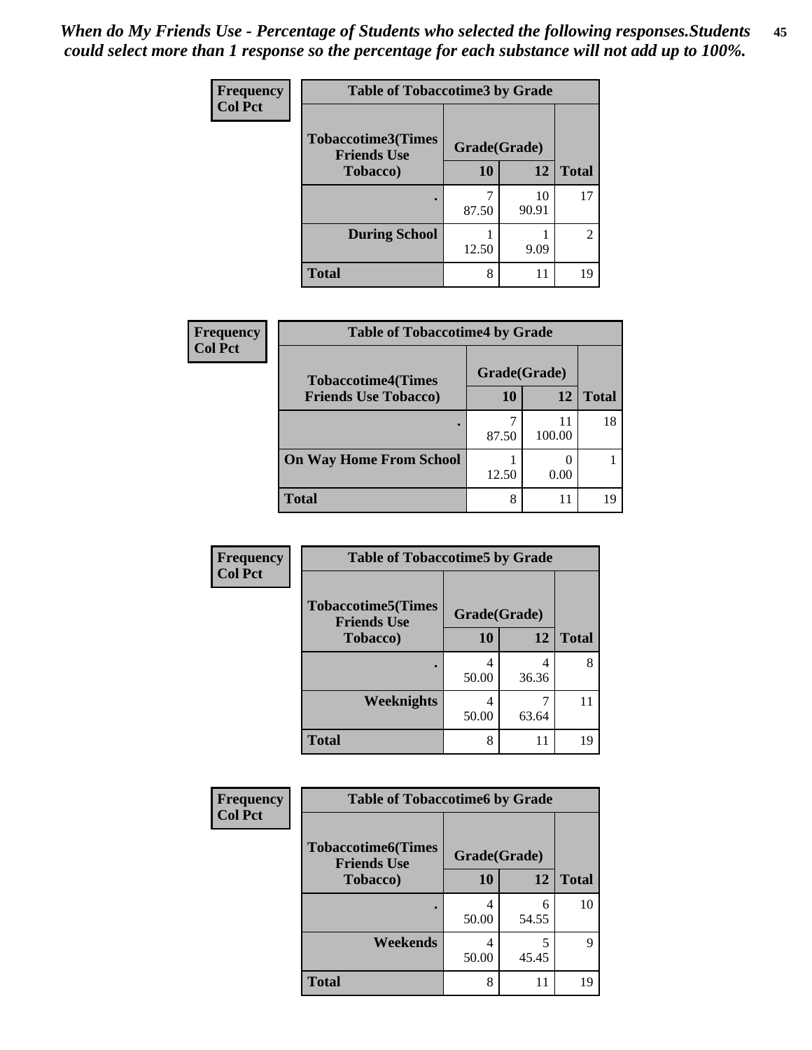*When do My Friends Use - Percentage of Students who selected the following responses.Students could select more than 1 response so the percentage for each substance will not add up to 100%.*

**Frequency**
**Col Pct**

| Table of Tobaccotime3 by Grade | | | |
|---|---|---|---|
| **Tobaccotime3(Times Friends Use Tobacco)** | **Grade(Grade)** | | |
| | **10** | **12** | **Total** |
| **.** | 7<br>87.50 | 10<br>90.91 | 17 |
| **During School** | 1<br>12.50 | 1<br>9.09 | 2 |
| **Total** | 8 | 11 | 19 |

**Frequency**
**Col Pct**

| Table of Tobaccotime4 by Grade | | | |
|---|---|---|---|
| **Tobaccotime4(Times Friends Use Tobacco)** | **Grade(Grade)** | | |
| | **10** | **12** | **Total** |
| **.** | 7<br>87.50 | 11<br>100.00 | 18 |
| **On Way Home From School** | 1<br>12.50 | 0<br>0.00 | 1 |
| **Total** | 8 | 11 | 19 |

**Frequency**
**Col Pct**

| Table of Tobaccotime5 by Grade | | | |
|---|---|---|---|
| **Tobaccotime5(Times Friends Use Tobacco)** | **Grade(Grade)** | | |
| | **10** | **12** | **Total** |
| **.** | 4<br>50.00 | 4<br>36.36 | 8 |
| **Weeknights** | 4<br>50.00 | 7<br>63.64 | 11 |
| **Total** | 8 | 11 | 19 |

**Frequency**
**Col Pct**

| Table of Tobaccotime6 by Grade | | | |
|---|---|---|---|
| **Tobaccotime6(Times Friends Use Tobacco)** | **Grade(Grade)** | | |
| | **10** | **12** | **Total** |
| **.** | 4<br>50.00 | 6<br>54.55 | 10 |
| **Weekends** | 4<br>50.00 | 5<br>45.45 | 9 |
| **Total** | 8 | 11 | 19 |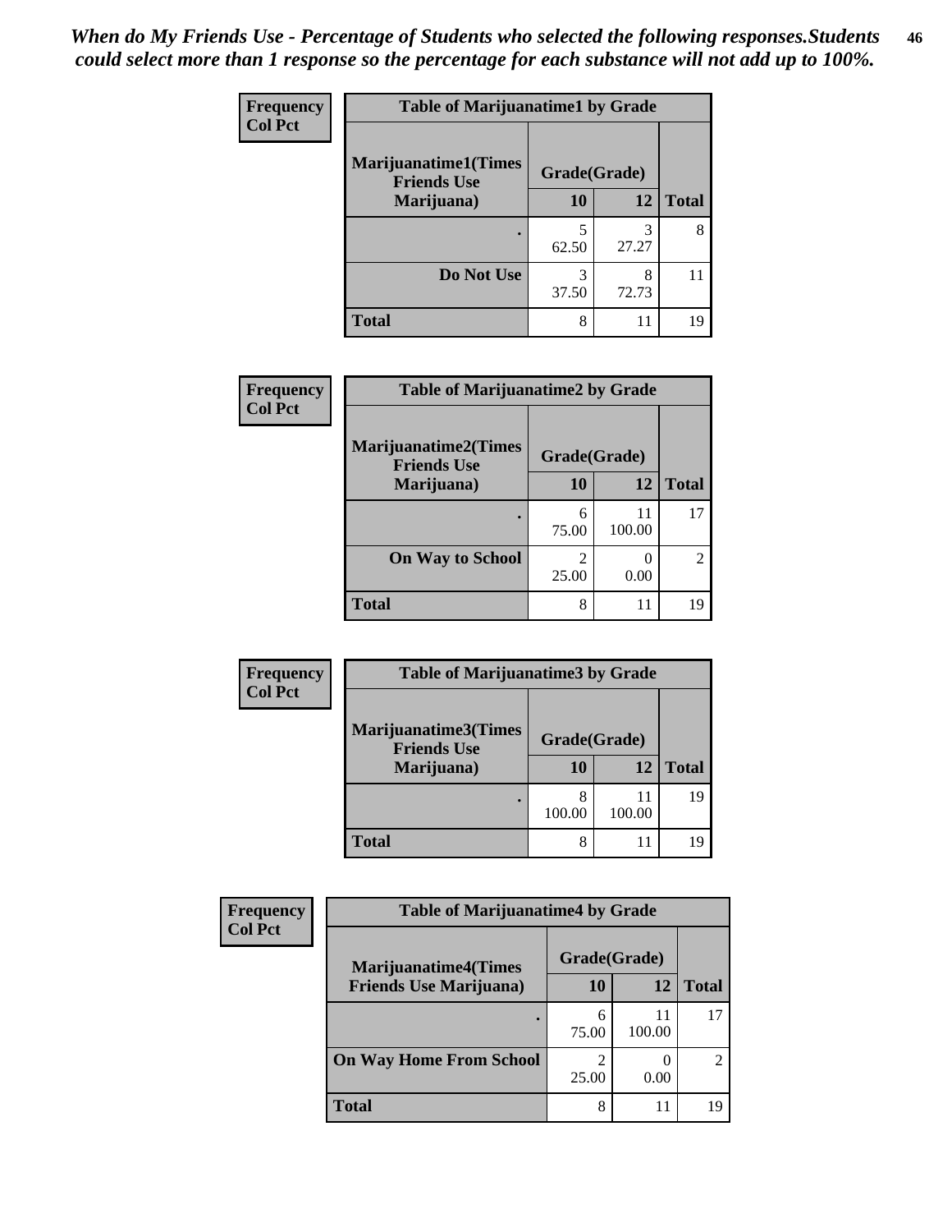*When do My Friends Use - Percentage of Students who selected the following responses.Students could select more than 1 response so the percentage for each substance will not add up to 100%.*

**Frequency**
**Col Pct**

| Table of Marijuanatime1 by Grade | | | |
|---|---|---|---|
| Marijuanatime1(Times Friends Use Marijuana) | Grade(Grade) | | |
| | 10 | 12 | Total |
| . | 5<br>62.50 | 3<br>27.27 | 8 |
| Do Not Use | 3<br>37.50 | 8<br>72.73 | 11 |
| Total | 8 | 11 | 19 |

**Frequency**
**Col Pct**

| Table of Marijuanatime2 by Grade | | | |
|---|---|---|---|
| Marijuanatime2(Times Friends Use Marijuana) | Grade(Grade) | | |
| | 10 | 12 | Total |
| . | 6<br>75.00 | 11<br>100.00 | 17 |
| On Way to School | 2<br>25.00 | 0<br>0.00 | 2 |
| Total | 8 | 11 | 19 |

**Frequency**
**Col Pct**

| Table of Marijuanatime3 by Grade | | | |
|---|---|---|---|
| Marijuanatime3(Times Friends Use Marijuana) | Grade(Grade) | | |
| | 10 | 12 | Total |
| . | 8<br>100.00 | 11<br>100.00 | 19 |
| Total | 8 | 11 | 19 |

**Frequency**
**Col Pct**

| Table of Marijuanatime4 by Grade | | | |
|---|---|---|---|
| Marijuanatime4(Times Friends Use Marijuana) | Grade(Grade) | | |
| | 10 | 12 | Total |
| . | 6<br>75.00 | 11<br>100.00 | 17 |
| On Way Home From School | 2<br>25.00 | 0<br>0.00 | 2 |
| Total | 8 | 11 | 19 |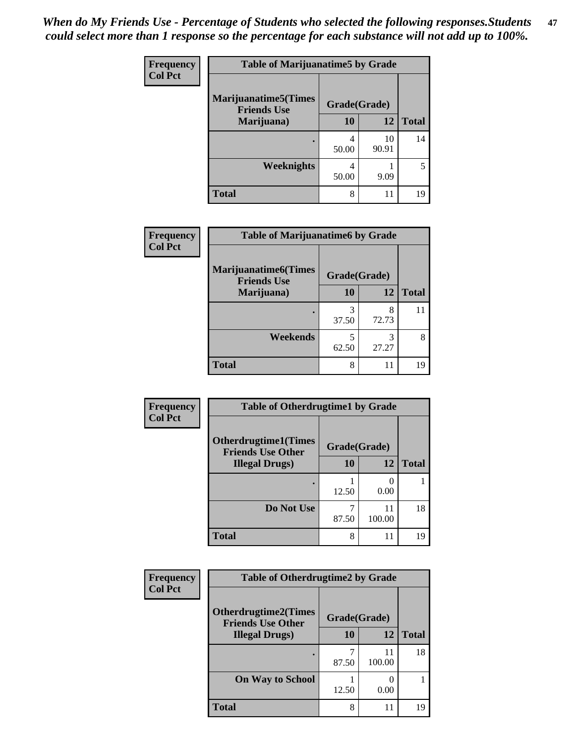*When do My Friends Use - Percentage of Students who selected the following responses.Students could select more than 1 response so the percentage for each substance will not add up to 100%.*

**Frequency**
**Col Pct**

| Table of Marijuanatime5 by Grade | | | |
|---|---|---|---|
| **Marijuanatime5(Times Friends Use Marijuana)** | **Grade(Grade)** | | **Total** |
| | **10** | **12** | |
| **.** | 4<br>50.00 | 10<br>90.91 | 14 |
| **Weeknights** | 4<br>50.00 | 1<br>9.09 | 5 |
| **Total** | 8 | 11 | 19 |

**Frequency**
**Col Pct**

| Table of Marijuanatime6 by Grade | | | |
|---|---|---|---|
| **Marijuanatime6(Times Friends Use Marijuana)** | **Grade(Grade)** | | **Total** |
| | **10** | **12** | |
| **.** | 3<br>37.50 | 8<br>72.73 | 11 |
| **Weekends** | 5<br>62.50 | 3<br>27.27 | 8 |
| **Total** | 8 | 11 | 19 |

**Frequency**
**Col Pct**

| Table of Otherdrugtime1 by Grade | | | |
|---|---|---|---|
| **Otherdrugtime1(Times Friends Use Other Illegal Drugs)** | **Grade(Grade)** | | **Total** |
| | **10** | **12** | |
| **.** | 1<br>12.50 | 0<br>0.00 | 1 |
| **Do Not Use** | 7<br>87.50 | 11<br>100.00 | 18 |
| **Total** | 8 | 11 | 19 |

**Frequency**
**Col Pct**

| Table of Otherdrugtime2 by Grade | | | |
|---|---|---|---|
| **Otherdrugtime2(Times Friends Use Other Illegal Drugs)** | **Grade(Grade)** | | **Total** |
| | **10** | **12** | |
| **.** | 7<br>87.50 | 11<br>100.00 | 18 |
| **On Way to School** | 1<br>12.50 | 0<br>0.00 | 1 |
| **Total** | 8 | 11 | 19 |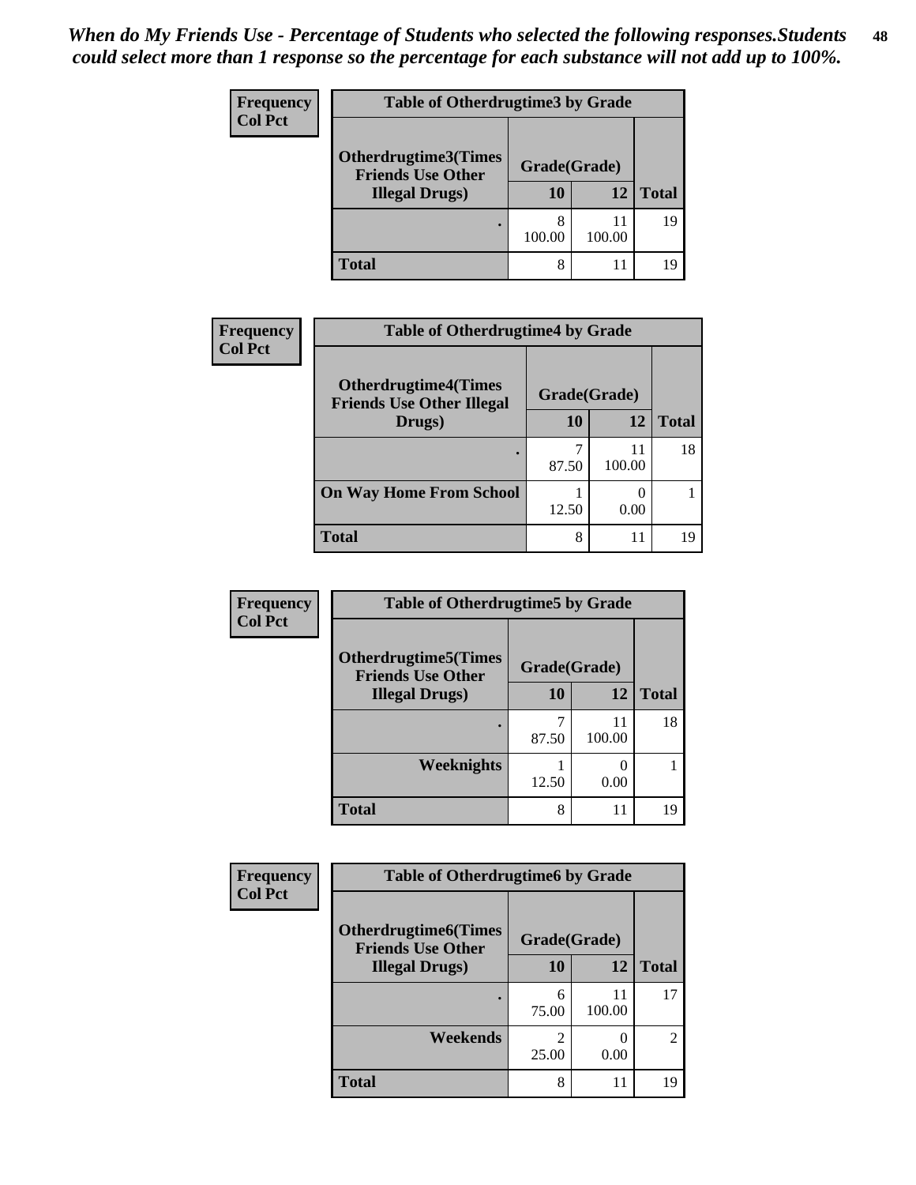*When do My Friends Use - Percentage of Students who selected the following responses.Students could select more than 1 response so the percentage for each substance will not add up to 100%.*

**Frequency**
**Col Pct**

| Table of Otherdrugtime3 by Grade | | | |
|---|---|---|---|
| **Otherdrugtime3(Times Friends Use Other Illegal Drugs)** | **Grade(Grade)** | | |
| | **10** | **12** | **Total** |
| . | 8<br>100.00 | 11<br>100.00 | 19 |
| **Total** | 8 | 11 | 19 |

**Frequency**
**Col Pct**

| Table of Otherdrugtime4 by Grade | | | |
|---|---|---|---|
| **Otherdrugtime4(Times Friends Use Other Illegal Drugs)** | **Grade(Grade)** | | |
| | **10** | **12** | **Total** |
| . | 7<br>87.50 | 11<br>100.00 | 18 |
| **On Way Home From School** | 1<br>12.50 | 0<br>0.00 | 1 |
| **Total** | 8 | 11 | 19 |

**Frequency**
**Col Pct**

| Table of Otherdrugtime5 by Grade | | | |
|---|---|---|---|
| **Otherdrugtime5(Times Friends Use Other Illegal Drugs)** | **Grade(Grade)** | | |
| | **10** | **12** | **Total** |
| . | 7<br>87.50 | 11<br>100.00 | 18 |
| **Weeknights** | 1<br>12.50 | 0<br>0.00 | 1 |
| **Total** | 8 | 11 | 19 |

**Frequency**
**Col Pct**

| Table of Otherdrugtime6 by Grade | | | |
|---|---|---|---|
| **Otherdrugtime6(Times Friends Use Other Illegal Drugs)** | **Grade(Grade)** | | |
| | **10** | **12** | **Total** |
| . | 6<br>75.00 | 11<br>100.00 | 17 |
| **Weekends** | 2<br>25.00 | 0<br>0.00 | 2 |
| **Total** | 8 | 11 | 19 |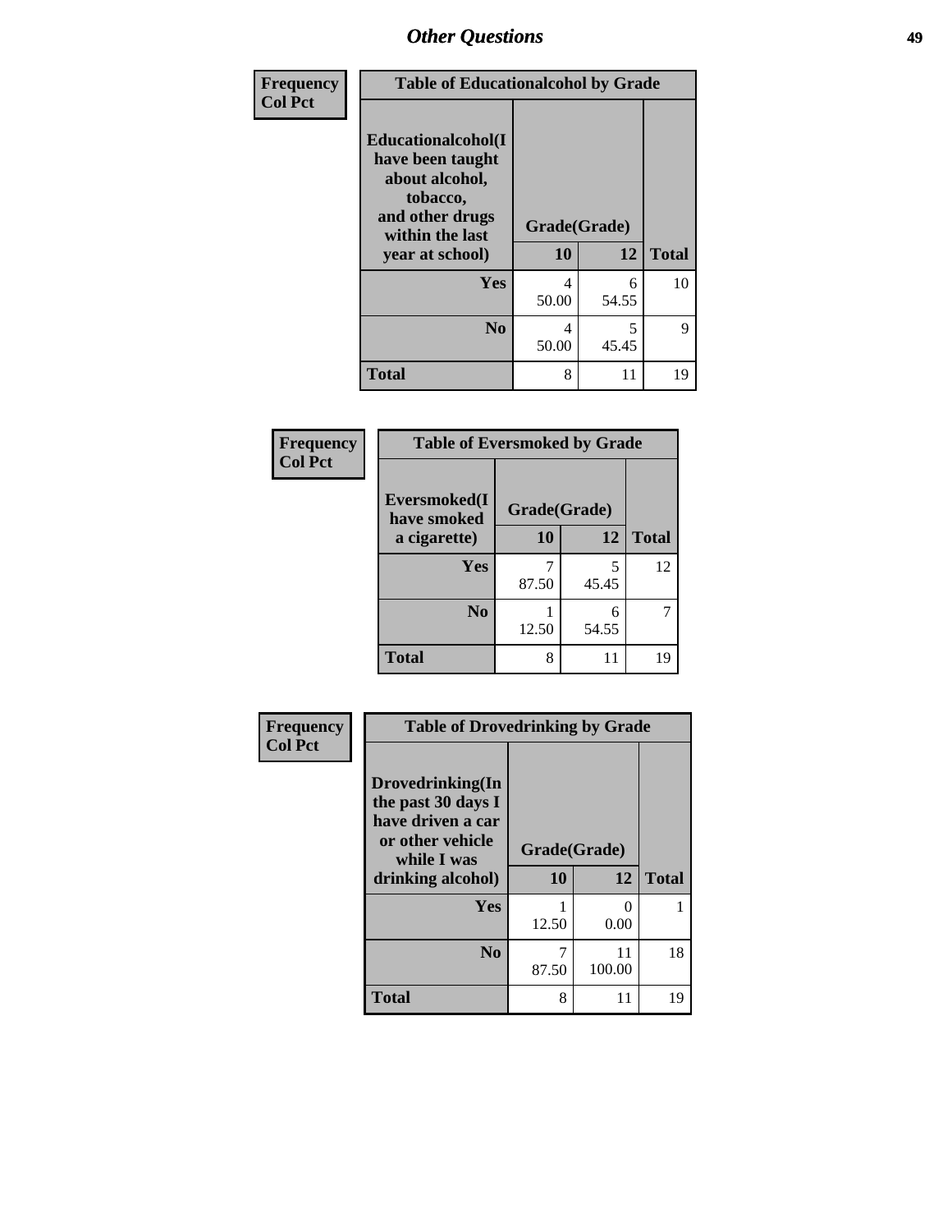| Frequency<br>Col Pct | Table of Educationalcohol by Grade | | |
|---|---|---|---|
| Educationalcohol(I have been taught about alcohol, tobacco, and other drugs within the last year at school) | Grade(Grade) | | |
| | 10 | 12 | Total |
| Yes | 4<br>50.00 | 6<br>54.55 | 10 |
| No | 4<br>50.00 | 5<br>45.45 | 9 |
| Total | 8 | 11 | 19 |

| Frequency<br>Col Pct | Table of Eversmoked by Grade | | |
|---|---|---|---|
| Eversmoked(I have smoked a cigarette) | Grade(Grade) | | |
| | 10 | 12 | Total |
| Yes | 7<br>87.50 | 5<br>45.45 | 12 |
| No | 1<br>12.50 | 6<br>54.55 | 7 |
| Total | 8 | 11 | 19 |

| Frequency<br>Col Pct | Table of Drovedrinking by Grade | | |
|---|---|---|---|
| Drovedrinking(In the past 30 days I have driven a car or other vehicle while I was drinking alcohol) | Grade(Grade) | | |
| | 10 | 12 | Total |
| Yes | 1<br>12.50 | 0<br>0.00 | 1 |
| No | 7<br>87.50 | 11<br>100.00 | 18 |
| Total | 8 | 11 | 19 |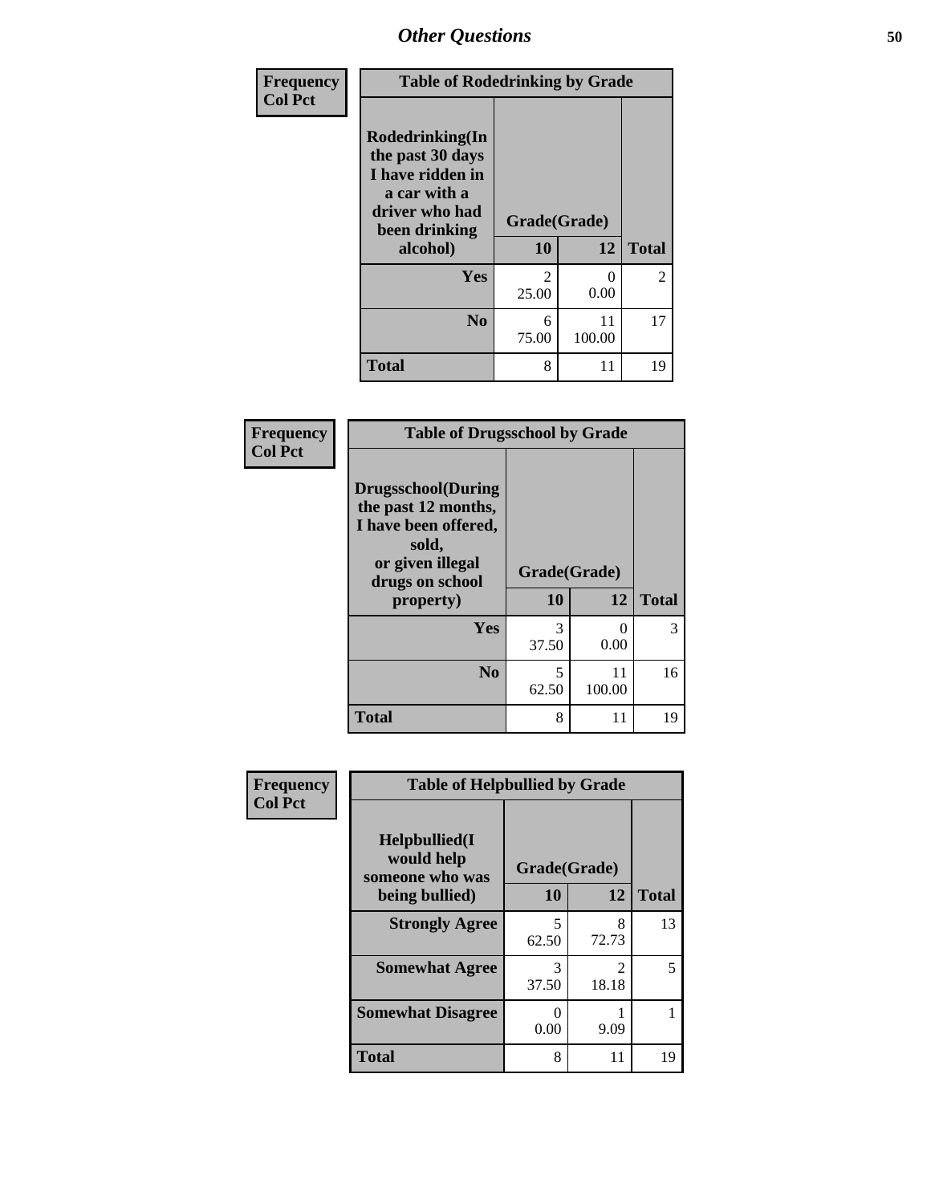## Other Questions

**Frequency Col Pct**

| Table of Rodedrinking by Grade | | | |
|---|---|---|---|
| Rodedrinking(In the past 30 days I have ridden in a car with a driver who had been drinking alcohol) | Grade(Grade) | | |
| | 10 | 12 | Total |
| **Yes** | 2<br>25.00 | 0<br>0.00 | 2 |
| **No** | 6<br>75.00 | 11<br>100.00 | 17 |
| **Total** | 8 | 11 | 19 |

**Frequency Col Pct**

| Table of Drugsschool by Grade | | | |
|---|---|---|---|
| Drugsschool(During the past 12 months, I have been offered, sold, or given illegal drugs on school property) | Grade(Grade) | | |
| | 10 | 12 | Total |
| **Yes** | 3<br>37.50 | 0<br>0.00 | 3 |
| **No** | 5<br>62.50 | 11<br>100.00 | 16 |
| **Total** | 8 | 11 | 19 |

**Frequency Col Pct**

| Table of Helpbullied by Grade | | | |
|---|---|---|---|
| Helpbullied(I would help someone who was being bullied) | Grade(Grade) | | |
| | 10 | 12 | Total |
| **Strongly Agree** | 5<br>62.50 | 8<br>72.73 | 13 |
| **Somewhat Agree** | 3<br>37.50 | 2<br>18.18 | 5 |
| **Somewhat Disagree** | 0<br>0.00 | 1<br>9.09 | 1 |
| **Total** | 8 | 11 | 19 |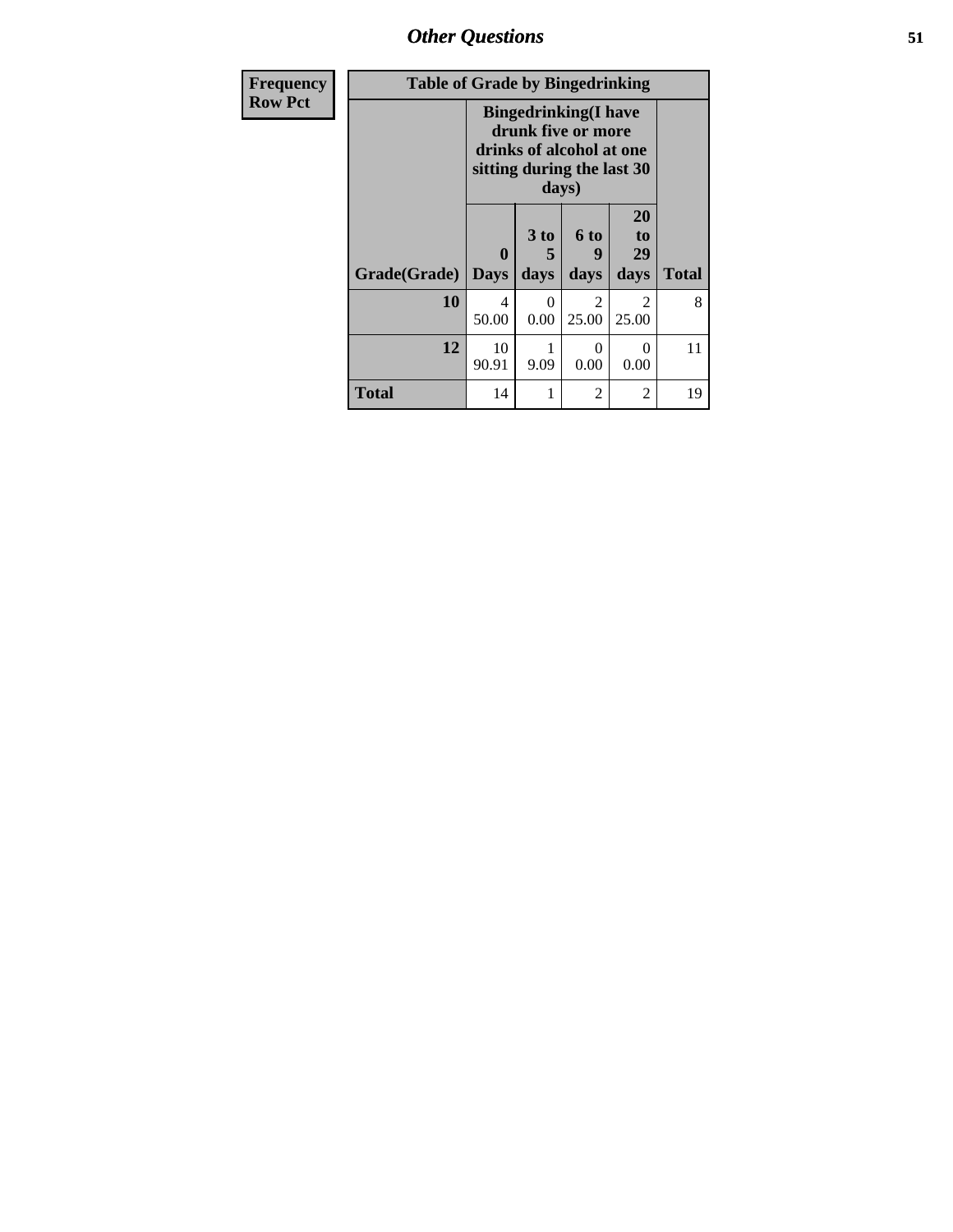## Other Questions

| Frequency<br>Row Pct |
|---|

| Table of Grade by Bingedrinking | | | | | |
|---|---|---|---|---|---|
| | Bingedrinking(I have drunk five or more drinks of alcohol at one sitting during the last 30 days) | | | | |
| Grade(Grade) | 0 Days | 3 to 5 days | 6 to 9 days | 20 to 29 days | Total |
| 10 | 4<br>50.00 | 0<br>0.00 | 2<br>25.00 | 2<br>25.00 | 8 |
| 12 | 10<br>90.91 | 1<br>9.09 | 0<br>0.00 | 0<br>0.00 | 11 |
| Total | 14 | 1 | 2 | 2 | 19 |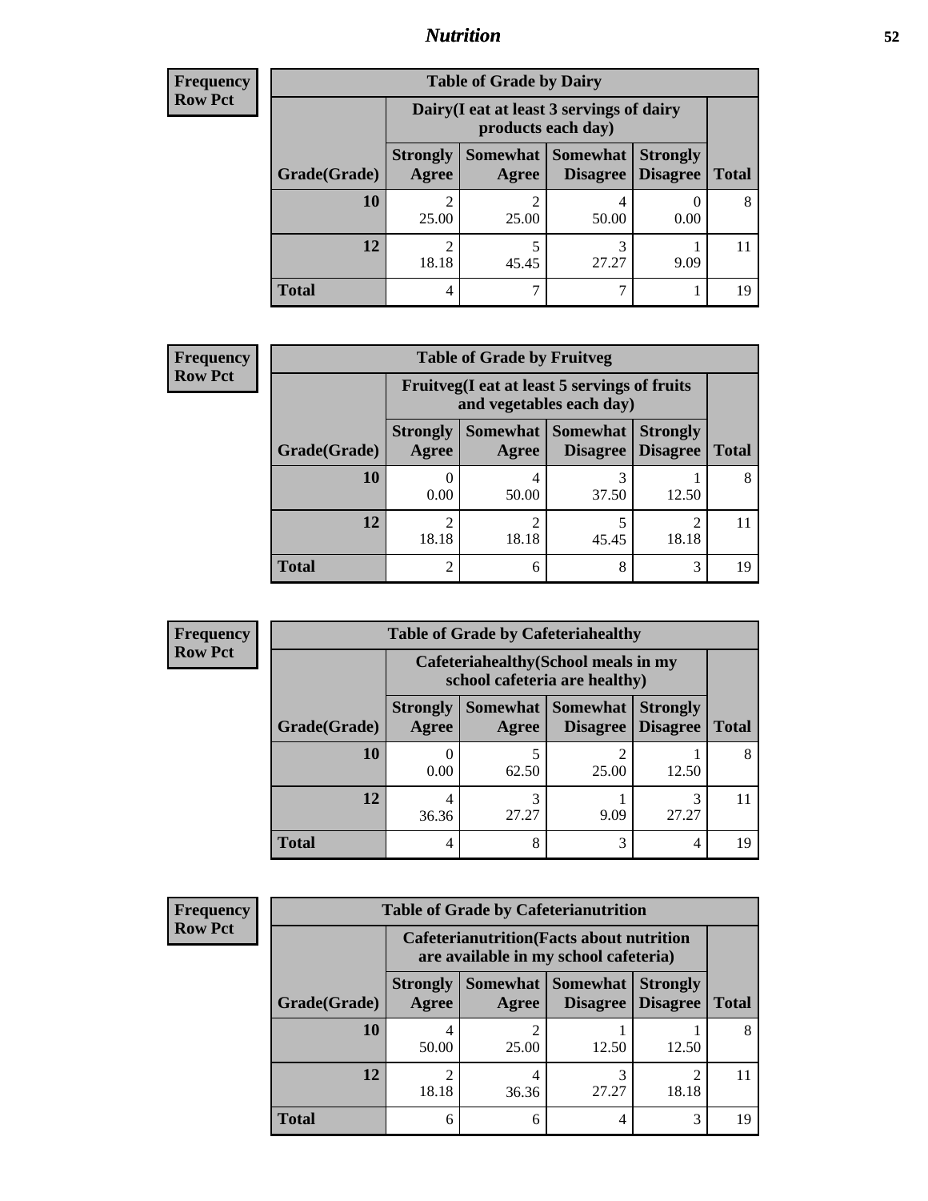| Frequency Row Pct | Table of Grade by Dairy | | | | |
|---|---|---|---|---|---|
| | Dairy(I eat at least 3 servings of dairy products each day) | | | | |
| Grade(Grade) | Strongly Agree | Somewhat Agree | Somewhat Disagree | Strongly Disagree | Total |
| 10 | 2<br>25.00 | 2<br>25.00 | 4<br>50.00 | 0<br>0.00 | 8 |
| 12 | 2<br>18.18 | 5<br>45.45 | 3<br>27.27 | 1<br>9.09 | 11 |
| Total | 4 | 7 | 7 | 1 | 19 |

| Frequency Row Pct | Table of Grade by Fruitveg | | | | |
|---|---|---|---|---|---|
| | Fruitveg(I eat at least 5 servings of fruits and vegetables each day) | | | | |
| Grade(Grade) | Strongly Agree | Somewhat Agree | Somewhat Disagree | Strongly Disagree | Total |
| 10 | 0<br>0.00 | 4<br>50.00 | 3<br>37.50 | 1<br>12.50 | 8 |
| 12 | 2<br>18.18 | 2<br>18.18 | 5<br>45.45 | 2<br>18.18 | 11 |
| Total | 2 | 6 | 8 | 3 | 19 |

| Frequency Row Pct | Table of Grade by Cafeteriahealthy | | | | |
|---|---|---|---|---|---|
| | Cafeteriahealthy(School meals in my school cafeteria are healthy) | | | | |
| Grade(Grade) | Strongly Agree | Somewhat Agree | Somewhat Disagree | Strongly Disagree | Total |
| 10 | 0<br>0.00 | 5<br>62.50 | 2<br>25.00 | 1<br>12.50 | 8 |
| 12 | 4<br>36.36 | 3<br>27.27 | 1<br>9.09 | 3<br>27.27 | 11 |
| Total | 4 | 8 | 3 | 4 | 19 |

| Frequency Row Pct | Table of Grade by Cafeterianutrition | | | | |
|---|---|---|---|---|---|
| | Cafeterianutrition(Facts about nutrition are available in my school cafeteria) | | | | |
| Grade(Grade) | Strongly Agree | Somewhat Agree | Somewhat Disagree | Strongly Disagree | Total |
| 10 | 4<br>50.00 | 2<br>25.00 | 1<br>12.50 | 1<br>12.50 | 8 |
| 12 | 2<br>18.18 | 4<br>36.36 | 3<br>27.27 | 2<br>18.18 | 11 |
| Total | 6 | 6 | 4 | 3 | 19 |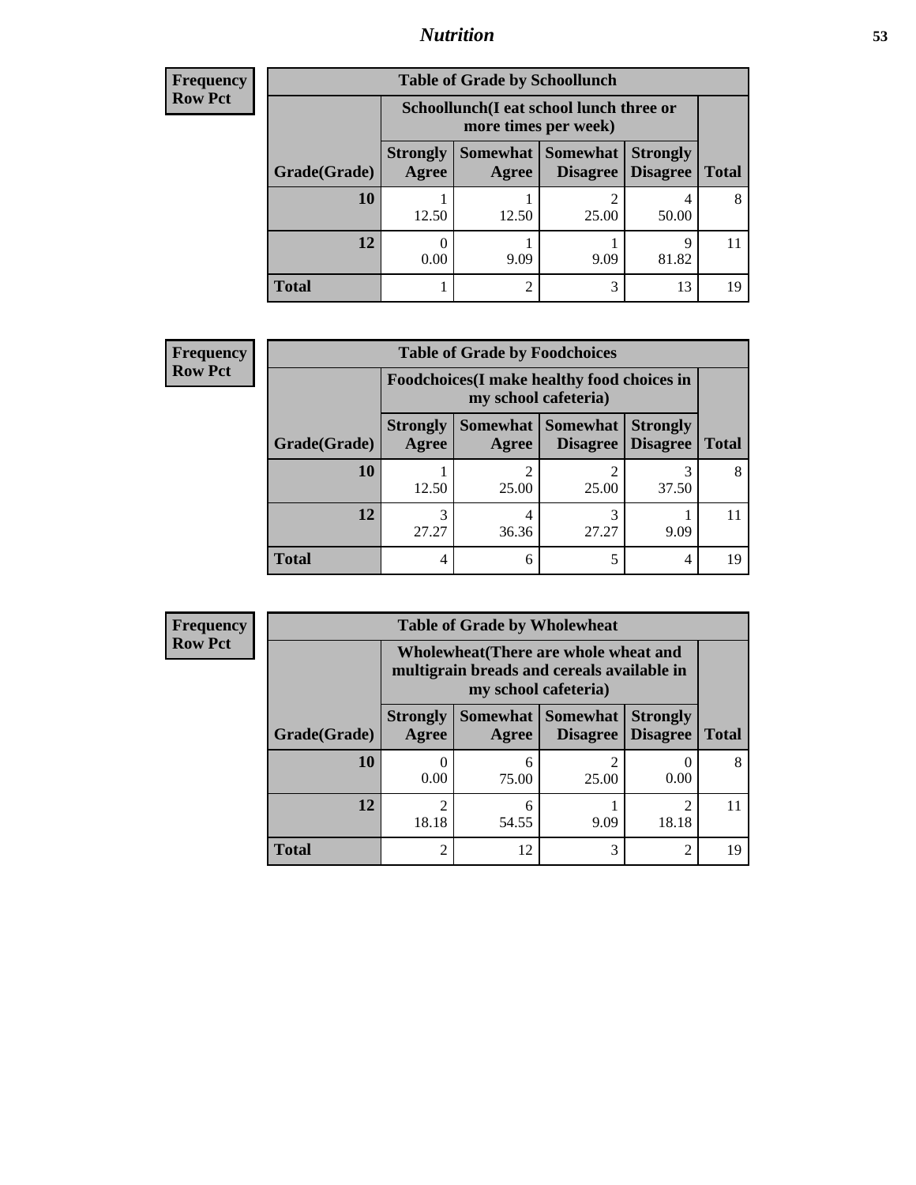| Frequency Row Pct | | | | | |
|---|---|---|---|---|---|

**Table of Grade by Schoollunch**

| | Schoollunch(I eat school lunch three or more times per week) | | | | |
|---|---|---|---|---|---|
| Grade(Grade) | Strongly Agree | Somewhat Agree | Somewhat Disagree | Strongly Disagree | Total |
| 10 | 1<br>12.50 | 1<br>12.50 | 2<br>25.00 | 4<br>50.00 | 8 |
| 12 | 0<br>0.00 | 1<br>9.09 | 1<br>9.09 | 9<br>81.82 | 11 |
| Total | 1 | 2 | 3 | 13 | 19 |

**Table of Grade by Foodchoices**

| | Foodchoices(I make healthy food choices in my school cafeteria) | | | | |
|---|---|---|---|---|---|
| Grade(Grade) | Strongly Agree | Somewhat Agree | Somewhat Disagree | Strongly Disagree | Total |
| 10 | 1<br>12.50 | 2<br>25.00 | 2<br>25.00 | 3<br>37.50 | 8 |
| 12 | 3<br>27.27 | 4<br>36.36 | 3<br>27.27 | 1<br>9.09 | 11 |
| Total | 4 | 6 | 5 | 4 | 19 |

**Table of Grade by Wholewheat**

| | Wholewheat(There are whole wheat and multigrain breads and cereals available in my school cafeteria) | | | | |
|---|---|---|---|---|---|
| Grade(Grade) | Strongly Agree | Somewhat Agree | Somewhat Disagree | Strongly Disagree | Total |
| 10 | 0<br>0.00 | 6<br>75.00 | 2<br>25.00 | 0<br>0.00 | 8 |
| 12 | 2<br>18.18 | 6<br>54.55 | 1<br>9.09 | 2<br>18.18 | 11 |
| Total | 2 | 12 | 3 | 2 | 19 |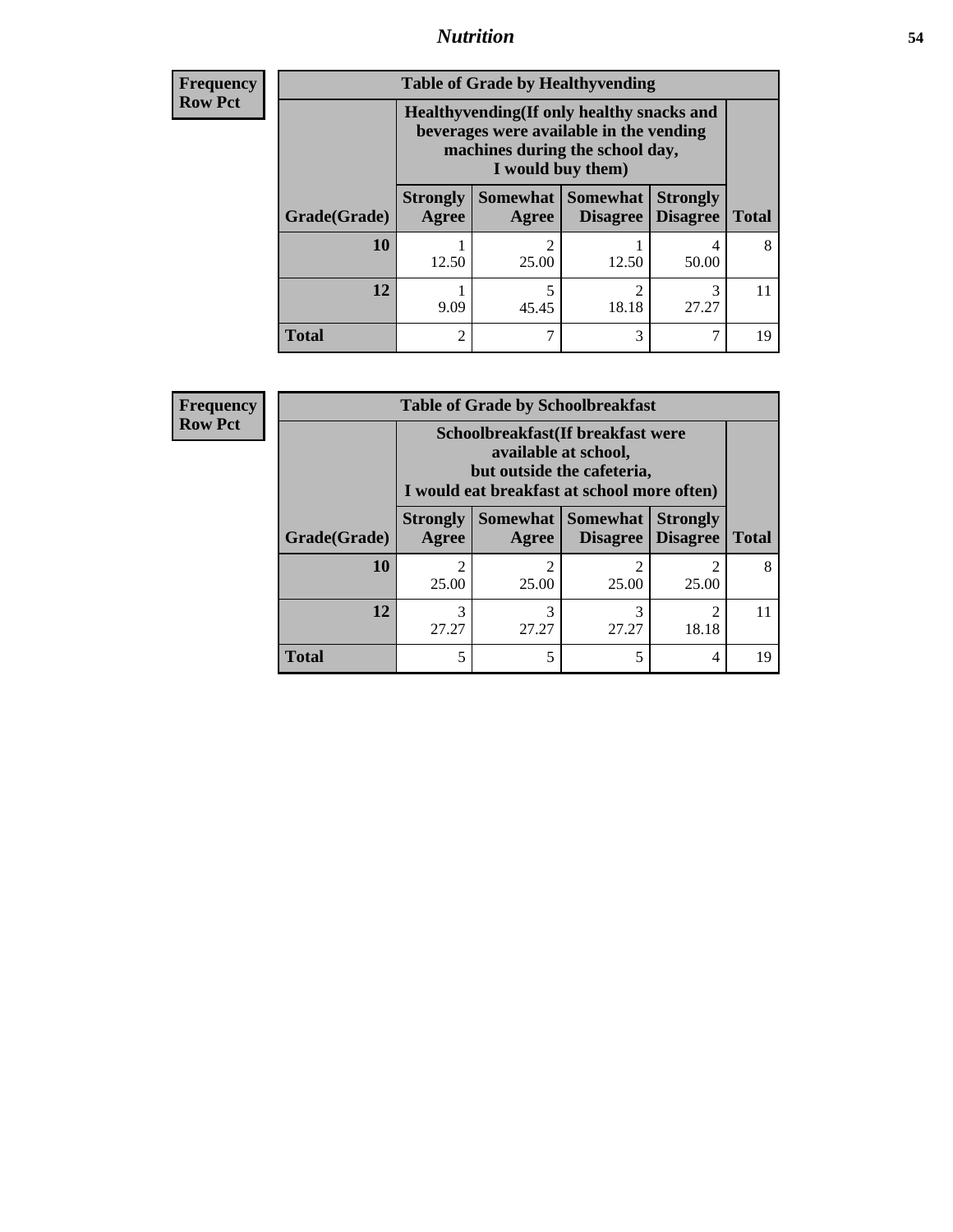| Frequency Row Pct |
|---|

**Table of Grade by Healthyvending**

| Grade(Grade) | Healthyvending(If only healthy snacks and beverages were available in the vending machines during the school day, I would buy them) | | | | Total |
|---|---|---|---|---|---|
| | Strongly Agree | Somewhat Agree | Somewhat Disagree | Strongly Disagree | |
| **10** | 1<br>12.50 | 2<br>25.00 | 1<br>12.50 | 4<br>50.00 | 8 |
| **12** | 1<br>9.09 | 5<br>45.45 | 2<br>18.18 | 3<br>27.27 | 11 |
| **Total** | 2 | 7 | 3 | 7 | 19 |

| Frequency Row Pct |
|---|

**Table of Grade by Schoolbreakfast**

| Grade(Grade) | Schoolbreakfast(If breakfast were available at school, but outside the cafeteria, I would eat breakfast at school more often) | | | | Total |
|---|---|---|---|---|---|
| | Strongly Agree | Somewhat Agree | Somewhat Disagree | Strongly Disagree | |
| **10** | 2<br>25.00 | 2<br>25.00 | 2<br>25.00 | 2<br>25.00 | 8 |
| **12** | 3<br>27.27 | 3<br>27.27 | 3<br>27.27 | 2<br>18.18 | 11 |
| **Total** | 5 | 5 | 5 | 4 | 19 |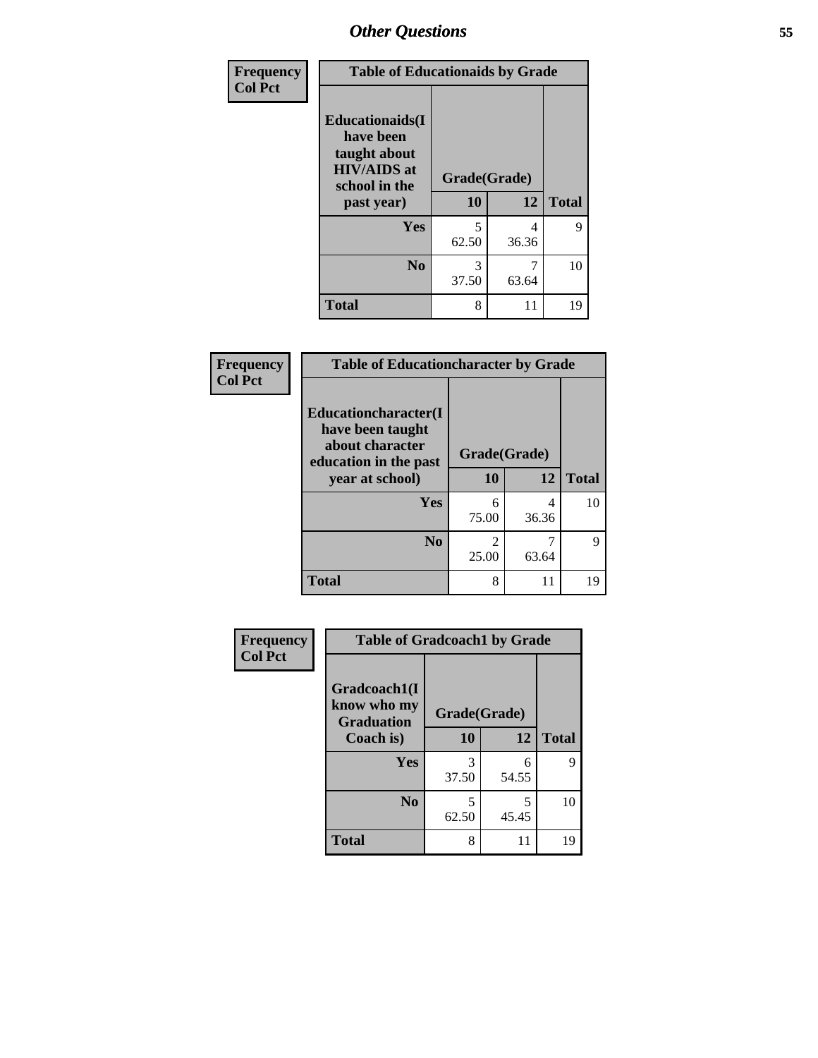## Other Questions

| Frequency Col Pct |
|---|

**Table of Educationaids by Grade**

| Educationaids(I have been taught about HIV/AIDS at school in the past year) | Grade(Grade) 10 | 12 | Total |
|---|---|---|---|
| **Yes** | 5<br>62.50 | 4<br>36.36 | 9 |
| **No** | 3<br>37.50 | 7<br>63.64 | 10 |
| **Total** | 8 | 11 | 19 |

| Frequency Col Pct |
|---|

**Table of Educationcharacter by Grade**

| Educationcharacter(I have been taught about character education in the past year at school) | Grade(Grade) 10 | 12 | Total |
|---|---|---|---|
| **Yes** | 6<br>75.00 | 4<br>36.36 | 10 |
| **No** | 2<br>25.00 | 7<br>63.64 | 9 |
| **Total** | 8 | 11 | 19 |

| Frequency Col Pct |
|---|

**Table of Gradcoach1 by Grade**

| Gradcoach1(I know who my Graduation Coach is) | Grade(Grade) 10 | 12 | Total |
|---|---|---|---|
| **Yes** | 3<br>37.50 | 6<br>54.55 | 9 |
| **No** | 5<br>62.50 | 5<br>45.45 | 10 |
| **Total** | 8 | 11 | 19 |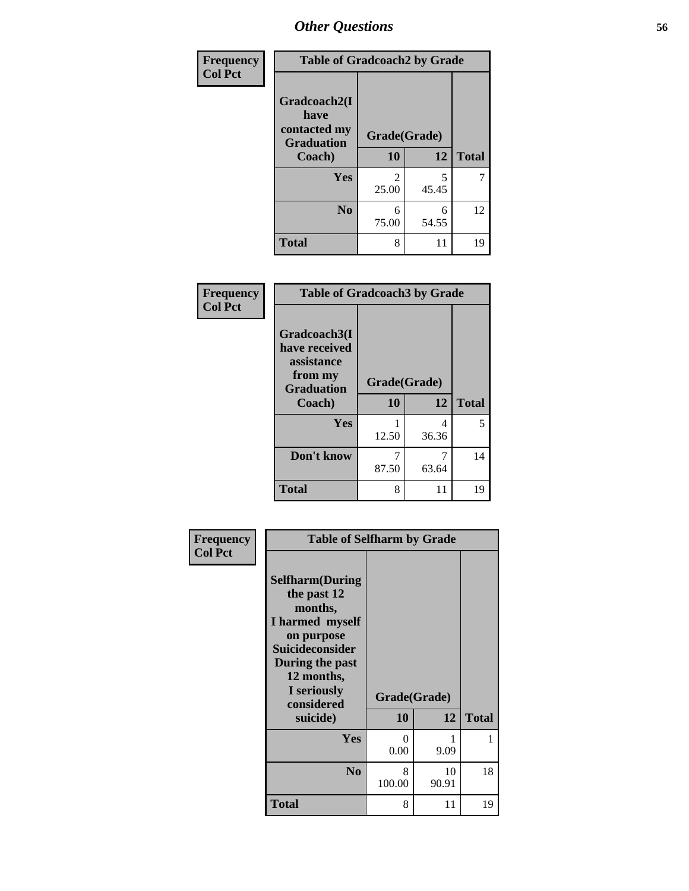## Other Questions

| Frequency Col Pct | Table of Gradcoach2 by Grade | | |
|---|---|---|---|
| Gradcoach2(I have contacted my Graduation Coach) | Grade(Grade) | | |
| | 10 | 12 | Total |
| Yes | 2<br>25.00 | 5<br>45.45 | 7 |
| No | 6<br>75.00 | 6<br>54.55 | 12 |
| Total | 8 | 11 | 19 |

| Frequency Col Pct | Table of Gradcoach3 by Grade | | |
|---|---|---|---|
| Gradcoach3(I have received assistance from my Graduation Coach) | Grade(Grade) | | |
| | 10 | 12 | Total |
| Yes | 1<br>12.50 | 4<br>36.36 | 5 |
| Don't know | 7<br>87.50 | 7<br>63.64 | 14 |
| Total | 8 | 11 | 19 |

| Frequency Col Pct | Table of Selfharm by Grade | | |
|---|---|---|---|
| Selfharm(During the past 12 months, I harmed myself on purpose Suicideconsider During the past 12 months, I seriously considered suicide) | Grade(Grade) | | |
| | 10 | 12 | Total |
| Yes | 0<br>0.00 | 1<br>9.09 | 1 |
| No | 8<br>100.00 | 10<br>90.91 | 18 |
| Total | 8 | 11 | 19 |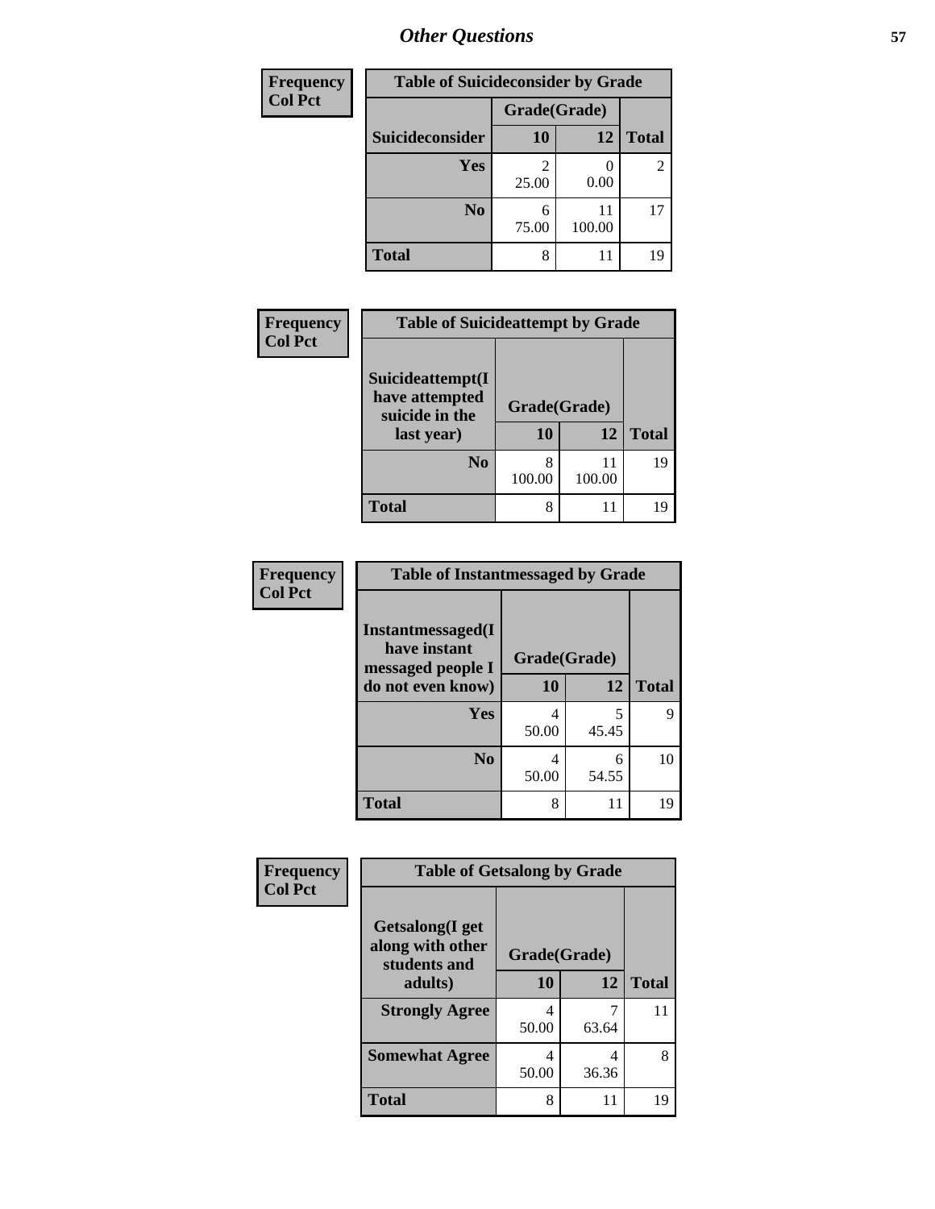| Frequency<br>Col Pct | Table of Suicideconsider by Grade | | |
|---|---|---|---|
| | Grade(Grade) | | |
| Suicideconsider | 10 | 12 | Total |
| Yes | 2<br>25.00 | 0<br>0.00 | 2 |
| No | 6<br>75.00 | 11<br>100.00 | 17 |
| Total | 8 | 11 | 19 |

| Frequency<br>Col Pct | Table of Suicideattempt by Grade | | |
|---|---|---|---|
| Suicideattempt(I have attempted suicide in the last year) | Grade(Grade) | | |
| | 10 | 12 | Total |
| No | 8<br>100.00 | 11<br>100.00 | 19 |
| Total | 8 | 11 | 19 |

| Frequency<br>Col Pct | Table of Instantmessaged by Grade | | |
|---|---|---|---|
| Instantmessaged(I have instant messaged people I do not even know) | Grade(Grade) | | |
| | 10 | 12 | Total |
| Yes | 4<br>50.00 | 5<br>45.45 | 9 |
| No | 4<br>50.00 | 6<br>54.55 | 10 |
| Total | 8 | 11 | 19 |

| Frequency<br>Col Pct | Table of Getsalong by Grade | | |
|---|---|---|---|
| Getsalong(I get along with other students and adults) | Grade(Grade) | | |
| | 10 | 12 | Total |
| Strongly Agree | 4<br>50.00 | 7<br>63.64 | 11 |
| Somewhat Agree | 4<br>50.00 | 4<br>36.36 | 8 |
| Total | 8 | 11 | 19 |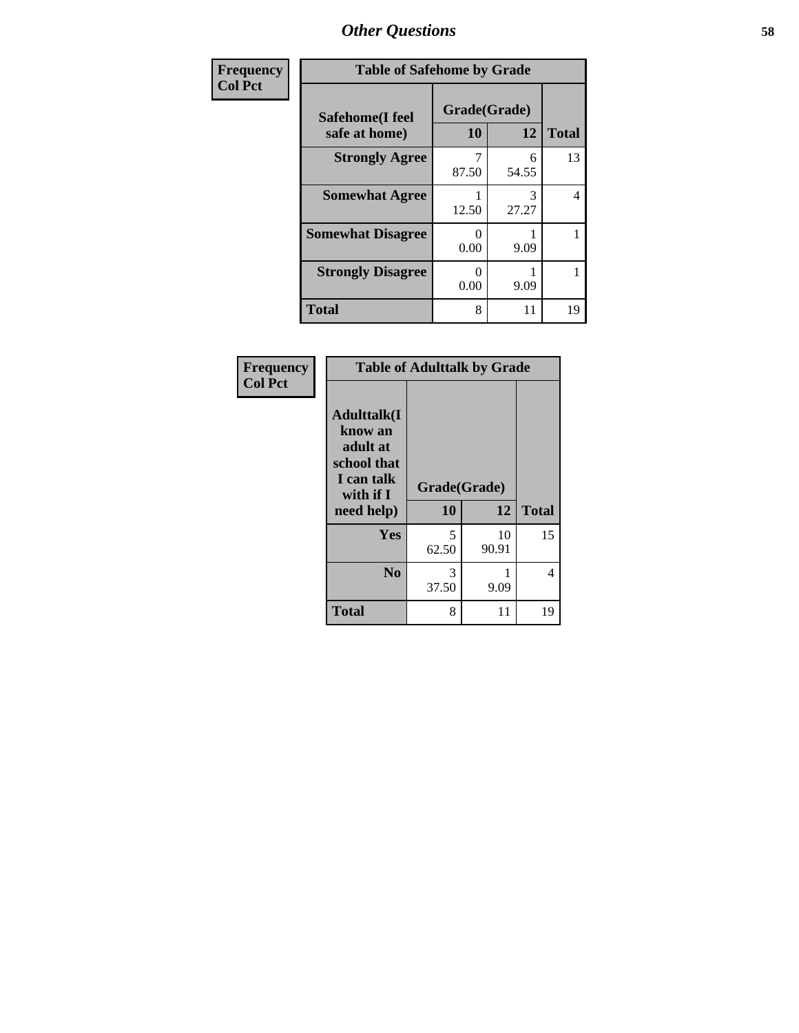| Frequency<br>Col Pct | Table of Safehome by Grade | | |
|---|---|---|---|
| **Safehome(I feel safe at home)** | **Grade(Grade)** | | |
| | **10** | **12** | **Total** |
| **Strongly Agree** | 7<br>87.50 | 6<br>54.55 | 13 |
| **Somewhat Agree** | 1<br>12.50 | 3<br>27.27 | 4 |
| **Somewhat Disagree** | 0<br>0.00 | 1<br>9.09 | 1 |
| **Strongly Disagree** | 0<br>0.00 | 1<br>9.09 | 1 |
| **Total** | 8 | 11 | 19 |

| Frequency<br>Col Pct | Table of Adulttalk by Grade | | |
|---|---|---|---|
| **Adulttalk(I know an adult at school that I can talk with if I need help)** | **Grade(Grade)** | | |
| | **10** | **12** | **Total** |
| **Yes** | 5<br>62.50 | 10<br>90.91 | 15 |
| **No** | 3<br>37.50 | 1<br>9.09 | 4 |
| **Total** | 8 | 11 | 19 |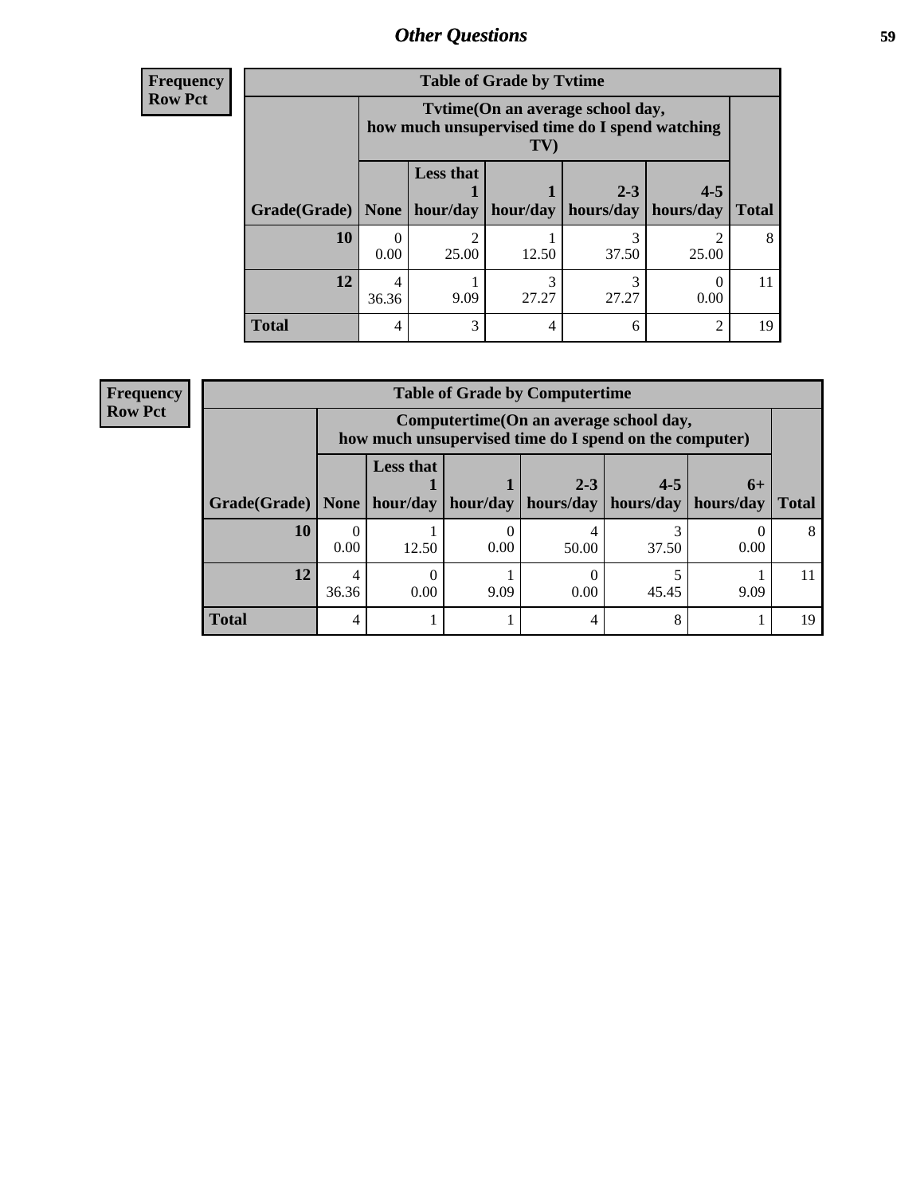## Other Questions

**Frequency**
**Row Pct**

**Table of Grade by Tvtime**

| Grade(Grade) | Tvtime(On an average school day, how much unsupervised time do I spend watching TV) | | | | | Total |
|---|---|---|---|---|---|---|
| | None | Less that 1 hour/day | 1 hour/day | 2-3 hours/day | 4-5 hours/day | |
| **10** | 0<br>0.00 | 2<br>25.00 | 1<br>12.50 | 3<br>37.50 | 2<br>25.00 | 8 |
| **12** | 4<br>36.36 | 1<br>9.09 | 3<br>27.27 | 3<br>27.27 | 0<br>0.00 | 11 |
| **Total** | 4 | 3 | 4 | 6 | 2 | 19 |

**Frequency**
**Row Pct**

**Table of Grade by Computertime**

| Grade(Grade) | Computertime(On an average school day, how much unsupervised time do I spend on the computer) | | | | | | Total |
|---|---|---|---|---|---|---|---|
| | None | Less that 1 hour/day | 1 hour/day | 2-3 hours/day | 4-5 hours/day | 6+ hours/day | |
| **10** | 0<br>0.00 | 1<br>12.50 | 0<br>0.00 | 4<br>50.00 | 3<br>37.50 | 0<br>0.00 | 8 |
| **12** | 4<br>36.36 | 0<br>0.00 | 1<br>9.09 | 0<br>0.00 | 5<br>45.45 | 1<br>9.09 | 11 |
| **Total** | 4 | 1 | 1 | 4 | 8 | 1 | 19 |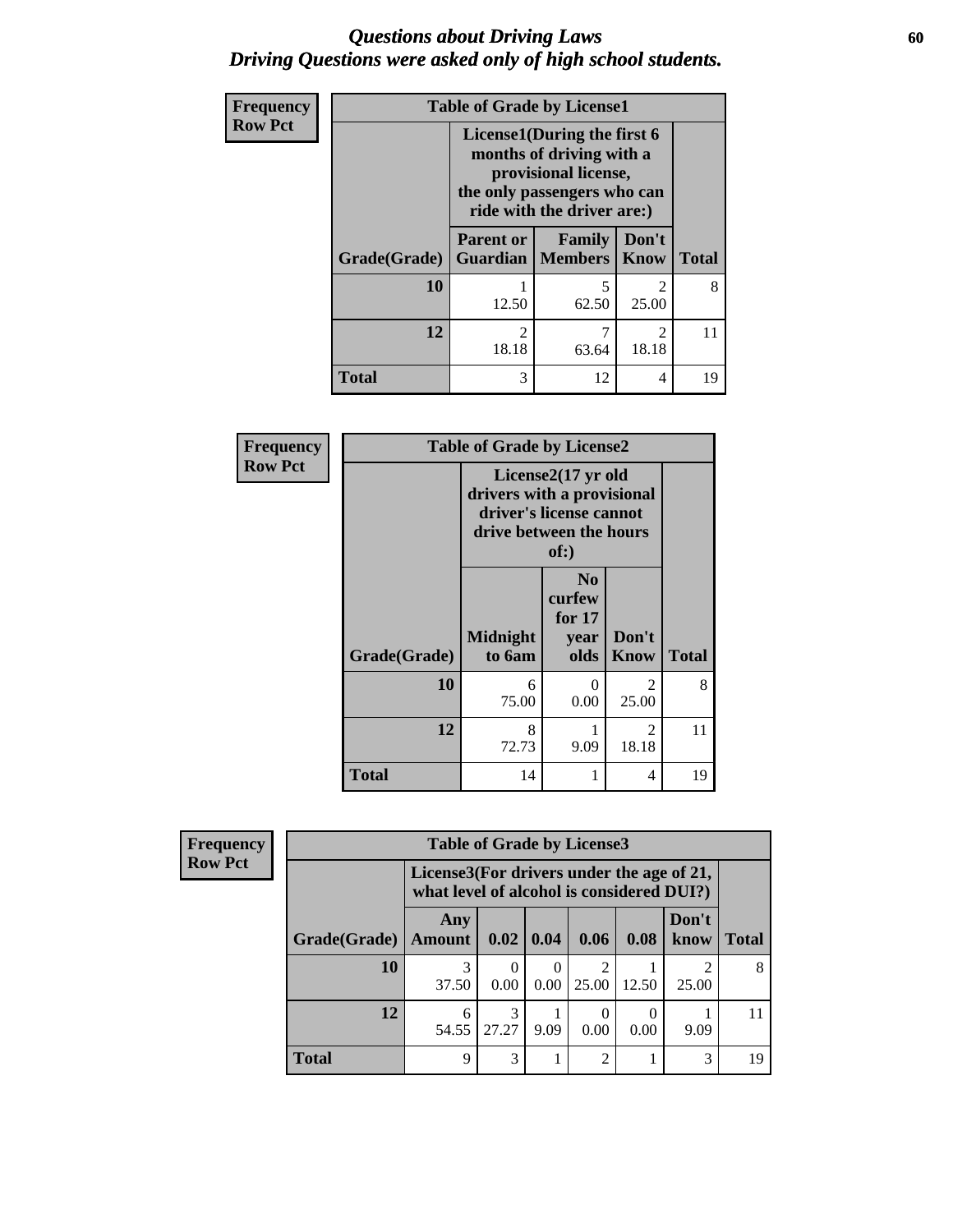# *Questions about Driving Laws*
# *Driving Questions were asked only of high school students.*

**Frequency**
**Row Pct**

| Table of Grade by License1 | | | | |
|---|---|---|---|---|
| | License1(During the first 6 months of driving with a provisional license, the only passengers who can ride with the driver are:) | | | |
| Grade(Grade) | Parent or Guardian | Family Members | Don't Know | Total |
| 10 | 1<br>12.50 | 5<br>62.50 | 2<br>25.00 | 8 |
| 12 | 2<br>18.18 | 7<br>63.64 | 2<br>18.18 | 11 |
| Total | 3 | 12 | 4 | 19 |

**Frequency**
**Row Pct**

| Table of Grade by License2 | | | | |
|---|---|---|---|---|
| | License2(17 yr old drivers with a provisional driver's license cannot drive between the hours of:) | | | |
| Grade(Grade) | Midnight to 6am | No curfew for 17 year olds | Don't Know | Total |
| 10 | 6<br>75.00 | 0<br>0.00 | 2<br>25.00 | 8 |
| 12 | 8<br>72.73 | 1<br>9.09 | 2<br>18.18 | 11 |
| Total | 14 | 1 | 4 | 19 |

**Frequency**
**Row Pct**

| Table of Grade by License3 | | | | | | | |
|---|---|---|---|---|---|---|---|
| | License3(For drivers under the age of 21, what level of alcohol is considered DUI?) | | | | | | |
| Grade(Grade) | Any Amount | 0.02 | 0.04 | 0.06 | 0.08 | Don't know | Total |
| 10 | 3<br>37.50 | 0<br>0.00 | 0<br>0.00 | 2<br>25.00 | 1<br>12.50 | 2<br>25.00 | 8 |
| 12 | 6<br>54.55 | 3<br>27.27 | 1<br>9.09 | 0<br>0.00 | 0<br>0.00 | 1<br>9.09 | 11 |
| Total | 9 | 3 | 1 | 2 | 1 | 3 | 19 |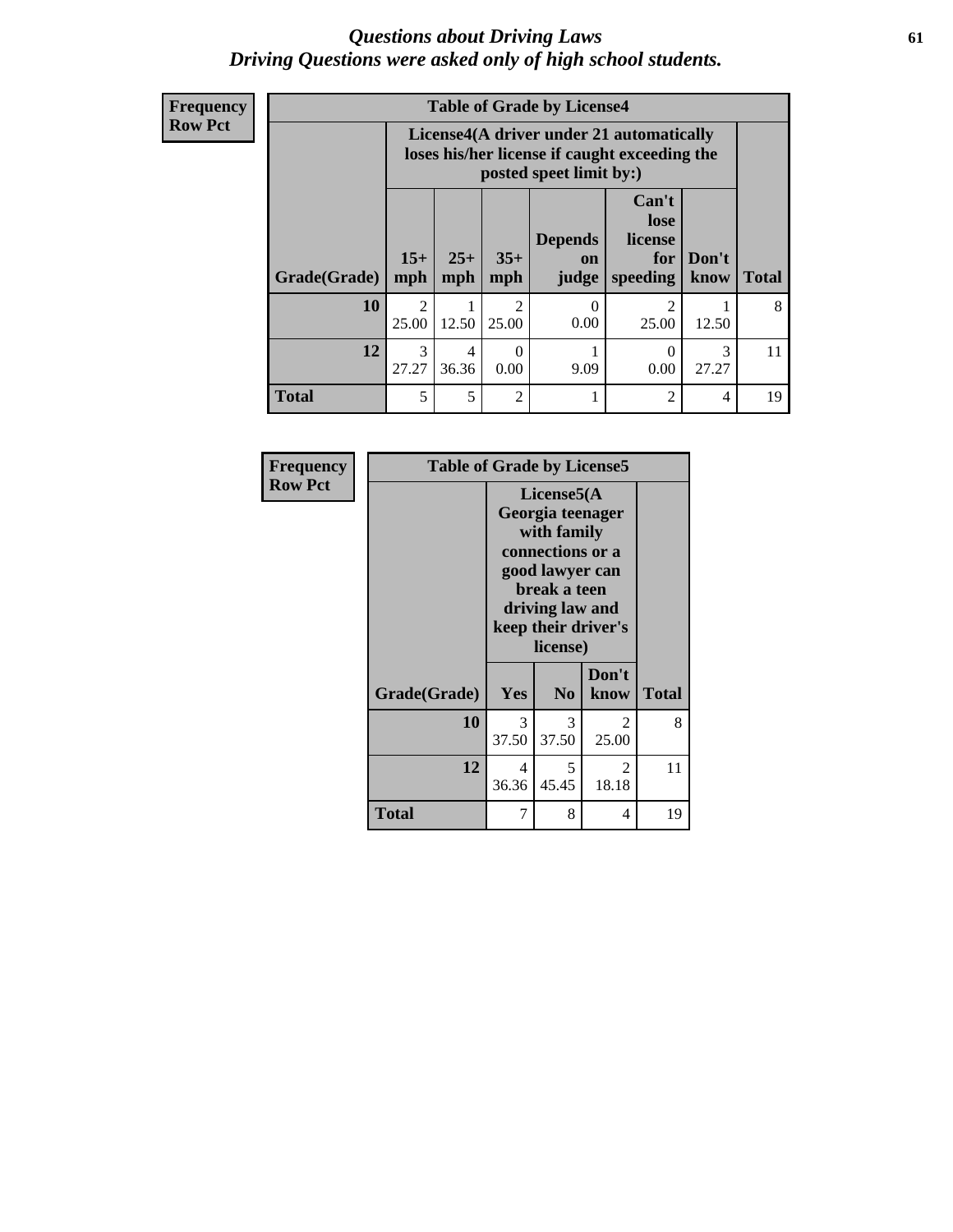# *Questions about Driving Laws*
# *Driving Questions were asked only of high school students.*

**Frequency**
**Row Pct**

**Table of Grade by License4**

| Grade(Grade) | License4(A driver under 21 automatically loses his/her license if caught exceeding the posted speet limit by:) 15+ mph | 25+ mph | 35+ mph | Depends on judge | Can't lose license for speeding | Don't know | Total |
|---|---|---|---|---|---|---|---|
| **10** | 2<br>25.00 | 1<br>12.50 | 2<br>25.00 | 0<br>0.00 | 2<br>25.00 | 1<br>12.50 | 8 |
| **12** | 3<br>27.27 | 4<br>36.36 | 0<br>0.00 | 1<br>9.09 | 0<br>0.00 | 3<br>27.27 | 11 |
| **Total** | 5 | 5 | 2 | 1 | 2 | 4 | 19 |

**Frequency**
**Row Pct**

**Table of Grade by License5**

| Grade(Grade) | License5(A Georgia teenager with family connections or a good lawyer can break a teen driving law and keep their driver's license) Yes | No | Don't know | Total |
|---|---|---|---|---|
| **10** | 3<br>37.50 | 3<br>37.50 | 2<br>25.00 | 8 |
| **12** | 4<br>36.36 | 5<br>45.45 | 2<br>18.18 | 11 |
| **Total** | 7 | 8 | 4 | 19 |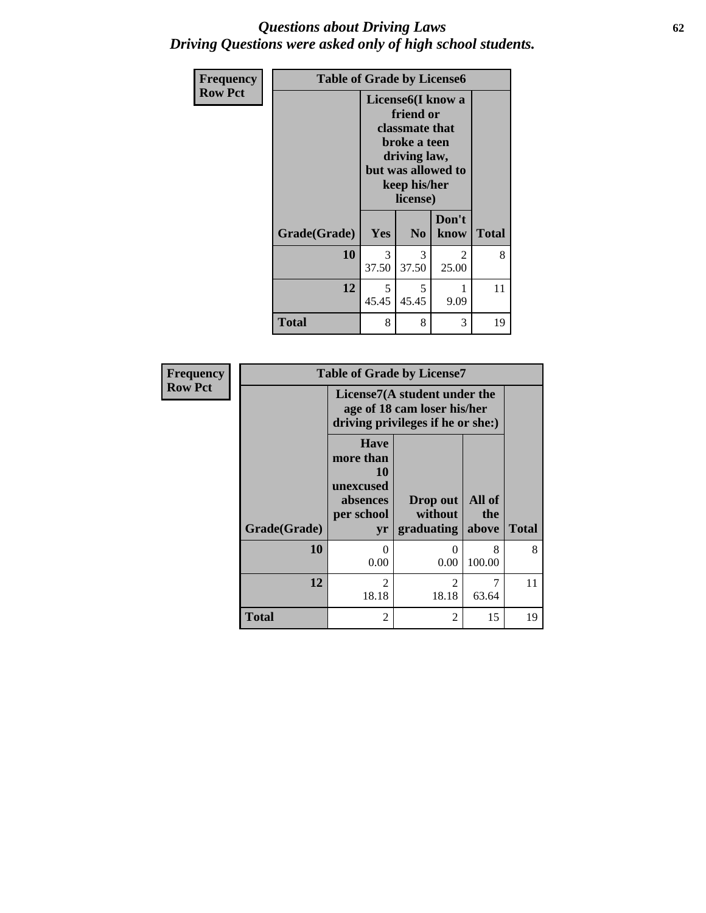## *Questions about Driving Laws*
## *Driving Questions were asked only of high school students.*

**Frequency**
**Row Pct**

**Table of Grade by License6**

| Grade(Grade) | License6(I know a friend or classmate that broke a teen driving law, but was allowed to keep his/her license) Yes | No | Don't know | Total |
|---|---|---|---|---|
| **10** | 3<br>37.50 | 3<br>37.50 | 2<br>25.00 | 8 |
| **12** | 5<br>45.45 | 5<br>45.45 | 1<br>9.09 | 11 |
| **Total** | 8 | 8 | 3 | 19 |

**Frequency**
**Row Pct**

**Table of Grade by License7**

| Grade(Grade) | License7(A student under the age of 18 cam loser his/her driving privileges if he or she:) Have more than 10 unexcused absences per school yr | Drop out without graduating | All of the above | Total |
|---|---|---|---|---|
| **10** | 0<br>0.00 | 0<br>0.00 | 8<br>100.00 | 8 |
| **12** | 2<br>18.18 | 2<br>18.18 | 7<br>63.64 | 11 |
| **Total** | 2 | 2 | 15 | 19 |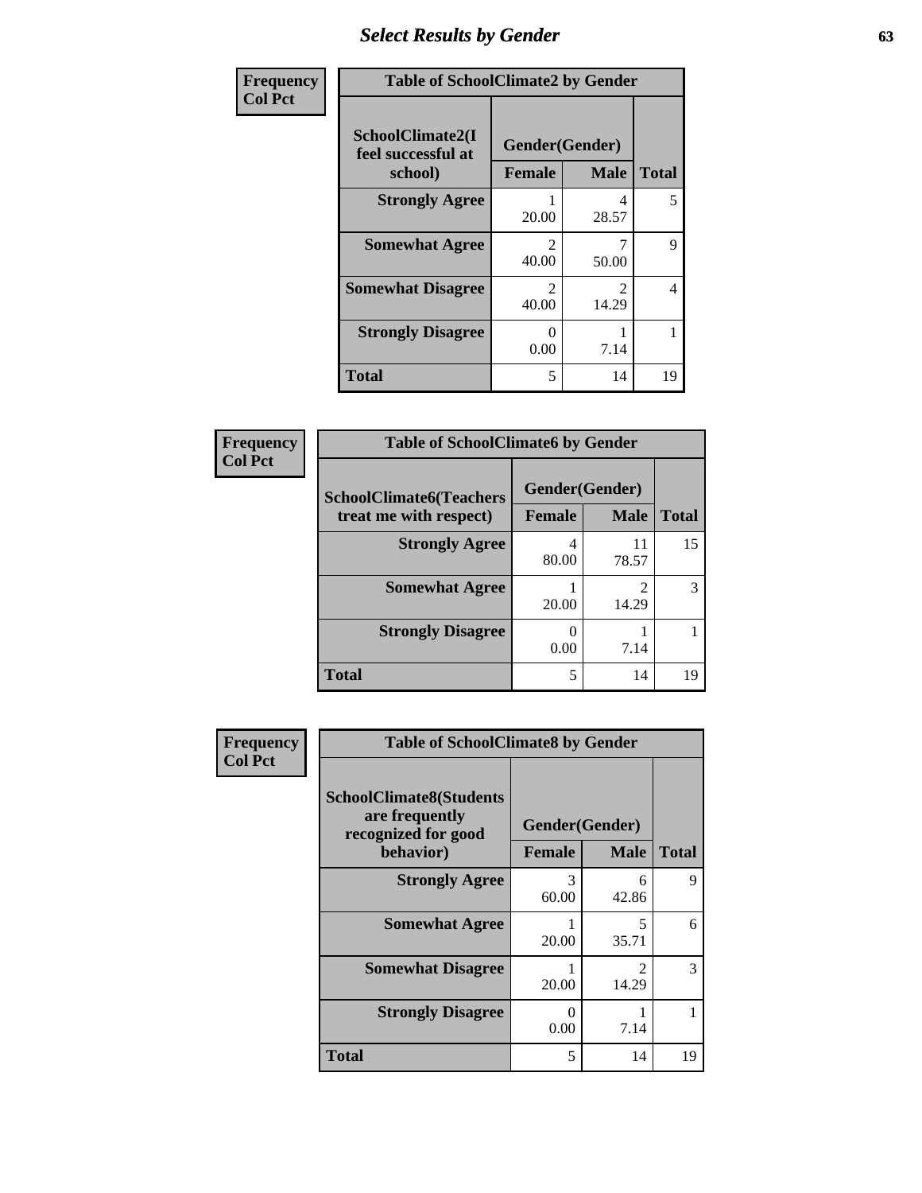| Frequency<br>Col Pct | Table of SchoolClimate2 by Gender | | |
|---|---|---|---|
| **SchoolClimate2(I feel successful at school)** | **Gender(Gender)** | | |
| | **Female** | **Male** | **Total** |
| **Strongly Agree** | 1<br>20.00 | 4<br>28.57 | 5 |
| **Somewhat Agree** | 2<br>40.00 | 7<br>50.00 | 9 |
| **Somewhat Disagree** | 2<br>40.00 | 2<br>14.29 | 4 |
| **Strongly Disagree** | 0<br>0.00 | 1<br>7.14 | 1 |
| **Total** | 5 | 14 | 19 |

| Frequency<br>Col Pct | Table of SchoolClimate6 by Gender | | |
|---|---|---|---|
| **SchoolClimate6(Teachers treat me with respect)** | **Gender(Gender)** | | |
| | **Female** | **Male** | **Total** |
| **Strongly Agree** | 4<br>80.00 | 11<br>78.57 | 15 |
| **Somewhat Agree** | 1<br>20.00 | 2<br>14.29 | 3 |
| **Strongly Disagree** | 0<br>0.00 | 1<br>7.14 | 1 |
| **Total** | 5 | 14 | 19 |

| Frequency<br>Col Pct | Table of SchoolClimate8 by Gender | | |
|---|---|---|---|
| **SchoolClimate8(Students are frequently recognized for good behavior)** | **Gender(Gender)** | | |
| | **Female** | **Male** | **Total** |
| **Strongly Agree** | 3<br>60.00 | 6<br>42.86 | 9 |
| **Somewhat Agree** | 1<br>20.00 | 5<br>35.71 | 6 |
| **Somewhat Disagree** | 1<br>20.00 | 2<br>14.29 | 3 |
| **Strongly Disagree** | 0<br>0.00 | 1<br>7.14 | 1 |
| **Total** | 5 | 14 | 19 |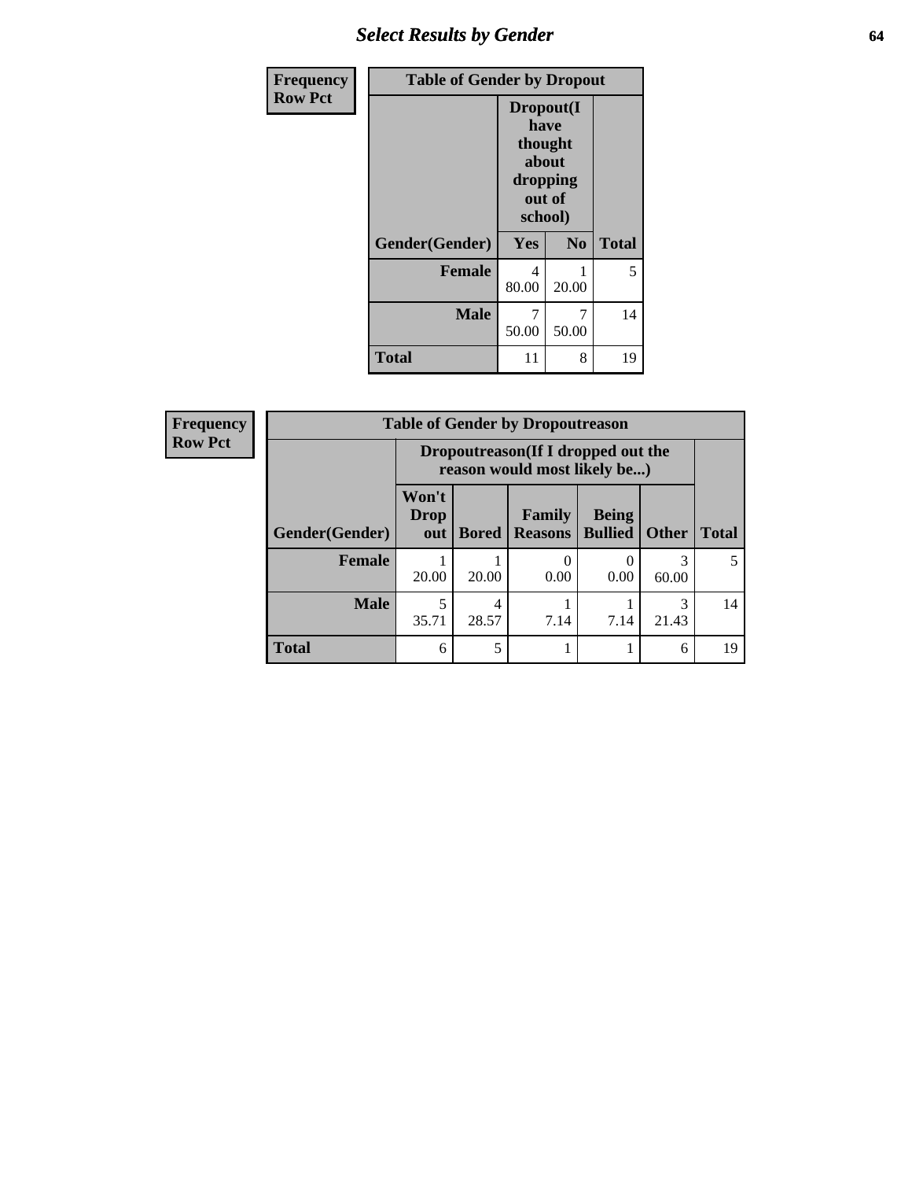## Select Results by Gender

**Frequency**
**Row Pct**

| Table of Gender by Dropout | | | |
|---|---|---|---|
| | Dropout(I have thought about dropping out of school) | | |
| Gender(Gender) | Yes | No | Total |
| **Female** | 4<br>80.00 | 1<br>20.00 | 5 |
| **Male** | 7<br>50.00 | 7<br>50.00 | 14 |
| **Total** | 11 | 8 | 19 |

**Frequency**
**Row Pct**

| Table of Gender by Dropoutreason | | | | | | |
|---|---|---|---|---|---|---|
| | Dropoutreason(If I dropped out the reason would most likely be...) | | | | | |
| Gender(Gender) | Won't Drop out | Bored | Family Reasons | Being Bullied | Other | Total |
| **Female** | 1<br>20.00 | 1<br>20.00 | 0<br>0.00 | 0<br>0.00 | 3<br>60.00 | 5 |
| **Male** | 5<br>35.71 | 4<br>28.57 | 1<br>7.14 | 1<br>7.14 | 3<br>21.43 | 14 |
| **Total** | 6 | 5 | 1 | 1 | 6 | 19 |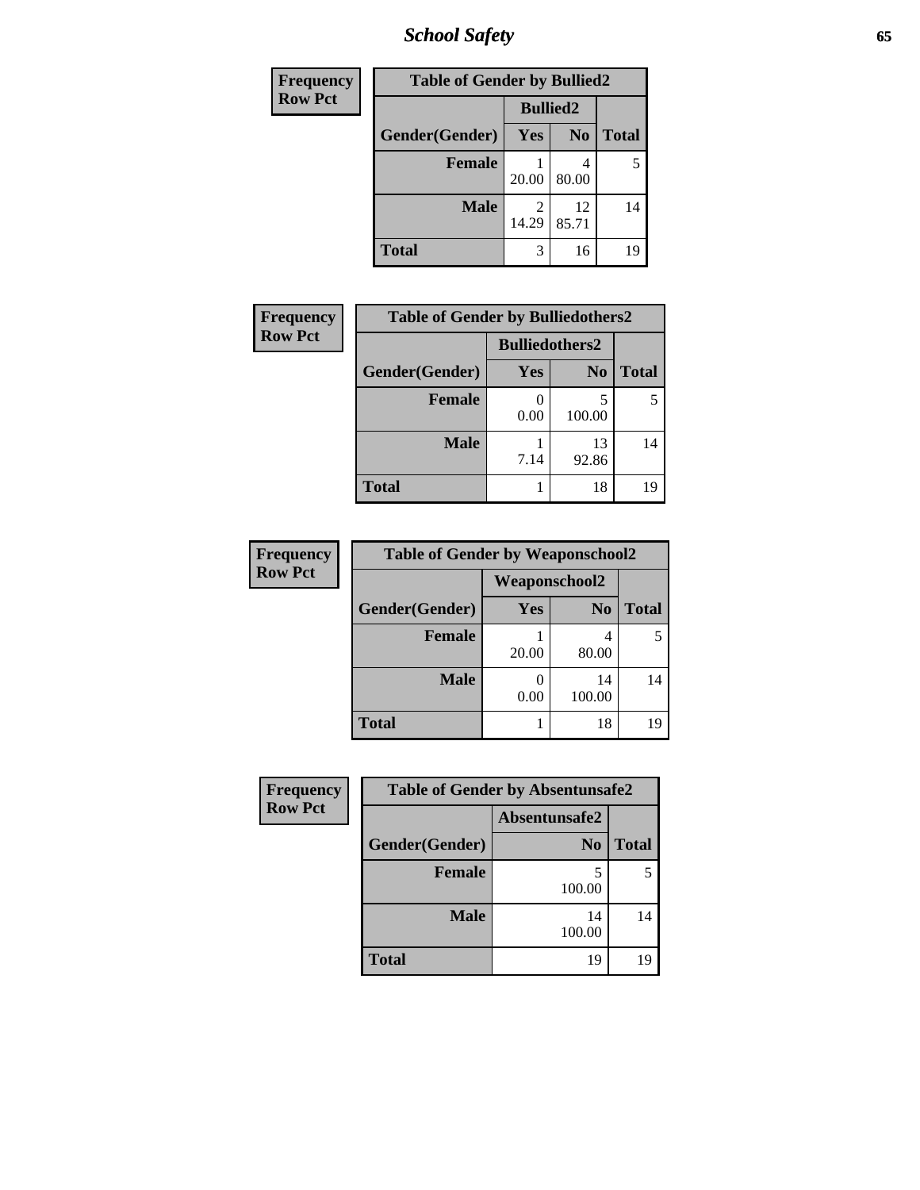| Frequency Row Pct | Table of Gender by Bullied2 | | |
|---|---|---|---|
| | Bullied2 | | |
| Gender(Gender) | Yes | No | Total |
| Female | 1<br>20.00 | 4<br>80.00 | 5 |
| Male | 2<br>14.29 | 12<br>85.71 | 14 |
| Total | 3 | 16 | 19 |

| Frequency Row Pct | Table of Gender by Bulliedothers2 | | |
|---|---|---|---|
| | Bulliedothers2 | | |
| Gender(Gender) | Yes | No | Total |
| Female | 0<br>0.00 | 5<br>100.00 | 5 |
| Male | 1<br>7.14 | 13<br>92.86 | 14 |
| Total | 1 | 18 | 19 |

| Frequency Row Pct | Table of Gender by Weaponschool2 | | |
|---|---|---|---|
| | Weaponschool2 | | |
| Gender(Gender) | Yes | No | Total |
| Female | 1<br>20.00 | 4<br>80.00 | 5 |
| Male | 0<br>0.00 | 14<br>100.00 | 14 |
| Total | 1 | 18 | 19 |

| Frequency Row Pct | Table of Gender by Absentunsafe2 | |
|---|---|---|
| | Absentunsafe2 | |
| Gender(Gender) | No | Total |
| Female | 5<br>100.00 | 5 |
| Male | 14<br>100.00 | 14 |
| Total | 19 | 19 |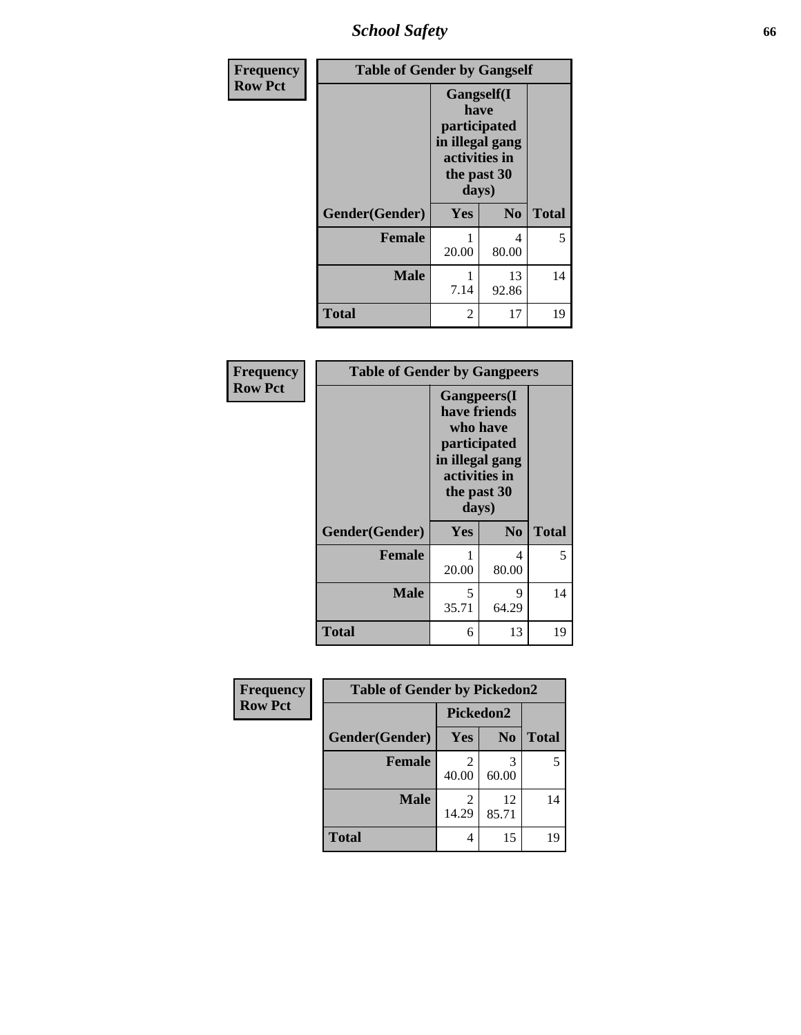| Frequency<br>Row Pct | Table of Gender by Gangself | | |
|---|---|---|---|
| | Gangself(I have participated in illegal gang activities in the past 30 days) | | |
| Gender(Gender) | Yes | No | Total |
| Female | 1<br>20.00 | 4<br>80.00 | 5 |
| Male | 1<br>7.14 | 13<br>92.86 | 14 |
| Total | 2 | 17 | 19 |

| Frequency<br>Row Pct | Table of Gender by Gangpeers | | |
|---|---|---|---|
| | Gangpeers(I have friends who have participated in illegal gang activities in the past 30 days) | | |
| Gender(Gender) | Yes | No | Total |
| Female | 1<br>20.00 | 4<br>80.00 | 5 |
| Male | 5<br>35.71 | 9<br>64.29 | 14 |
| Total | 6 | 13 | 19 |

| Frequency<br>Row Pct | Table of Gender by Pickedon2 | | |
|---|---|---|---|
| | Pickedon2 | | |
| Gender(Gender) | Yes | No | Total |
| Female | 2<br>40.00 | 3<br>60.00 | 5 |
| Male | 2<br>14.29 | 12<br>85.71 | 14 |
| Total | 4 | 15 | 19 |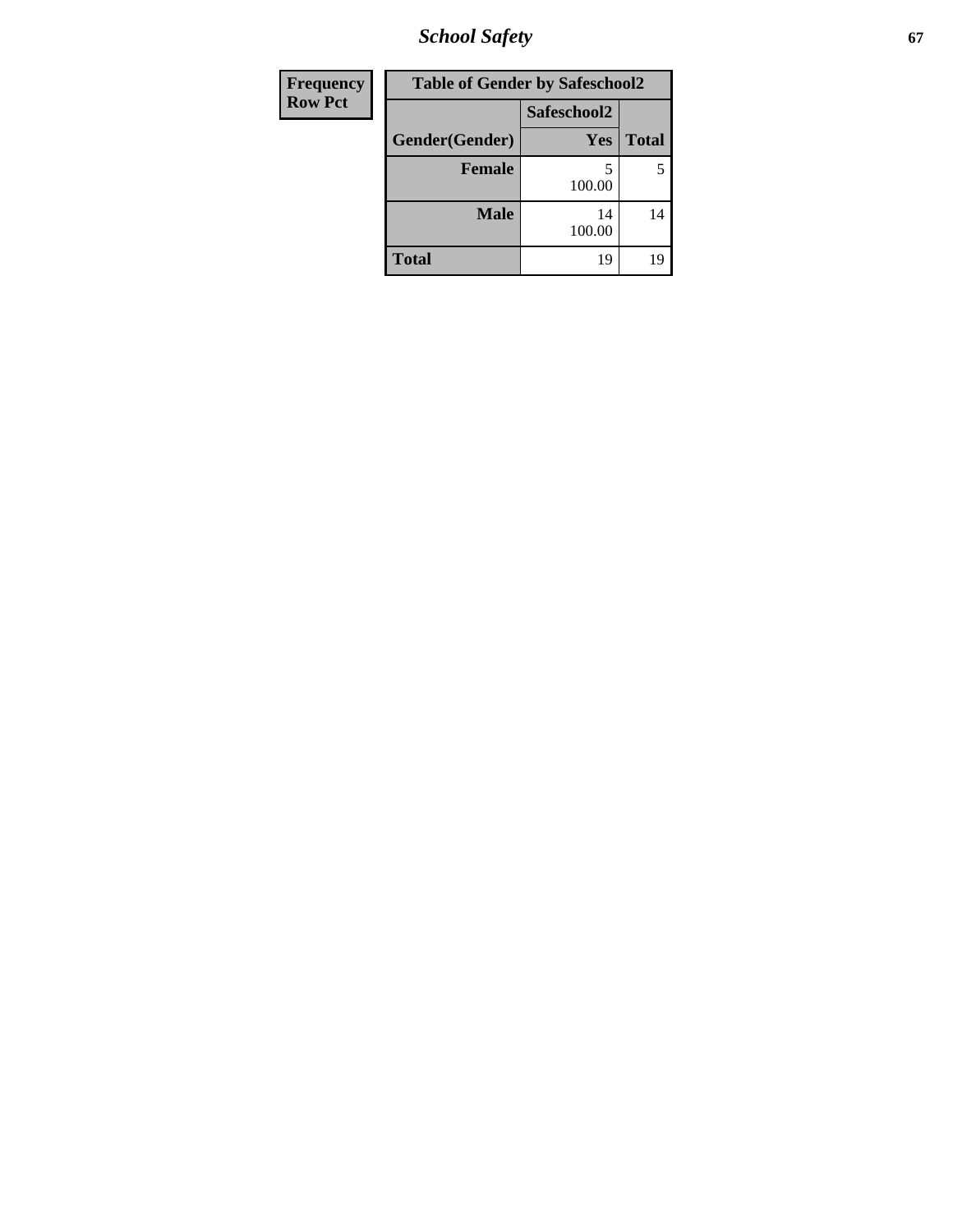| Frequency |
|---|
| Row Pct |

| Table of Gender by Safeschool2 | | |
|---|---|---|
| | Safeschool2 | |
| Gender(Gender) | Yes | Total |
| Female | 5<br>100.00 | 5 |
| Male | 14<br>100.00 | 14 |
| Total | 19 | 19 |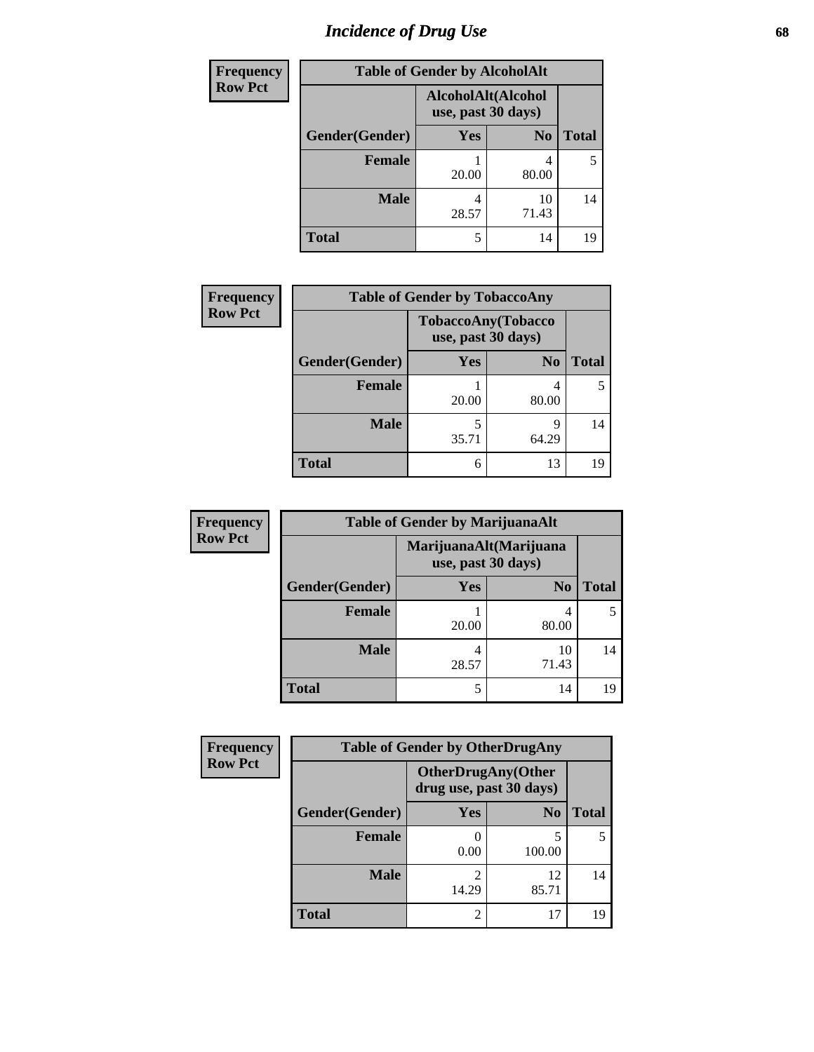# Incidence of Drug Use

**Frequency**
**Row Pct**

| Table of Gender by AlcoholAlt | | | |
|---|---|---|---|
| | AlcoholAlt(Alcohol use, past 30 days) | | |
| Gender(Gender) | Yes | No | Total |
| Female | 1<br>20.00 | 4<br>80.00 | 5 |
| Male | 4<br>28.57 | 10<br>71.43 | 14 |
| Total | 5 | 14 | 19 |

**Frequency**
**Row Pct**

| Table of Gender by TobaccoAny | | | |
|---|---|---|---|
| | TobaccoAny(Tobacco use, past 30 days) | | |
| Gender(Gender) | Yes | No | Total |
| Female | 1<br>20.00 | 4<br>80.00 | 5 |
| Male | 5<br>35.71 | 9<br>64.29 | 14 |
| Total | 6 | 13 | 19 |

**Frequency**
**Row Pct**

| Table of Gender by MarijuanaAlt | | | |
|---|---|---|---|
| | MarijuanaAlt(Marijuana use, past 30 days) | | |
| Gender(Gender) | Yes | No | Total |
| Female | 1<br>20.00 | 4<br>80.00 | 5 |
| Male | 4<br>28.57 | 10<br>71.43 | 14 |
| Total | 5 | 14 | 19 |

**Frequency**
**Row Pct**

| Table of Gender by OtherDrugAny | | | |
|---|---|---|---|
| | OtherDrugAny(Other drug use, past 30 days) | | |
| Gender(Gender) | Yes | No | Total |
| Female | 0<br>0.00 | 5<br>100.00 | 5 |
| Male | 2<br>14.29 | 12<br>85.71 | 14 |
| Total | 2 | 17 | 19 |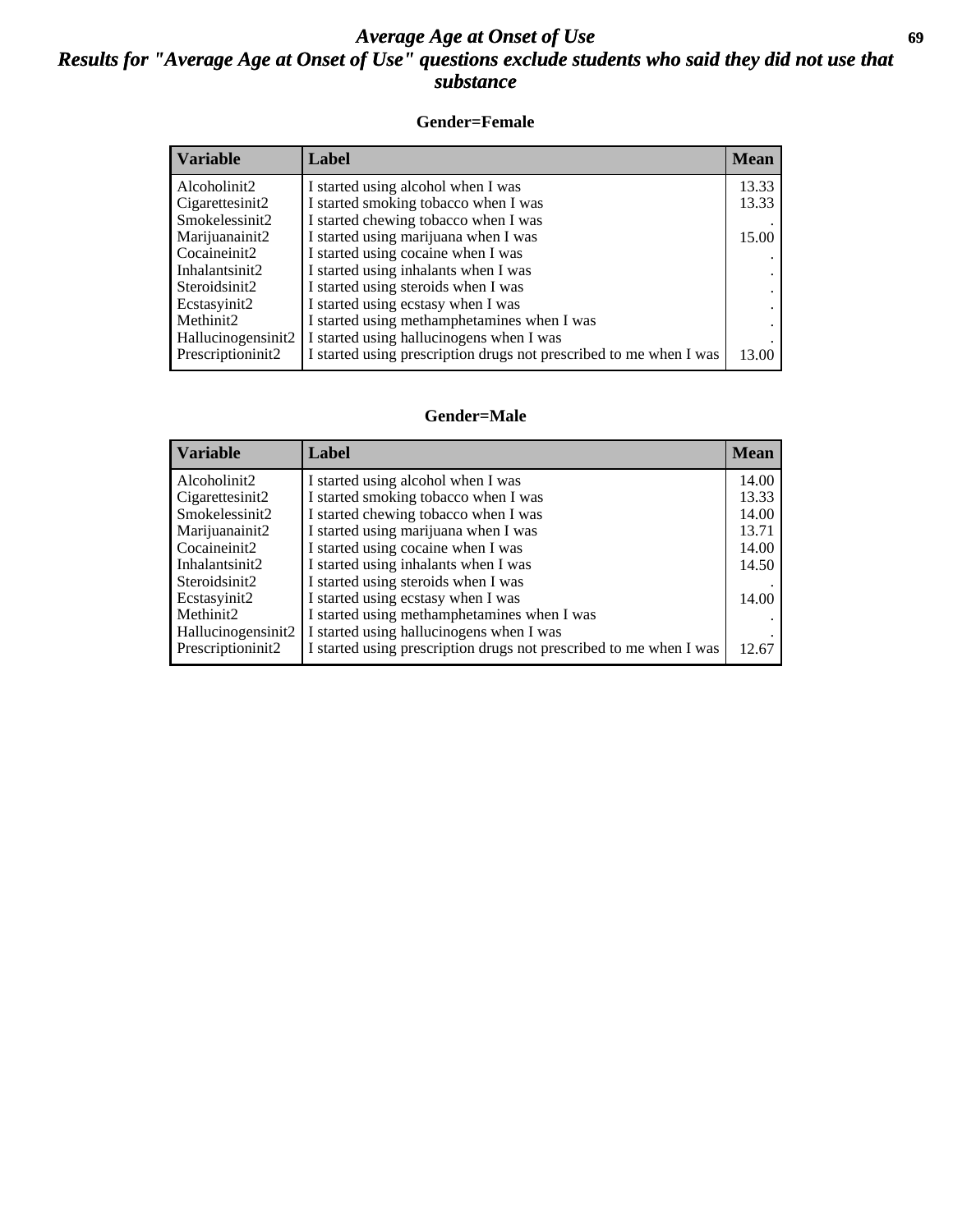# *Average Age at Onset of Use*

## *Results for "Average Age at Onset of Use" questions exclude students who said they did not use that substance*

### Gender=Female

| Variable | Label | Mean |
|---|---|---|
| Alcoholinit2 | I started using alcohol when I was | 13.33 |
| Cigarettesinit2 | I started smoking tobacco when I was | 13.33 |
| Smokelessinit2 | I started chewing tobacco when I was | . |
| Marijuanainit2 | I started using marijuana when I was | 15.00 |
| Cocaineinit2 | I started using cocaine when I was | . |
| Inhalantsinit2 | I started using inhalants when I was | . |
| Steroidsinit2 | I started using steroids when I was | . |
| Ecstasyinit2 | I started using ecstasy when I was | . |
| Methinit2 | I started using methamphetamines when I was | . |
| Hallucinogensinit2 | I started using hallucinogens when I was | . |
| Prescriptioninit2 | I started using prescription drugs not prescribed to me when I was | 13.00 |

### Gender=Male

| Variable | Label | Mean |
|---|---|---|
| Alcoholinit2 | I started using alcohol when I was | 14.00 |
| Cigarettesinit2 | I started smoking tobacco when I was | 13.33 |
| Smokelessinit2 | I started chewing tobacco when I was | 14.00 |
| Marijuanainit2 | I started using marijuana when I was | 13.71 |
| Cocaineinit2 | I started using cocaine when I was | 14.00 |
| Inhalantsinit2 | I started using inhalants when I was | 14.50 |
| Steroidsinit2 | I started using steroids when I was | . |
| Ecstasyinit2 | I started using ecstasy when I was | 14.00 |
| Methinit2 | I started using methamphetamines when I was | . |
| Hallucinogensinit2 | I started using hallucinogens when I was | . |
| Prescriptioninit2 | I started using prescription drugs not prescribed to me when I was | 12.67 |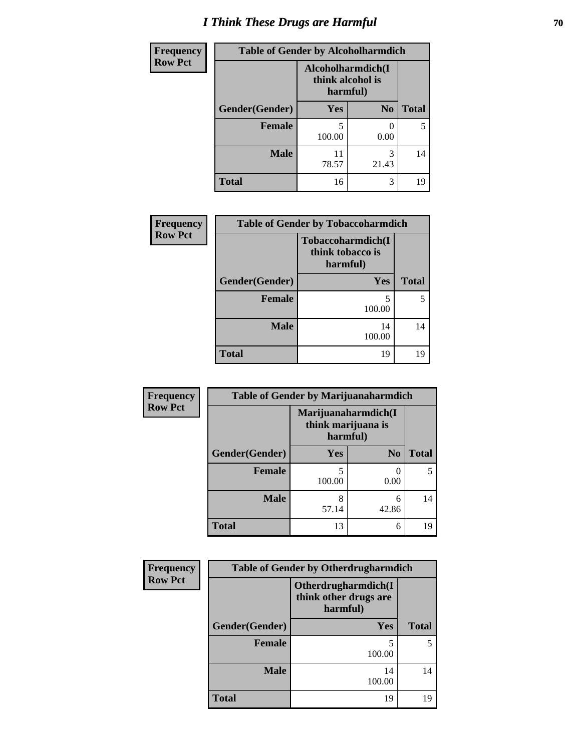# I Think These Drugs are Harmful

| Frequency Row Pct | Table of Gender by Alcoholharmdich | | |
|---|---|---|---|
| | Alcoholharmdich(I think alcohol is harmful) | | |
| Gender(Gender) | Yes | No | Total |
| Female | 5<br>100.00 | 0<br>0.00 | 5 |
| Male | 11<br>78.57 | 3<br>21.43 | 14 |
| Total | 16 | 3 | 19 |

| Frequency Row Pct | Table of Gender by Tobaccoharmdich | |
|---|---|---|
| | Tobaccoharmdich(I think tobacco is harmful) | |
| Gender(Gender) | Yes | Total |
| Female | 5<br>100.00 | 5 |
| Male | 14<br>100.00 | 14 |
| Total | 19 | 19 |

| Frequency Row Pct | Table of Gender by Marijuanaharmdich | | |
|---|---|---|---|
| | Marijuanaharmdich(I think marijuana is harmful) | | |
| Gender(Gender) | Yes | No | Total |
| Female | 5<br>100.00 | 0<br>0.00 | 5 |
| Male | 8<br>57.14 | 6<br>42.86 | 14 |
| Total | 13 | 6 | 19 |

| Frequency Row Pct | Table of Gender by Otherdrugharmdich | |
|---|---|---|
| | Otherdrugharmdich(I think other drugs are harmful) | |
| Gender(Gender) | Yes | Total |
| Female | 5<br>100.00 | 5 |
| Male | 14<br>100.00 | 14 |
| Total | 19 | 19 |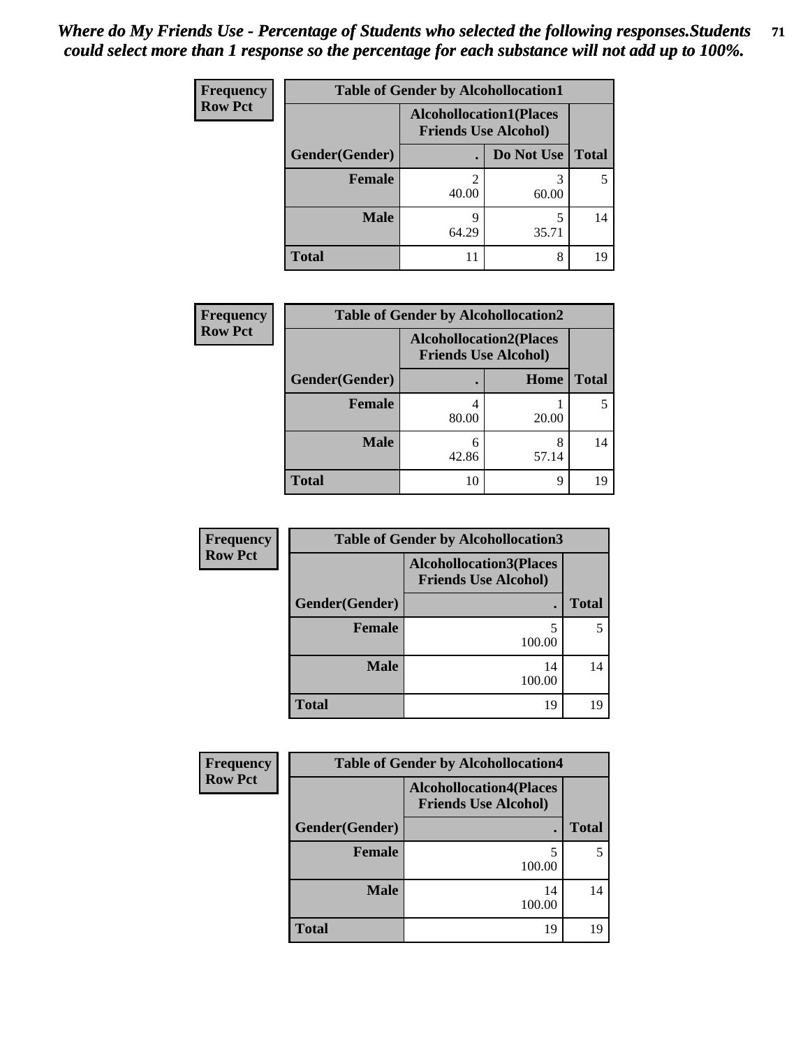***Where do My Friends Use - Percentage of Students who selected the following responses.Students could select more than 1 response so the percentage for each substance will not add up to 100%.***

**Frequency**
**Row Pct**

| Table of Gender by Alcohollocation1 | | | |
|---|---|---|---|
| | Alcohollocation1(Places Friends Use Alcohol) | | |
| Gender(Gender) | . | Do Not Use | Total |
| Female | 2<br>40.00 | 3<br>60.00 | 5 |
| Male | 9<br>64.29 | 5<br>35.71 | 14 |
| Total | 11 | 8 | 19 |

**Frequency**
**Row Pct**

| Table of Gender by Alcohollocation2 | | | |
|---|---|---|---|
| | Alcohollocation2(Places Friends Use Alcohol) | | |
| Gender(Gender) | . | Home | Total |
| Female | 4<br>80.00 | 1<br>20.00 | 5 |
| Male | 6<br>42.86 | 8<br>57.14 | 14 |
| Total | 10 | 9 | 19 |

**Frequency**
**Row Pct**

| Table of Gender by Alcohollocation3 | | |
|---|---|---|
| | Alcohollocation3(Places Friends Use Alcohol) | |
| Gender(Gender) | . | Total |
| Female | 5<br>100.00 | 5 |
| Male | 14<br>100.00 | 14 |
| Total | 19 | 19 |

**Frequency**
**Row Pct**

| Table of Gender by Alcohollocation4 | | |
|---|---|---|
| | Alcohollocation4(Places Friends Use Alcohol) | |
| Gender(Gender) | . | Total |
| Female | 5<br>100.00 | 5 |
| Male | 14<br>100.00 | 14 |
| Total | 19 | 19 |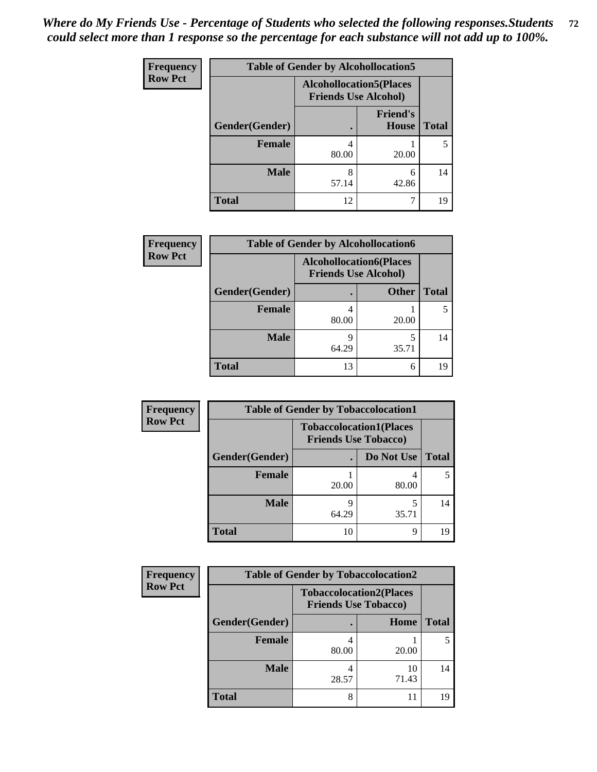*Where do My Friends Use - Percentage of Students who selected the following responses.Students could select more than 1 response so the percentage for each substance will not add up to 100%.*

**Frequency / Row Pct**

**Table of Gender by Alcohollocation5**

| Gender(Gender) | Alcohollocation5(Places Friends Use Alcohol) . | Friend's House | Total |
|---|---|---|---|
| Female | 4<br>80.00 | 1<br>20.00 | 5 |
| Male | 8<br>57.14 | 6<br>42.86 | 14 |
| Total | 12 | 7 | 19 |

**Frequency / Row Pct**

**Table of Gender by Alcohollocation6**

| Gender(Gender) | Alcohollocation6(Places Friends Use Alcohol) . | Other | Total |
|---|---|---|---|
| Female | 4<br>80.00 | 1<br>20.00 | 5 |
| Male | 9<br>64.29 | 5<br>35.71 | 14 |
| Total | 13 | 6 | 19 |

**Frequency / Row Pct**

**Table of Gender by Tobaccolocation1**

| Gender(Gender) | Tobaccolocation1(Places Friends Use Tobacco) . | Do Not Use | Total |
|---|---|---|---|
| Female | 1<br>20.00 | 4<br>80.00 | 5 |
| Male | 9<br>64.29 | 5<br>35.71 | 14 |
| Total | 10 | 9 | 19 |

**Frequency / Row Pct**

**Table of Gender by Tobaccolocation2**

| Gender(Gender) | Tobaccolocation2(Places Friends Use Tobacco) . | Home | Total |
|---|---|---|---|
| Female | 4<br>80.00 | 1<br>20.00 | 5 |
| Male | 4<br>28.57 | 10<br>71.43 | 14 |
| Total | 8 | 11 | 19 |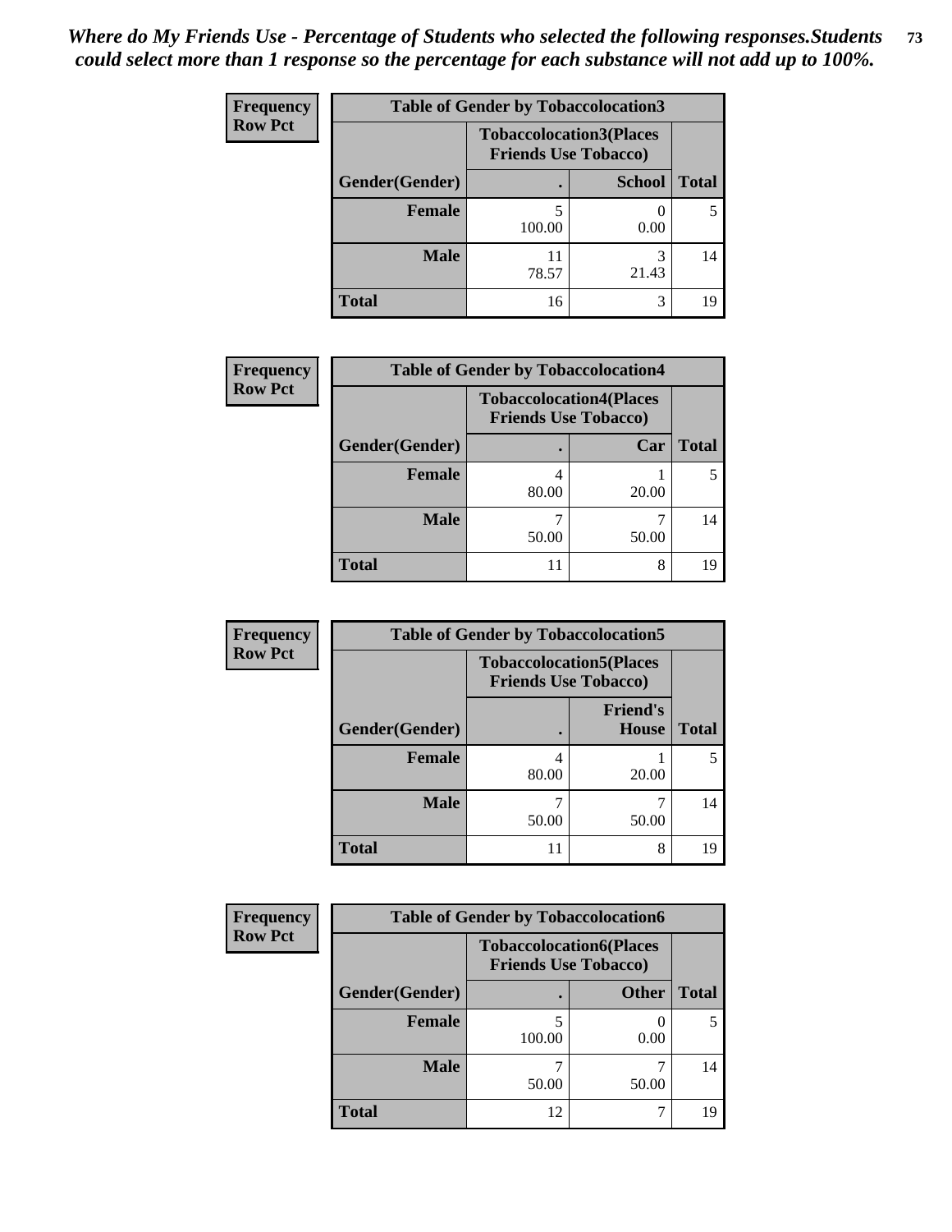*Where do My Friends Use - Percentage of Students who selected the following responses.Students could select more than 1 response so the percentage for each substance will not add up to 100%.*

**Frequency / Row Pct**

| Table of Gender by Tobaccolocation3 | | | |
|---|---|---|---|
| | Tobaccolocation3(Places Friends Use Tobacco) | | |
| Gender(Gender) | . | School | Total |
| Female | 5<br>100.00 | 0<br>0.00 | 5 |
| Male | 11<br>78.57 | 3<br>21.43 | 14 |
| Total | 16 | 3 | 19 |

**Frequency / Row Pct**

| Table of Gender by Tobaccolocation4 | | | |
|---|---|---|---|
| | Tobaccolocation4(Places Friends Use Tobacco) | | |
| Gender(Gender) | . | Car | Total |
| Female | 4<br>80.00 | 1<br>20.00 | 5 |
| Male | 7<br>50.00 | 7<br>50.00 | 14 |
| Total | 11 | 8 | 19 |

**Frequency / Row Pct**

| Table of Gender by Tobaccolocation5 | | | |
|---|---|---|---|
| | Tobaccolocation5(Places Friends Use Tobacco) | | |
| Gender(Gender) | . | Friend's House | Total |
| Female | 4<br>80.00 | 1<br>20.00 | 5 |
| Male | 7<br>50.00 | 7<br>50.00 | 14 |
| Total | 11 | 8 | 19 |

**Frequency / Row Pct**

| Table of Gender by Tobaccolocation6 | | | |
|---|---|---|---|
| | Tobaccolocation6(Places Friends Use Tobacco) | | |
| Gender(Gender) | . | Other | Total |
| Female | 5<br>100.00 | 0<br>0.00 | 5 |
| Male | 7<br>50.00 | 7<br>50.00 | 14 |
| Total | 12 | 7 | 19 |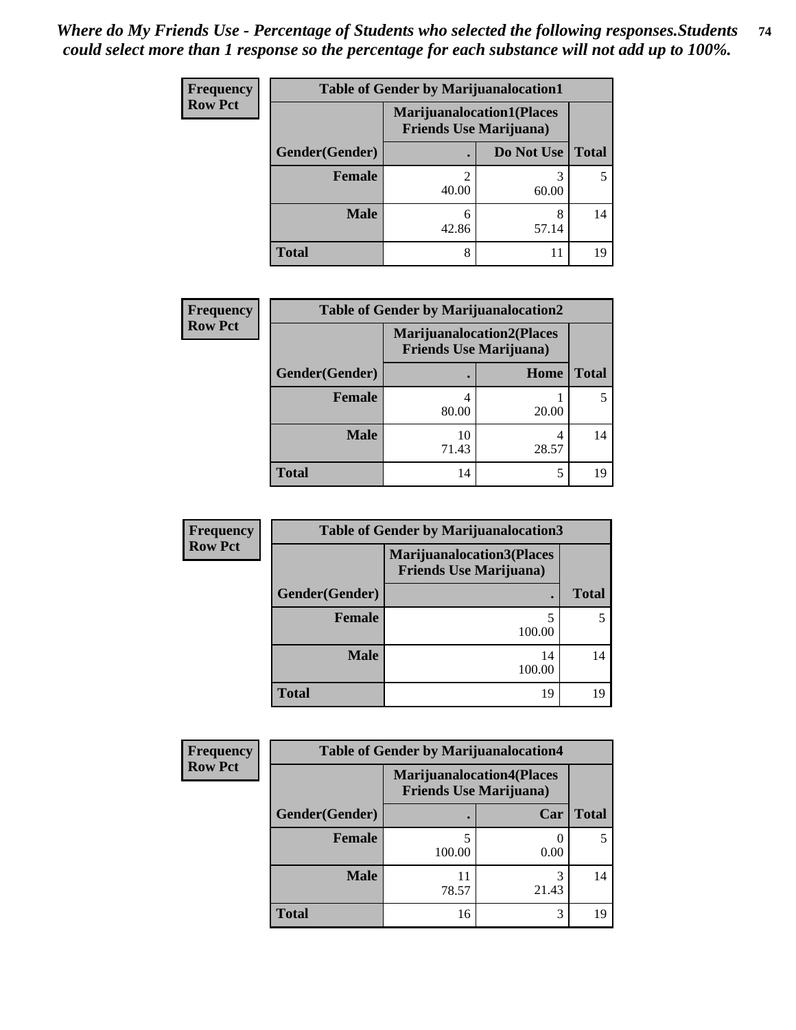*Where do My Friends Use - Percentage of Students who selected the following responses.Students could select more than 1 response so the percentage for each substance will not add up to 100%.*

**Frequency**
**Row Pct**

| Table of Gender by Marijuanalocation1 | | | |
|---|---|---|---|
| | Marijuanalocation1(Places Friends Use Marijuana) | | |
| Gender(Gender) | . | Do Not Use | Total |
| Female | 2<br>40.00 | 3<br>60.00 | 5 |
| Male | 6<br>42.86 | 8<br>57.14 | 14 |
| Total | 8 | 11 | 19 |

**Frequency**
**Row Pct**

| Table of Gender by Marijuanalocation2 | | | |
|---|---|---|---|
| | Marijuanalocation2(Places Friends Use Marijuana) | | |
| Gender(Gender) | . | Home | Total |
| Female | 4<br>80.00 | 1<br>20.00 | 5 |
| Male | 10<br>71.43 | 4<br>28.57 | 14 |
| Total | 14 | 5 | 19 |

**Frequency**
**Row Pct**

| Table of Gender by Marijuanalocation3 | | |
|---|---|---|
| | Marijuanalocation3(Places Friends Use Marijuana) | |
| Gender(Gender) | . | Total |
| Female | 5<br>100.00 | 5 |
| Male | 14<br>100.00 | 14 |
| Total | 19 | 19 |

**Frequency**
**Row Pct**

| Table of Gender by Marijuanalocation4 | | | |
|---|---|---|---|
| | Marijuanalocation4(Places Friends Use Marijuana) | | |
| Gender(Gender) | . | Car | Total |
| Female | 5<br>100.00 | 0<br>0.00 | 5 |
| Male | 11<br>78.57 | 3<br>21.43 | 14 |
| Total | 16 | 3 | 19 |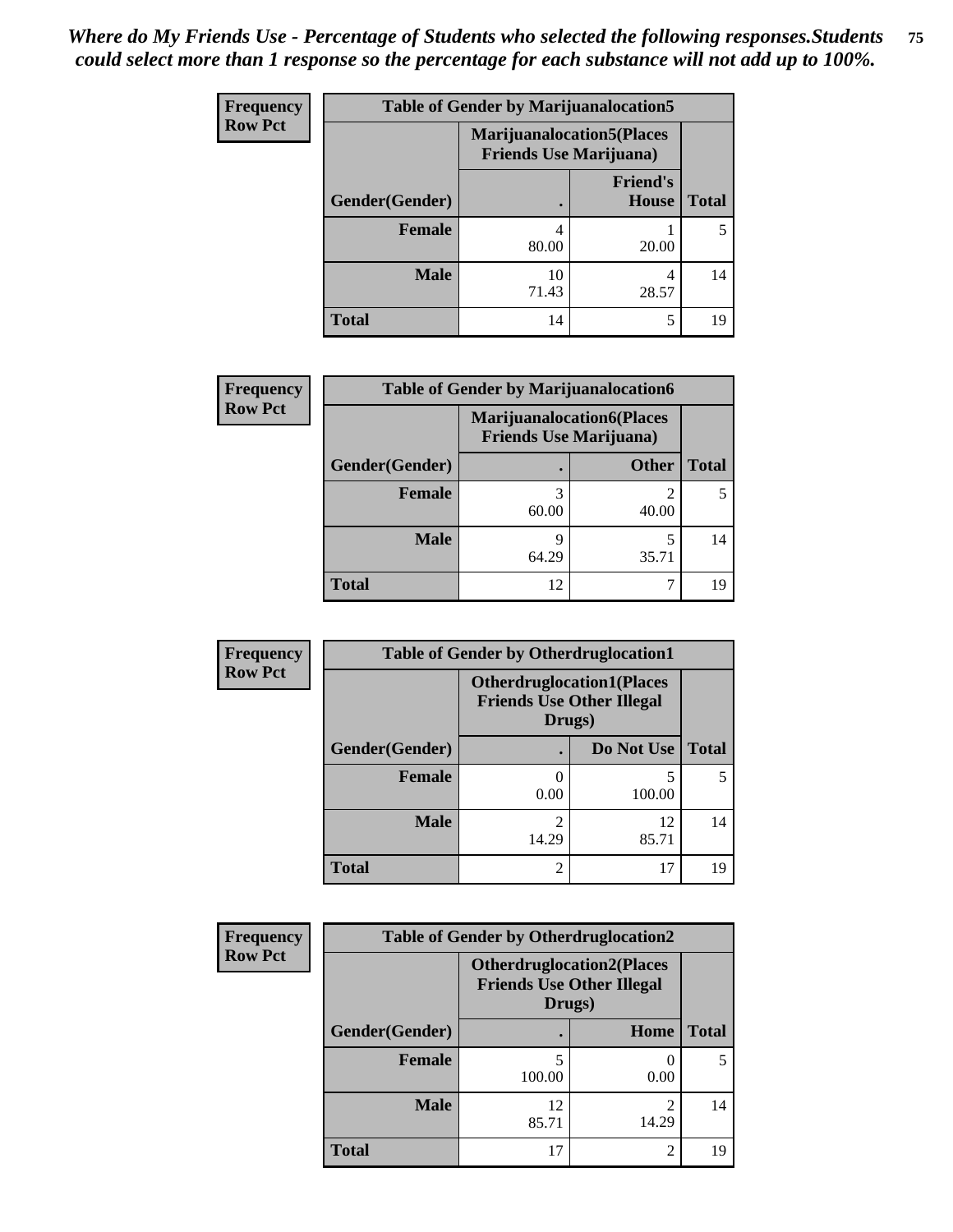*Where do My Friends Use - Percentage of Students who selected the following responses.Students could select more than 1 response so the percentage for each substance will not add up to 100%.*

| Frequency Row Pct | Table of Gender by Marijuanalocation5 | | |
|---|---|---|---|
| | Marijuanalocation5(Places Friends Use Marijuana) | | |
| Gender(Gender) | . | Friend's House | Total |
| Female | 4<br>80.00 | 1<br>20.00 | 5 |
| Male | 10<br>71.43 | 4<br>28.57 | 14 |
| Total | 14 | 5 | 19 |

| Frequency Row Pct | Table of Gender by Marijuanalocation6 | | |
|---|---|---|---|
| | Marijuanalocation6(Places Friends Use Marijuana) | | |
| Gender(Gender) | . | Other | Total |
| Female | 3<br>60.00 | 2<br>40.00 | 5 |
| Male | 9<br>64.29 | 5<br>35.71 | 14 |
| Total | 12 | 7 | 19 |

| Frequency Row Pct | Table of Gender by Otherdruglocation1 | | |
|---|---|---|---|
| | Otherdruglocation1(Places Friends Use Other Illegal Drugs) | | |
| Gender(Gender) | . | Do Not Use | Total |
| Female | 0<br>0.00 | 5<br>100.00 | 5 |
| Male | 2<br>14.29 | 12<br>85.71 | 14 |
| Total | 2 | 17 | 19 |

| Frequency Row Pct | Table of Gender by Otherdruglocation2 | | |
|---|---|---|---|
| | Otherdruglocation2(Places Friends Use Other Illegal Drugs) | | |
| Gender(Gender) | . | Home | Total |
| Female | 5<br>100.00 | 0<br>0.00 | 5 |
| Male | 12<br>85.71 | 2<br>14.29 | 14 |
| Total | 17 | 2 | 19 |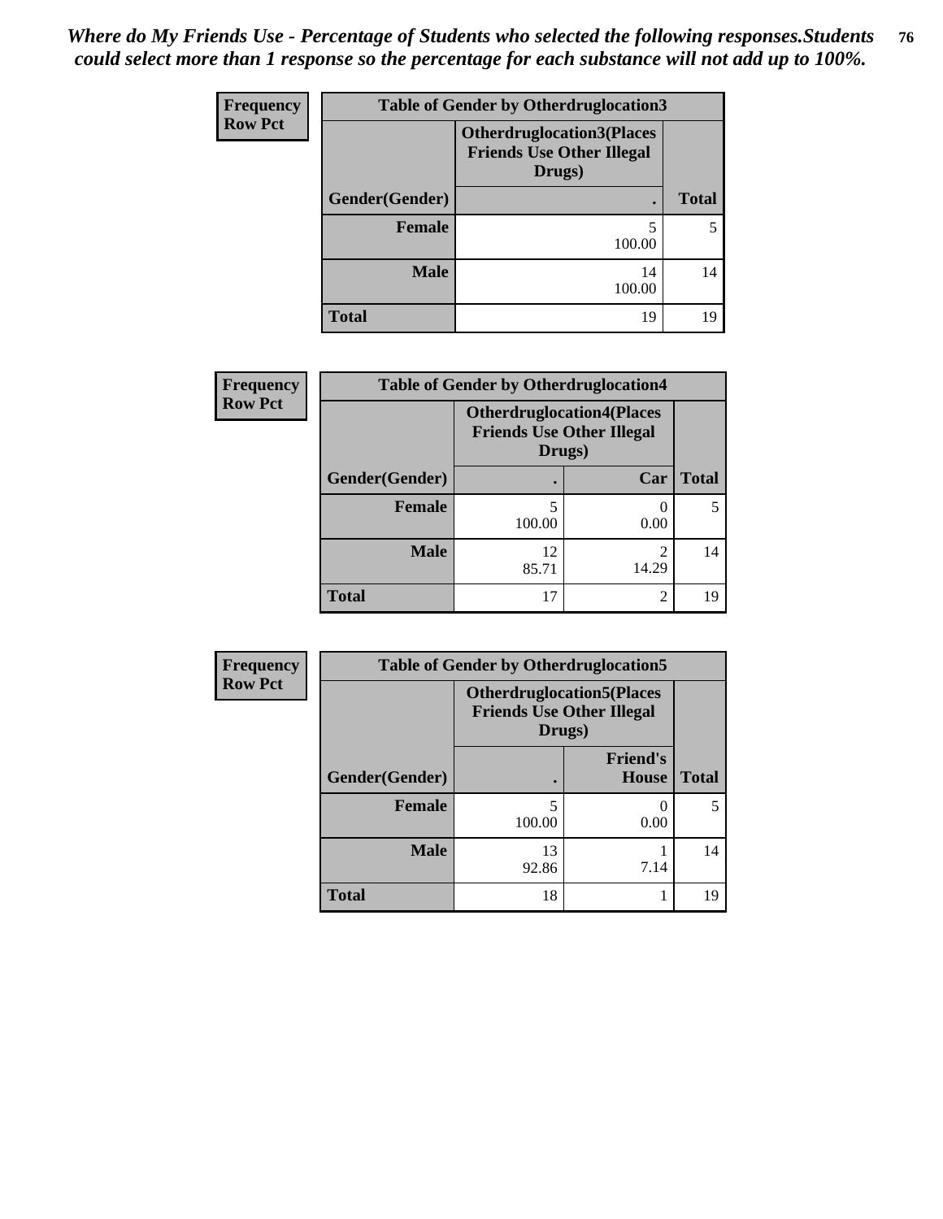*Where do My Friends Use - Percentage of Students who selected the following responses.Students could select more than 1 response so the percentage for each substance will not add up to 100%.*

**Frequency**
**Row Pct**

| Table of Gender by Otherdruglocation3 | | |
|---|---|---|
| | Otherdruglocation3(Places Friends Use Other Illegal Drugs) | |
| Gender(Gender) | . | Total |
| Female | 5<br>100.00 | 5 |
| Male | 14<br>100.00 | 14 |
| Total | 19 | 19 |

**Frequency**
**Row Pct**

| Table of Gender by Otherdruglocation4 | | | |
|---|---|---|---|
| | Otherdruglocation4(Places Friends Use Other Illegal Drugs) | | |
| Gender(Gender) | . | Car | Total |
| Female | 5<br>100.00 | 0<br>0.00 | 5 |
| Male | 12<br>85.71 | 2<br>14.29 | 14 |
| Total | 17 | 2 | 19 |

**Frequency**
**Row Pct**

| Table of Gender by Otherdruglocation5 | | | |
|---|---|---|---|
| | Otherdruglocation5(Places Friends Use Other Illegal Drugs) | | |
| Gender(Gender) | . | Friend's House | Total |
| Female | 5<br>100.00 | 0<br>0.00 | 5 |
| Male | 13<br>92.86 | 1<br>7.14 | 14 |
| Total | 18 | 1 | 19 |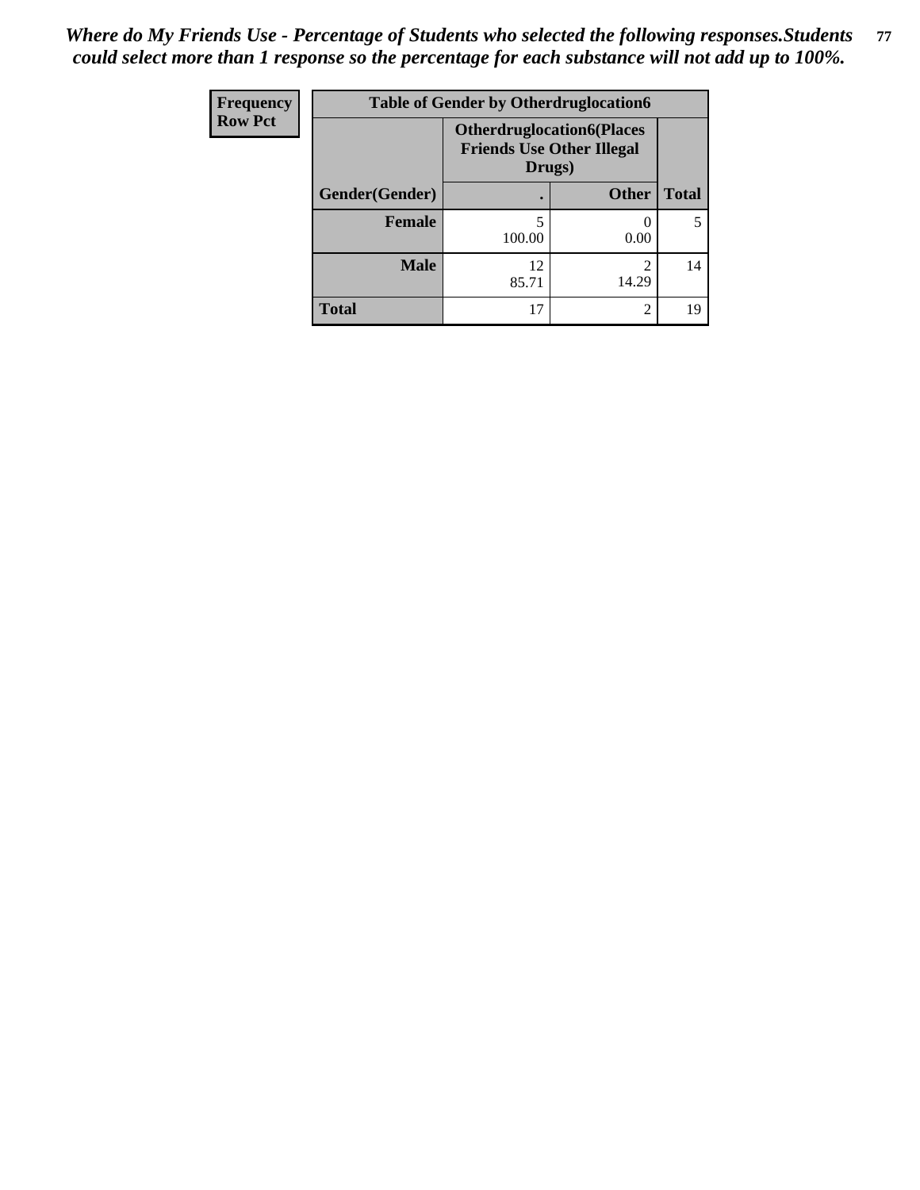*Where do My Friends Use - Percentage of Students who selected the following responses.Students could select more than 1 response so the percentage for each substance will not add up to 100%.*

| Frequency<br>Row Pct | Table of Gender by Otherdruglocation6 | | |
|---|---|---|---|
| | Otherdruglocation6(Places Friends Use Other Illegal Drugs) | | |
| Gender(Gender) | . | Other | Total |
| Female | 5<br>100.00 | 0<br>0.00 | 5 |
| Male | 12<br>85.71 | 2<br>14.29 | 14 |
| Total | 17 | 2 | 19 |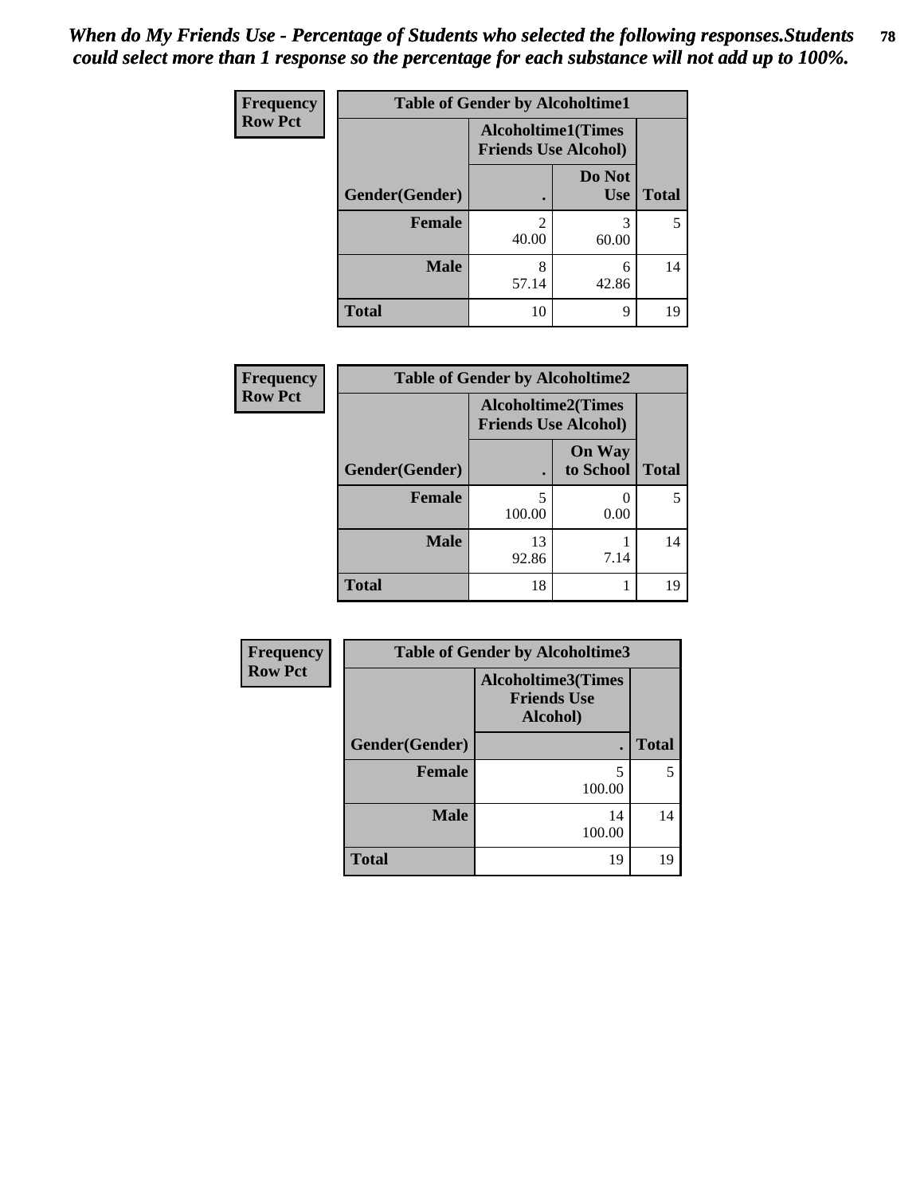*When do My Friends Use - Percentage of Students who selected the following responses.Students could select more than 1 response so the percentage for each substance will not add up to 100%.*

**Frequency**
**Row Pct**

**Table of Gender by Alcoholtime1**

| Gender(Gender) | Alcoholtime1(Times Friends Use Alcohol) . | Do Not Use | Total |
|---|---|---|---|
| **Female** | 2<br>40.00 | 3<br>60.00 | 5 |
| **Male** | 8<br>57.14 | 6<br>42.86 | 14 |
| **Total** | 10 | 9 | 19 |

**Frequency**
**Row Pct**

**Table of Gender by Alcoholtime2**

| Gender(Gender) | Alcoholtime2(Times Friends Use Alcohol) . | On Way to School | Total |
|---|---|---|---|
| **Female** | 5<br>100.00 | 0<br>0.00 | 5 |
| **Male** | 13<br>92.86 | 1<br>7.14 | 14 |
| **Total** | 18 | 1 | 19 |

**Frequency**
**Row Pct**

**Table of Gender by Alcoholtime3**

| Gender(Gender) | Alcoholtime3(Times Friends Use Alcohol) . | Total |
|---|---|---|
| **Female** | 5<br>100.00 | 5 |
| **Male** | 14<br>100.00 | 14 |
| **Total** | 19 | 19 |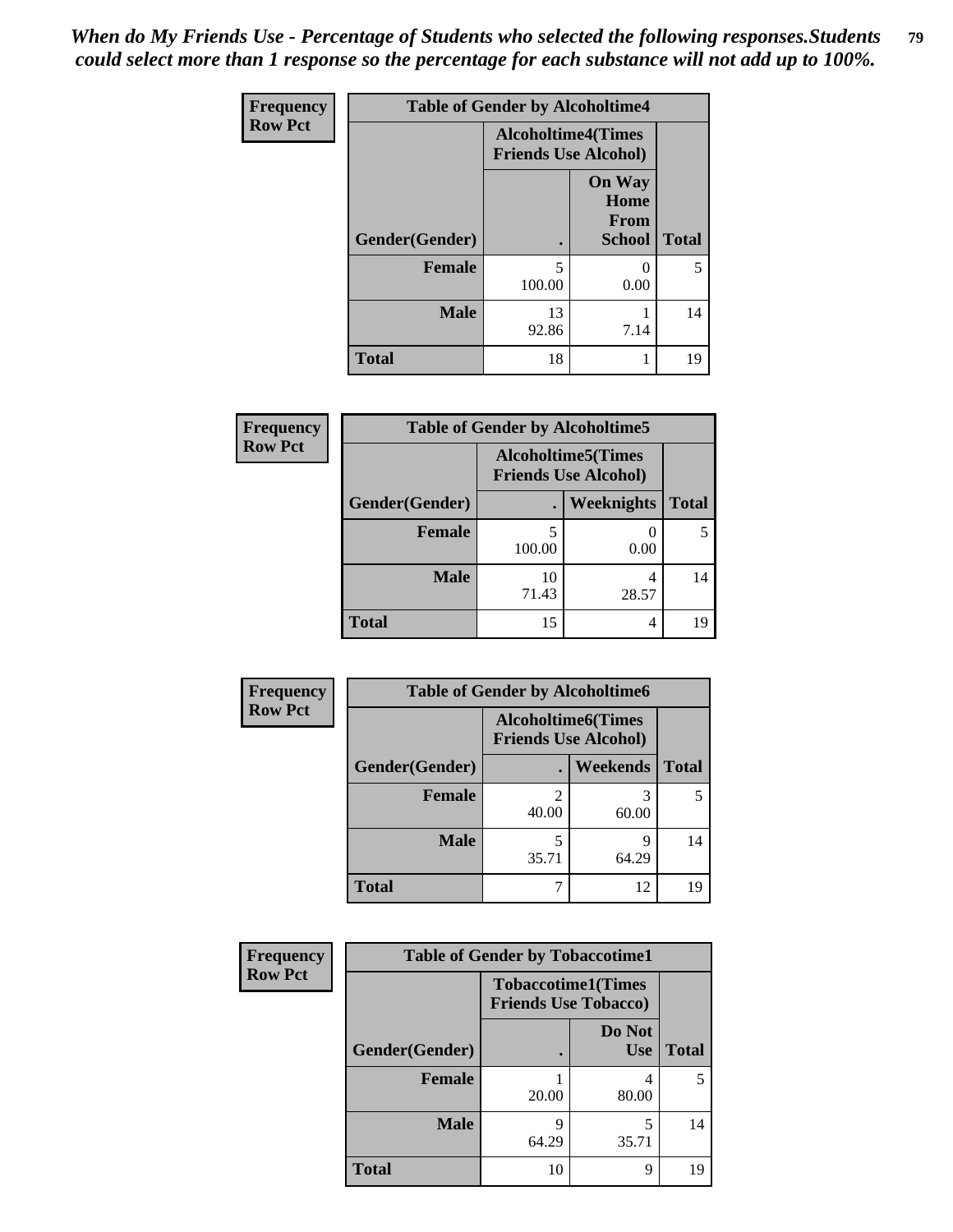*When do My Friends Use - Percentage of Students who selected the following responses.Students could select more than 1 response so the percentage for each substance will not add up to 100%.*

**Frequency**
**Row Pct**

| Table of Gender by Alcoholtime4 | | | |
|---|---|---|---|
| | Alcoholtime4(Times Friends Use Alcohol) | | |
| Gender(Gender) | . | On Way Home From School | Total |
| **Female** | 5<br>100.00 | 0<br>0.00 | 5 |
| **Male** | 13<br>92.86 | 1<br>7.14 | 14 |
| **Total** | 18 | 1 | 19 |

**Frequency**
**Row Pct**

| Table of Gender by Alcoholtime5 | | | |
|---|---|---|---|
| | Alcoholtime5(Times Friends Use Alcohol) | | |
| Gender(Gender) | . | Weeknights | Total |
| **Female** | 5<br>100.00 | 0<br>0.00 | 5 |
| **Male** | 10<br>71.43 | 4<br>28.57 | 14 |
| **Total** | 15 | 4 | 19 |

**Frequency**
**Row Pct**

| Table of Gender by Alcoholtime6 | | | |
|---|---|---|---|
| | Alcoholtime6(Times Friends Use Alcohol) | | |
| Gender(Gender) | . | Weekends | Total |
| **Female** | 2<br>40.00 | 3<br>60.00 | 5 |
| **Male** | 5<br>35.71 | 9<br>64.29 | 14 |
| **Total** | 7 | 12 | 19 |

**Frequency**
**Row Pct**

| Table of Gender by Tobaccotime1 | | | |
|---|---|---|---|
| | Tobaccotime1(Times Friends Use Tobacco) | | |
| Gender(Gender) | . | Do Not Use | Total |
| **Female** | 1<br>20.00 | 4<br>80.00 | 5 |
| **Male** | 9<br>64.29 | 5<br>35.71 | 14 |
| **Total** | 10 | 9 | 19 |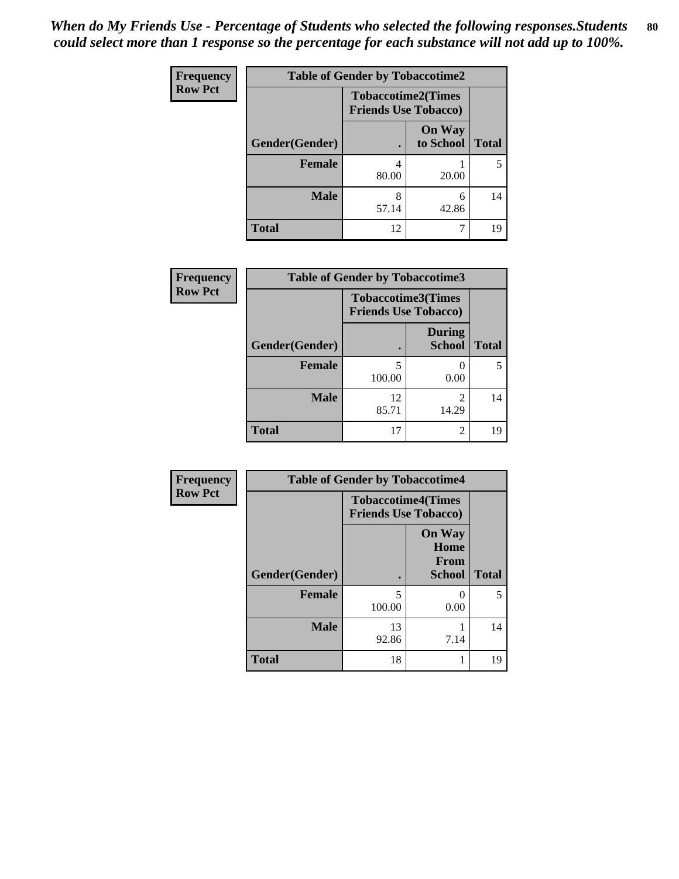*When do My Friends Use - Percentage of Students who selected the following responses.Students could select more than 1 response so the percentage for each substance will not add up to 100%.*

**Frequency**
**Row Pct**

| Table of Gender by Tobaccotime2 | | | |
|---|---|---|---|
| | Tobaccotime2(Times Friends Use Tobacco) | | |
| Gender(Gender) | . | On Way to School | Total |
| **Female** | 4<br>80.00 | 1<br>20.00 | 5 |
| **Male** | 8<br>57.14 | 6<br>42.86 | 14 |
| **Total** | 12 | 7 | 19 |

**Frequency**
**Row Pct**

| Table of Gender by Tobaccotime3 | | | |
|---|---|---|---|
| | Tobaccotime3(Times Friends Use Tobacco) | | |
| Gender(Gender) | . | During School | Total |
| **Female** | 5<br>100.00 | 0<br>0.00 | 5 |
| **Male** | 12<br>85.71 | 2<br>14.29 | 14 |
| **Total** | 17 | 2 | 19 |

**Frequency**
**Row Pct**

| Table of Gender by Tobaccotime4 | | | |
|---|---|---|---|
| | Tobaccotime4(Times Friends Use Tobacco) | | |
| Gender(Gender) | . | On Way Home From School | Total |
| **Female** | 5<br>100.00 | 0<br>0.00 | 5 |
| **Male** | 13<br>92.86 | 1<br>7.14 | 14 |
| **Total** | 18 | 1 | 19 |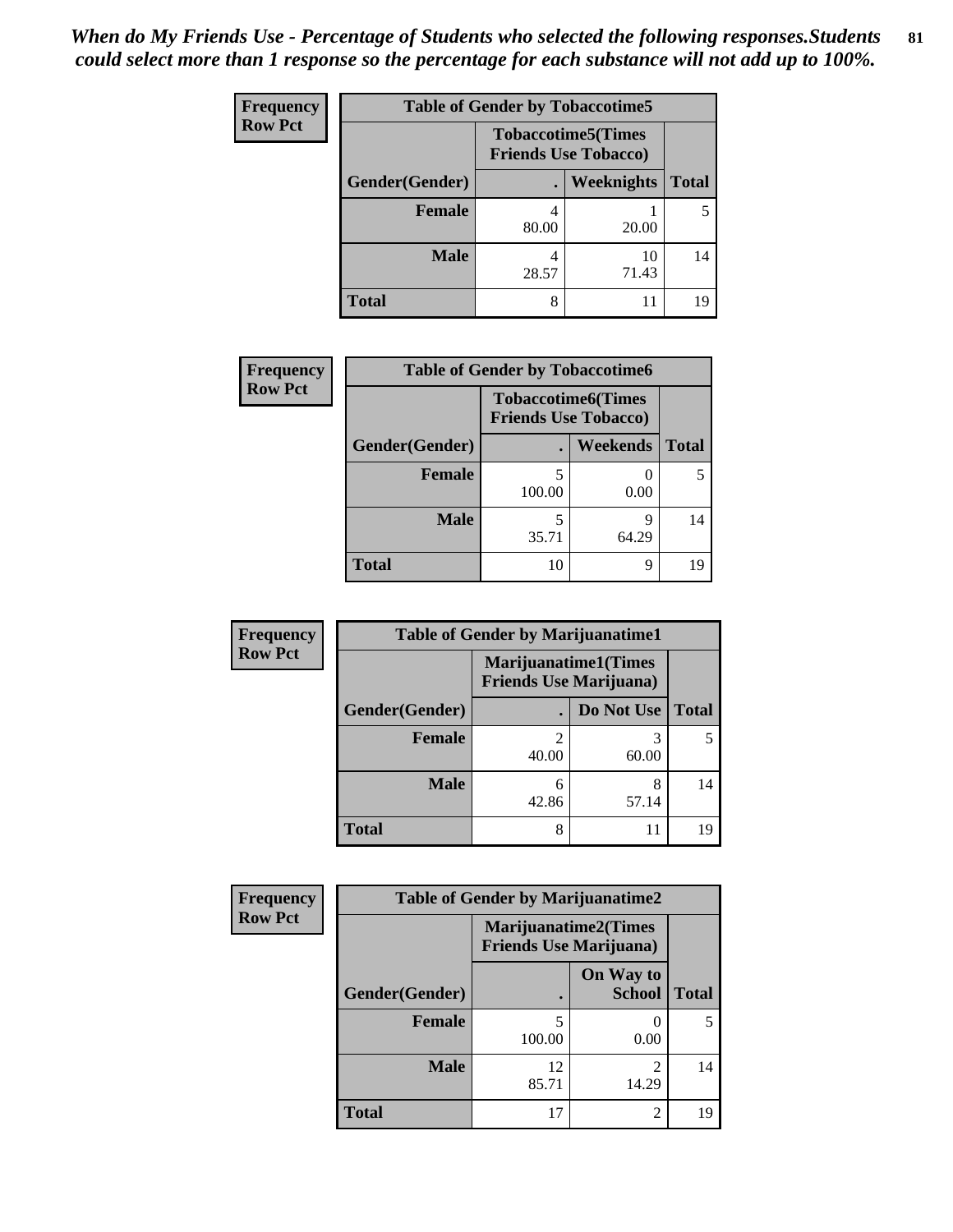*When do My Friends Use - Percentage of Students who selected the following responses.Students could select more than 1 response so the percentage for each substance will not add up to 100%.*

**Frequency**
**Row Pct**

| Table of Gender by Tobaccotime5 | | | |
|---|---|---|---|
| | Tobaccotime5(Times Friends Use Tobacco) | | |
| Gender(Gender) | . | Weeknights | Total |
| **Female** | 4<br>80.00 | 1<br>20.00 | 5 |
| **Male** | 4<br>28.57 | 10<br>71.43 | 14 |
| **Total** | 8 | 11 | 19 |

**Frequency**
**Row Pct**

| Table of Gender by Tobaccotime6 | | | |
|---|---|---|---|
| | Tobaccotime6(Times Friends Use Tobacco) | | |
| Gender(Gender) | . | Weekends | Total |
| **Female** | 5<br>100.00 | 0<br>0.00 | 5 |
| **Male** | 5<br>35.71 | 9<br>64.29 | 14 |
| **Total** | 10 | 9 | 19 |

**Frequency**
**Row Pct**

| Table of Gender by Marijuanatime1 | | | |
|---|---|---|---|
| | Marijuanatime1(Times Friends Use Marijuana) | | |
| Gender(Gender) | . | Do Not Use | Total |
| **Female** | 2<br>40.00 | 3<br>60.00 | 5 |
| **Male** | 6<br>42.86 | 8<br>57.14 | 14 |
| **Total** | 8 | 11 | 19 |

**Frequency**
**Row Pct**

| Table of Gender by Marijuanatime2 | | | |
|---|---|---|---|
| | Marijuanatime2(Times Friends Use Marijuana) | | |
| Gender(Gender) | . | On Way to School | Total |
| **Female** | 5<br>100.00 | 0<br>0.00 | 5 |
| **Male** | 12<br>85.71 | 2<br>14.29 | 14 |
| **Total** | 17 | 2 | 19 |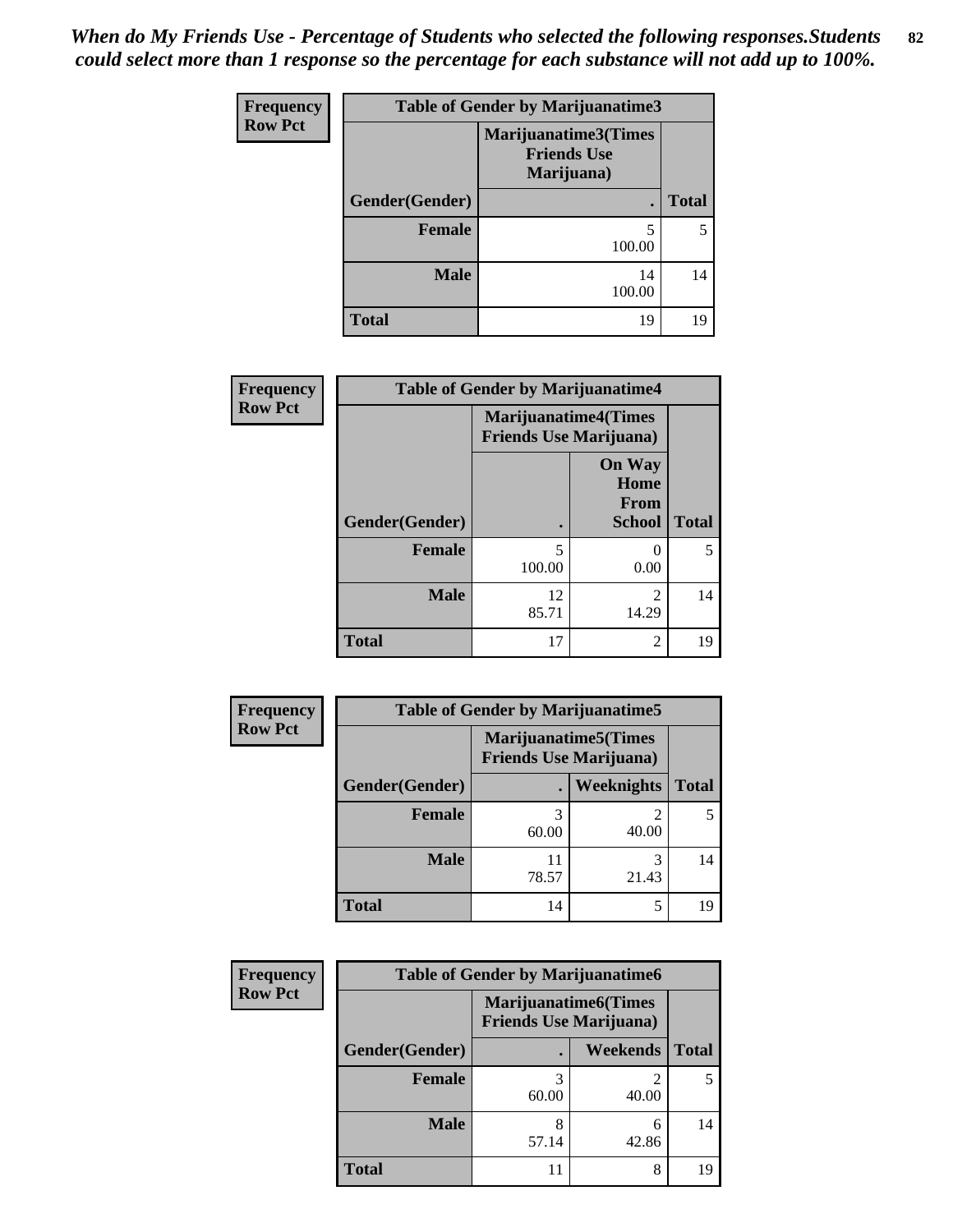*When do My Friends Use - Percentage of Students who selected the following responses.Students could select more than 1 response so the percentage for each substance will not add up to 100%.*

**Frequency**
**Row Pct**

| Table of Gender by Marijuanatime3 | | |
|---|---|---|
| | Marijuanatime3(Times Friends Use Marijuana) | |
| Gender(Gender) | . | Total |
| Female | 5<br>100.00 | 5 |
| Male | 14<br>100.00 | 14 |
| Total | 19 | 19 |

**Frequency**
**Row Pct**

| Table of Gender by Marijuanatime4 | | | |
|---|---|---|---|
| | Marijuanatime4(Times Friends Use Marijuana) | | |
| Gender(Gender) | . | On Way Home From School | Total |
| Female | 5<br>100.00 | 0<br>0.00 | 5 |
| Male | 12<br>85.71 | 2<br>14.29 | 14 |
| Total | 17 | 2 | 19 |

**Frequency**
**Row Pct**

| Table of Gender by Marijuanatime5 | | | |
|---|---|---|---|
| | Marijuanatime5(Times Friends Use Marijuana) | | |
| Gender(Gender) | . | Weeknights | Total |
| Female | 3<br>60.00 | 2<br>40.00 | 5 |
| Male | 11<br>78.57 | 3<br>21.43 | 14 |
| Total | 14 | 5 | 19 |

**Frequency**
**Row Pct**

| Table of Gender by Marijuanatime6 | | | |
|---|---|---|---|
| | Marijuanatime6(Times Friends Use Marijuana) | | |
| Gender(Gender) | . | Weekends | Total |
| Female | 3<br>60.00 | 2<br>40.00 | 5 |
| Male | 8<br>57.14 | 6<br>42.86 | 14 |
| Total | 11 | 8 | 19 |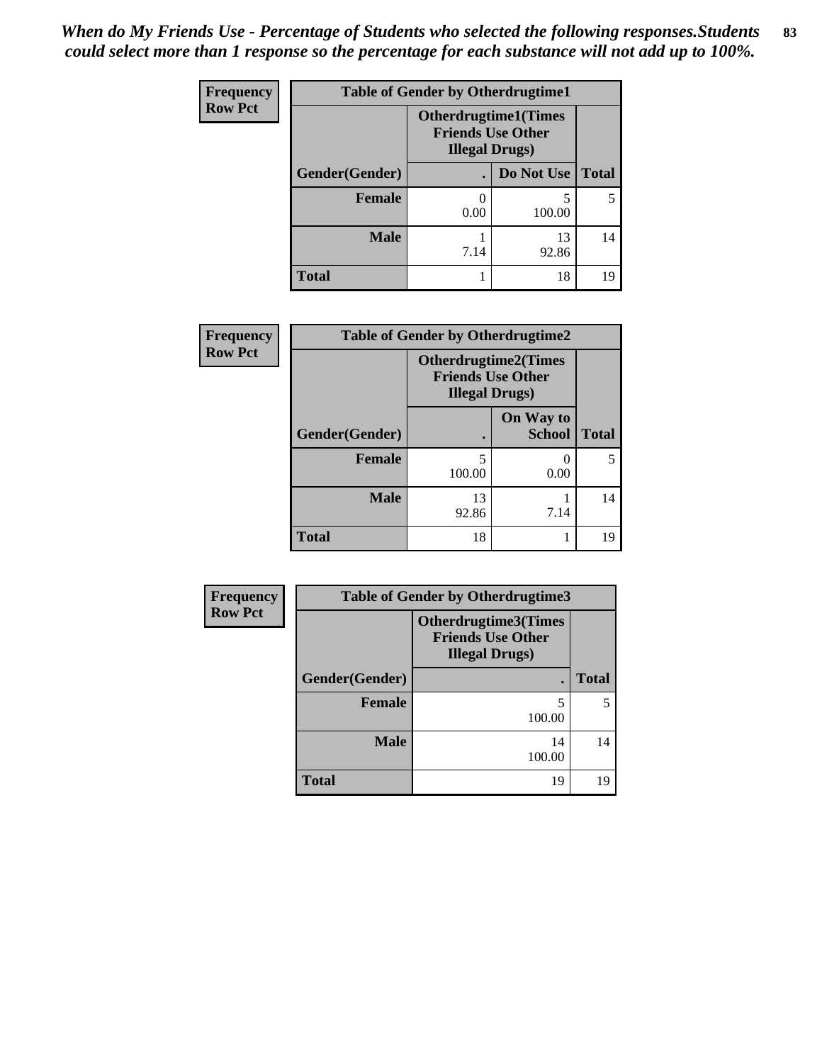*When do My Friends Use - Percentage of Students who selected the following responses.Students could select more than 1 response so the percentage for each substance will not add up to 100%.*

**Frequency**
**Row Pct**

| Table of Gender by Otherdrugtime1 | | | |
|---|---|---|---|
| | Otherdrugtime1(Times Friends Use Other Illegal Drugs) | | |
| Gender(Gender) | . | Do Not Use | Total |
| Female | 0<br>0.00 | 5<br>100.00 | 5 |
| Male | 1<br>7.14 | 13<br>92.86 | 14 |
| Total | 1 | 18 | 19 |

**Frequency**
**Row Pct**

| Table of Gender by Otherdrugtime2 | | | |
|---|---|---|---|
| | Otherdrugtime2(Times Friends Use Other Illegal Drugs) | | |
| Gender(Gender) | . | On Way to School | Total |
| Female | 5<br>100.00 | 0<br>0.00 | 5 |
| Male | 13<br>92.86 | 1<br>7.14 | 14 |
| Total | 18 | 1 | 19 |

**Frequency**
**Row Pct**

| Table of Gender by Otherdrugtime3 | | |
|---|---|---|
| | Otherdrugtime3(Times Friends Use Other Illegal Drugs) | |
| Gender(Gender) | . | Total |
| Female | 5<br>100.00 | 5 |
| Male | 14<br>100.00 | 14 |
| Total | 19 | 19 |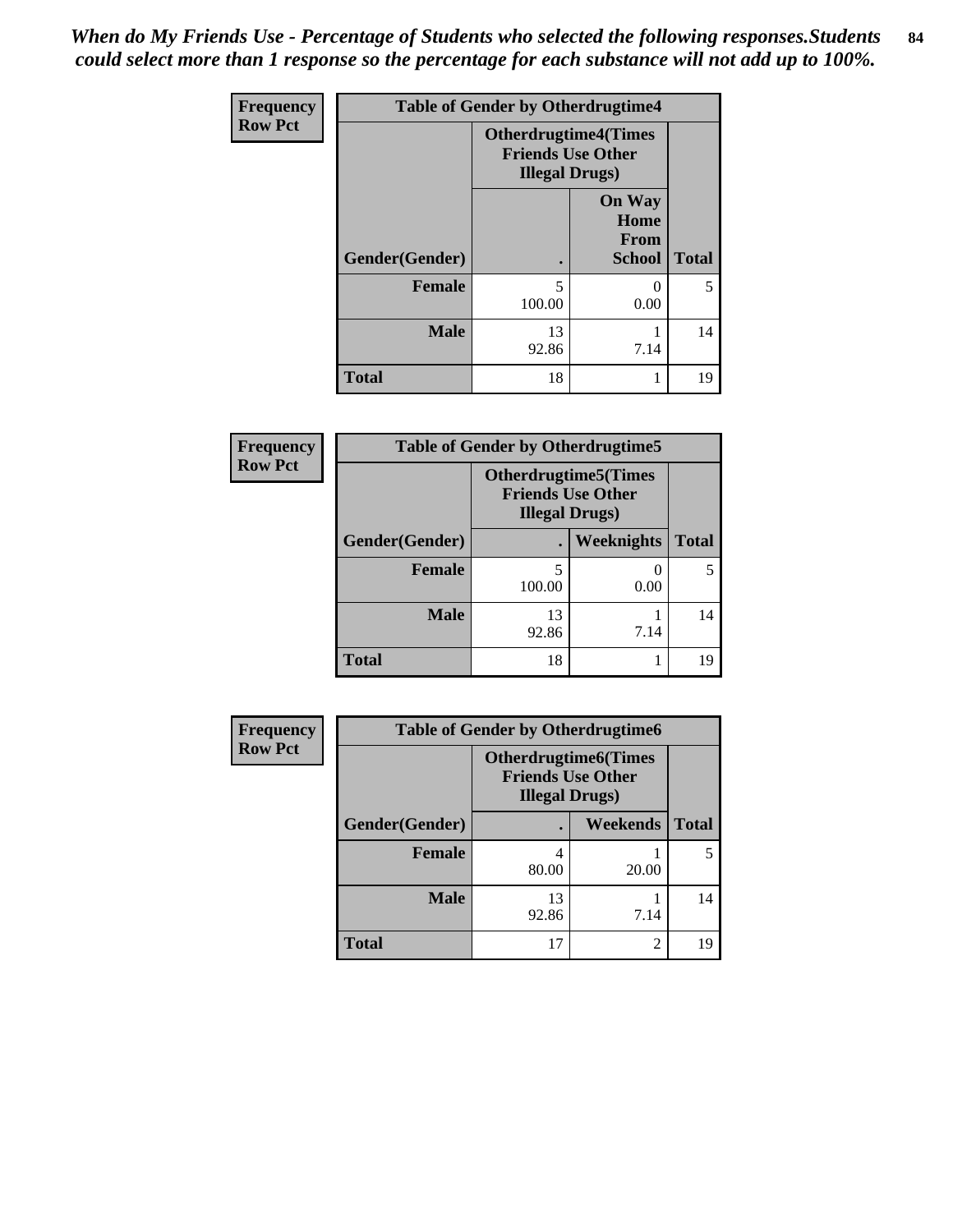*When do My Friends Use - Percentage of Students who selected the following responses.Students could select more than 1 response so the percentage for each substance will not add up to 100%.*

**Frequency**
**Row Pct**

| Table of Gender by Otherdrugtime4 | | | |
|---|---|---|---|
| | Otherdrugtime4(Times Friends Use Other Illegal Drugs) | | |
| Gender(Gender) | . | On Way Home From School | Total |
| Female | 5<br>100.00 | 0<br>0.00 | 5 |
| Male | 13<br>92.86 | 1<br>7.14 | 14 |
| Total | 18 | 1 | 19 |

**Frequency**
**Row Pct**

| Table of Gender by Otherdrugtime5 | | | |
|---|---|---|---|
| | Otherdrugtime5(Times Friends Use Other Illegal Drugs) | | |
| Gender(Gender) | . | Weeknights | Total |
| Female | 5<br>100.00 | 0<br>0.00 | 5 |
| Male | 13<br>92.86 | 1<br>7.14 | 14 |
| Total | 18 | 1 | 19 |

**Frequency**
**Row Pct**

| Table of Gender by Otherdrugtime6 | | | |
|---|---|---|---|
| | Otherdrugtime6(Times Friends Use Other Illegal Drugs) | | |
| Gender(Gender) | . | Weekends | Total |
| Female | 4<br>80.00 | 1<br>20.00 | 5 |
| Male | 13<br>92.86 | 1<br>7.14 | 14 |
| Total | 17 | 2 | 19 |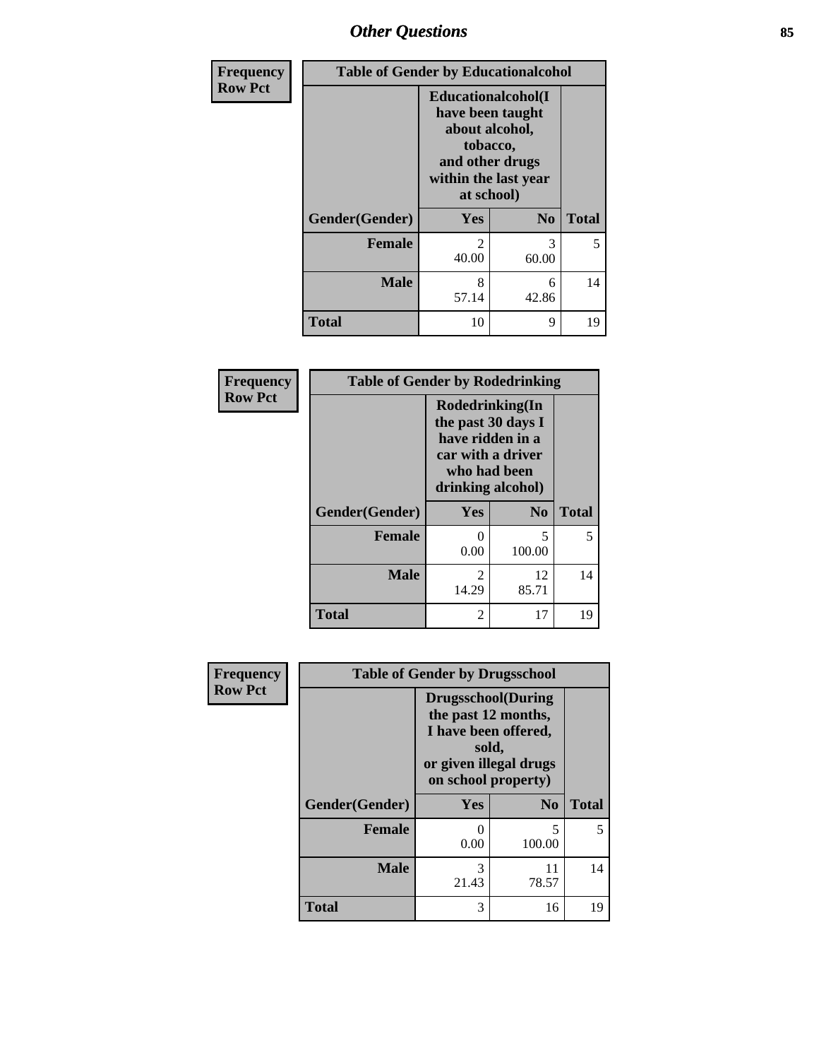| Frequency<br>Row Pct | Table of Gender by Educationalcohol | | |
|---|---|---|---|
| | Educationalcohol(I have been taught about alcohol, tobacco, and other drugs within the last year at school) | | |
| Gender(Gender) | Yes | No | Total |
| Female | 2<br>40.00 | 3<br>60.00 | 5 |
| Male | 8<br>57.14 | 6<br>42.86 | 14 |
| Total | 10 | 9 | 19 |

| Frequency<br>Row Pct | Table of Gender by Rodedrinking | | |
|---|---|---|---|
| | Rodedrinking(In the past 30 days I have ridden in a car with a driver who had been drinking alcohol) | | |
| Gender(Gender) | Yes | No | Total |
| Female | 0<br>0.00 | 5<br>100.00 | 5 |
| Male | 2<br>14.29 | 12<br>85.71 | 14 |
| Total | 2 | 17 | 19 |

| Frequency<br>Row Pct | Table of Gender by Drugsschool | | |
|---|---|---|---|
| | Drugsschool(During the past 12 months, I have been offered, sold, or given illegal drugs on school property) | | |
| Gender(Gender) | Yes | No | Total |
| Female | 0<br>0.00 | 5<br>100.00 | 5 |
| Male | 3<br>21.43 | 11<br>78.57 | 14 |
| Total | 3 | 16 | 19 |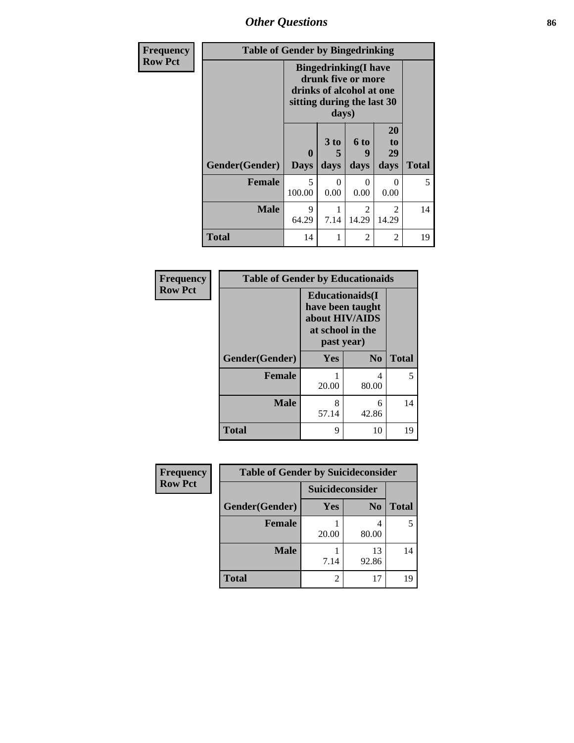## Other Questions

**Frequency**
**Row Pct**

**Table of Gender by Bingedrinking**

| Gender(Gender) | Bingedrinking(I have drunk five or more drinks of alcohol at one sitting during the last 30 days) | | | | Total |
|---|---|---|---|---|---|
| | 0 Days | 3 to 5 days | 6 to 9 days | 20 to 29 days | |
| **Female** | 5<br>100.00 | 0<br>0.00 | 0<br>0.00 | 0<br>0.00 | 5 |
| **Male** | 9<br>64.29 | 1<br>7.14 | 2<br>14.29 | 2<br>14.29 | 14 |
| **Total** | 14 | 1 | 2 | 2 | 19 |

**Frequency**
**Row Pct**

**Table of Gender by Educationaids**

| Gender(Gender) | Educationaids(I have been taught about HIV/AIDS at school in the past year) | | Total |
|---|---|---|---|
| | Yes | No | |
| **Female** | 1<br>20.00 | 4<br>80.00 | 5 |
| **Male** | 8<br>57.14 | 6<br>42.86 | 14 |
| **Total** | 9 | 10 | 19 |

**Frequency**
**Row Pct**

**Table of Gender by Suicideconsider**

| Gender(Gender) | Suicideconsider | | Total |
|---|---|---|---|
| | Yes | No | |
| **Female** | 1<br>20.00 | 4<br>80.00 | 5 |
| **Male** | 1<br>7.14 | 13<br>92.86 | 14 |
| **Total** | 2 | 17 | 19 |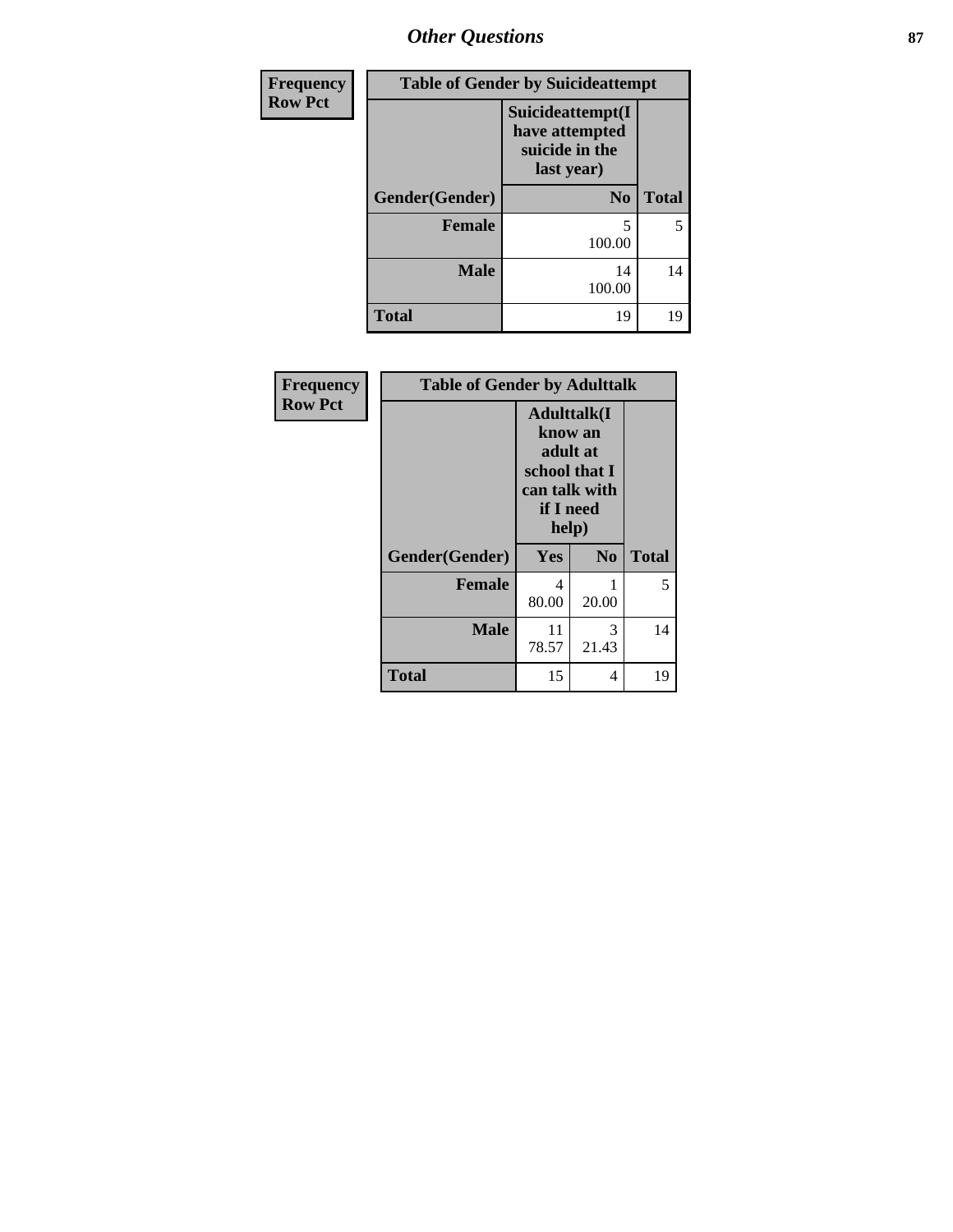## Other Questions

| Frequency<br>Row Pct | Table of Gender by Suicideattempt | |
|---|---|---|
| | Suicideattempt(I have attempted suicide in the last year) | |
| Gender(Gender) | No | Total |
| Female | 5<br>100.00 | 5 |
| Male | 14<br>100.00 | 14 |
| Total | 19 | 19 |

| Frequency<br>Row Pct | Table of Gender by Adulttalk | | |
|---|---|---|---|
| | Adulttalk(I know an adult at school that I can talk with if I need help) | | |
| Gender(Gender) | Yes | No | Total |
| Female | 4<br>80.00 | 1<br>20.00 | 5 |
| Male | 11<br>78.57 | 3<br>21.43 | 14 |
| Total | 15 | 4 | 19 |